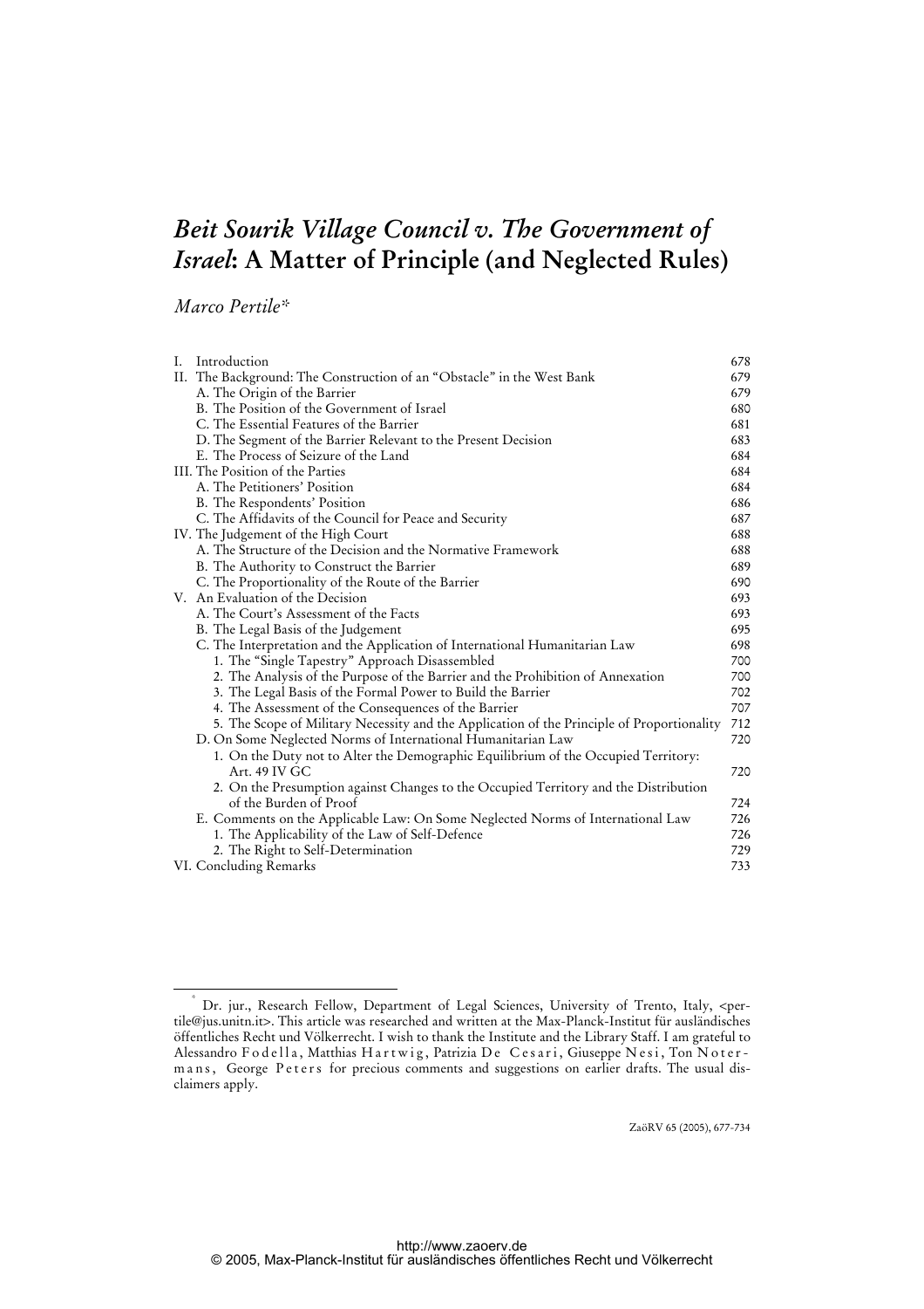# *Beit Sourik Village Council v. The Government of Israel*: A Matter of Principle (and Neglected Rules)

*Marco Pertile*[*]

| | |
|---|---|
| I. Introduction | 678 |
| II. The Background: The Construction of an "Obstacle" in the West Bank | 679 |
| A. The Origin of the Barrier | 679 |
| B. The Position of the Government of Israel | 680 |
| C. The Essential Features of the Barrier | 681 |
| D. The Segment of the Barrier Relevant to the Present Decision | 683 |
| E. The Process of Seizure of the Land | 684 |
| III. The Position of the Parties | 684 |
| A. The Petitioners' Position | 684 |
| B. The Respondents' Position | 686 |
| C. The Affidavits of the Council for Peace and Security | 687 |
| IV. The Judgement of the High Court | 688 |
| A. The Structure of the Decision and the Normative Framework | 688 |
| B. The Authority to Construct the Barrier | 689 |
| C. The Proportionality of the Route of the Barrier | 690 |
| V. An Evaluation of the Decision | 693 |
| A. The Court's Assessment of the Facts | 693 |
| B. The Legal Basis of the Judgement | 695 |
| C. The Interpretation and the Application of International Humanitarian Law | 698 |
| 1. The "Single Tapestry" Approach Disassembled | 700 |
| 2. The Analysis of the Purpose of the Barrier and the Prohibition of Annexation | 700 |
| 3. The Legal Basis of the Formal Power to Build the Barrier | 702 |
| 4. The Assessment of the Consequences of the Barrier | 707 |
| 5. The Scope of Military Necessity and the Application of the Principle of Proportionality | 712 |
| D. On Some Neglected Norms of International Humanitarian Law | 720 |
| 1. On the Duty not to Alter the Demographic Equilibrium of the Occupied Territory: Art. 49 IV GC | 720 |
| 2. On the Presumption against Changes to the Occupied Territory and the Distribution of the Burden of Proof | 724 |
| E. Comments on the Applicable Law: On Some Neglected Norms of International Law | 726 |
| 1. The Applicability of the Law of Self-Defence | 726 |
| 2. The Right to Self-Determination | 729 |
| VI. Concluding Remarks | 733 |

[*] Dr. jur., Research Fellow, Department of Legal Sciences, University of Trento, Italy, <pertile@jus.unitn.it>. This article was researched and written at the Max-Planck-Institut für ausländisches öffentliches Recht und Völkerrecht. I wish to thank the Institute and the Library Staff. I am grateful to Alessandro Fodella, Matthias Hartwig, Patrizia De Cesari, Giuseppe Nesi, Ton Notermans, George Peters for precious comments and suggestions on earlier drafts. The usual disclaimers apply.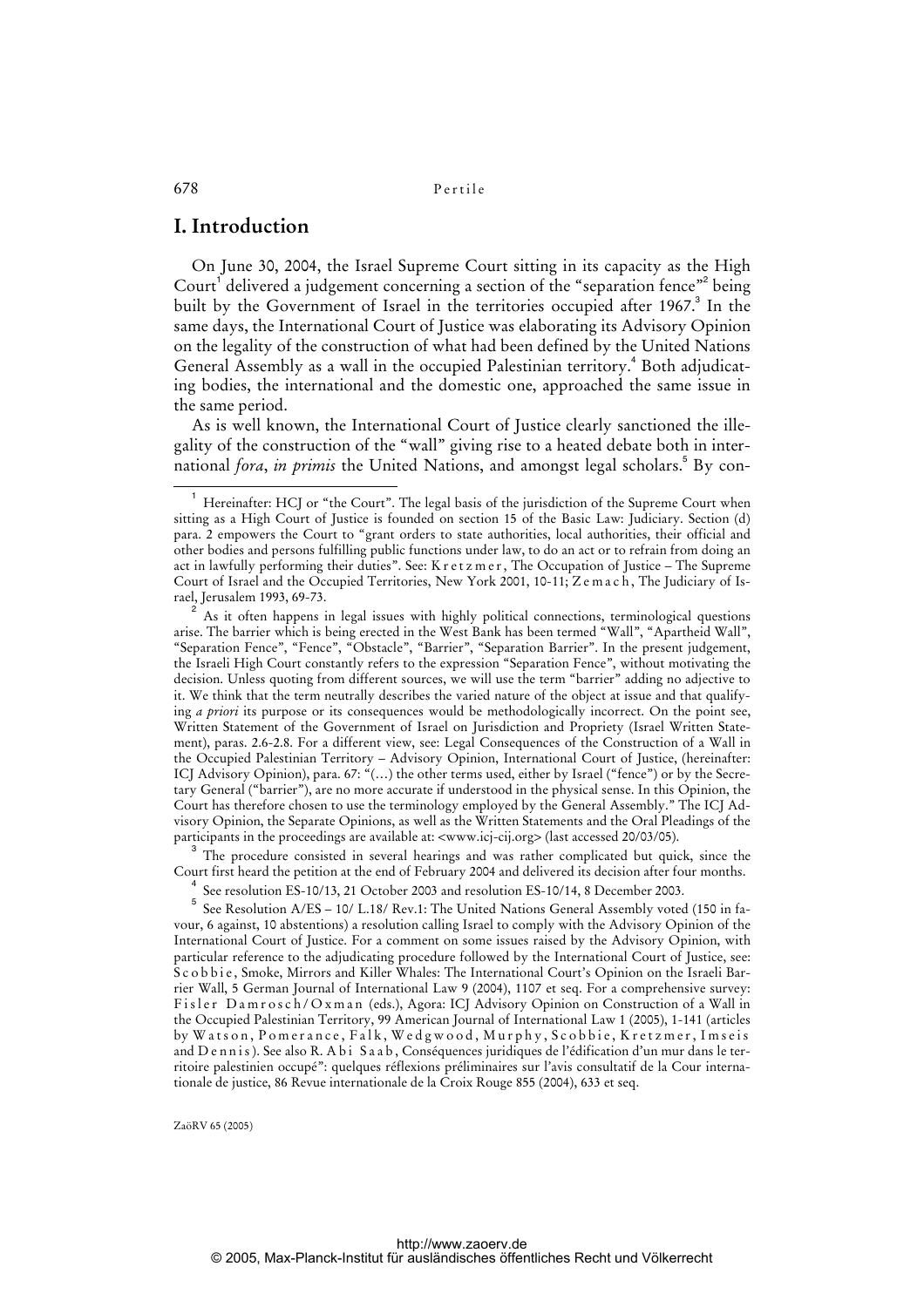# I. Introduction

On June 30, 2004, the Israel Supreme Court sitting in its capacity as the High Court[1] delivered a judgement concerning a section of the "separation fence"[2] being built by the Government of Israel in the territories occupied after 1967.[3] In the same days, the International Court of Justice was elaborating its Advisory Opinion on the legality of the construction of what had been defined by the United Nations General Assembly as a wall in the occupied Palestinian territory.[4] Both adjudicating bodies, the international and the domestic one, approached the same issue in the same period.

As is well known, the International Court of Justice clearly sanctioned the illegality of the construction of the "wall" giving rise to a heated debate both in international *fora*, *in primis* the United Nations, and amongst legal scholars.[5] By con-

---

[1] Hereinafter: HCJ or "the Court". The legal basis of the jurisdiction of the Supreme Court when sitting as a High Court of Justice is founded on section 15 of the Basic Law: Judiciary. Section (d) para. 2 empowers the Court to "grant orders to state authorities, local authorities, their official and other bodies and persons fulfilling public functions under law, to do an act or to refrain from doing an act in lawfully performing their duties". See: Kretzmer, The Occupation of Justice – The Supreme Court of Israel and the Occupied Territories, New York 2001, 10-11; Zemach, The Judiciary of Israel, Jerusalem 1993, 69-73.

[2] As it often happens in legal issues with highly political connections, terminological questions arise. The barrier which is being erected in the West Bank has been termed "Wall", "Apartheid Wall", "Separation Fence", "Fence", "Obstacle", "Barrier", "Separation Barrier". In the present judgement, the Israeli High Court constantly refers to the expression "Separation Fence", without motivating the decision. Unless quoting from different sources, we will use the term "barrier" adding no adjective to it. We think that the term neutrally describes the varied nature of the object at issue and that qualifying *a priori* its purpose or its consequences would be methodologically incorrect. On the point see, Written Statement of the Government of Israel on Jurisdiction and Propriety (Israel Written Statement), paras. 2.6-2.8. For a different view, see: Legal Consequences of the Construction of a Wall in the Occupied Palestinian Territory – Advisory Opinion, International Court of Justice, (hereinafter: ICJ Advisory Opinion), para. 67: "(...) the other terms used, either by Israel ("fence") or by the Secretary General ("barrier"), are no more accurate if understood in the physical sense. In this Opinion, the Court has therefore chosen to use the terminology employed by the General Assembly." The ICJ Advisory Opinion, the Separate Opinions, as well as the Written Statements and the Oral Pleadings of the participants in the proceedings are available at: <www.icj-cij.org> (last accessed 20/03/05).

[3] The procedure consisted in several hearings and was rather complicated but quick, since the Court first heard the petition at the end of February 2004 and delivered its decision after four months.

[4] See resolution ES-10/13, 21 October 2003 and resolution ES-10/14, 8 December 2003.

[5] See Resolution A/ES – 10/ L.18/ Rev.1: The United Nations General Assembly voted (150 in favour, 6 against, 10 abstentions) a resolution calling Israel to comply with the Advisory Opinion of the International Court of Justice. For a comment on some issues raised by the Advisory Opinion, with particular reference to the adjudicating procedure followed by the International Court of Justice, see: Scobbie, Smoke, Mirrors and Killer Whales: The International Court's Opinion on the Israeli Barrier Wall, 5 German Journal of International Law 9 (2004), 1107 et seq. For a comprehensive survey: Fisler Damrosch/Oxman (eds.), Agora: ICJ Advisory Opinion on Construction of a Wall in the Occupied Palestinian Territory, 99 American Journal of International Law 1 (2005), 1-141 (articles by Watson, Pomerance, Falk, Wedgwood, Murphy, Scobbie, Kretzmer, Imseis and Dennis). See also R. Abi Saab, Conséquences juridiques de l'édification d'un mur dans le territoire palestinien occupé": quelques réflexions préliminaires sur l'avis consultatif de la Cour internationale de justice, 86 Revue internationale de la Croix Rouge 855 (2004), 633 et seq.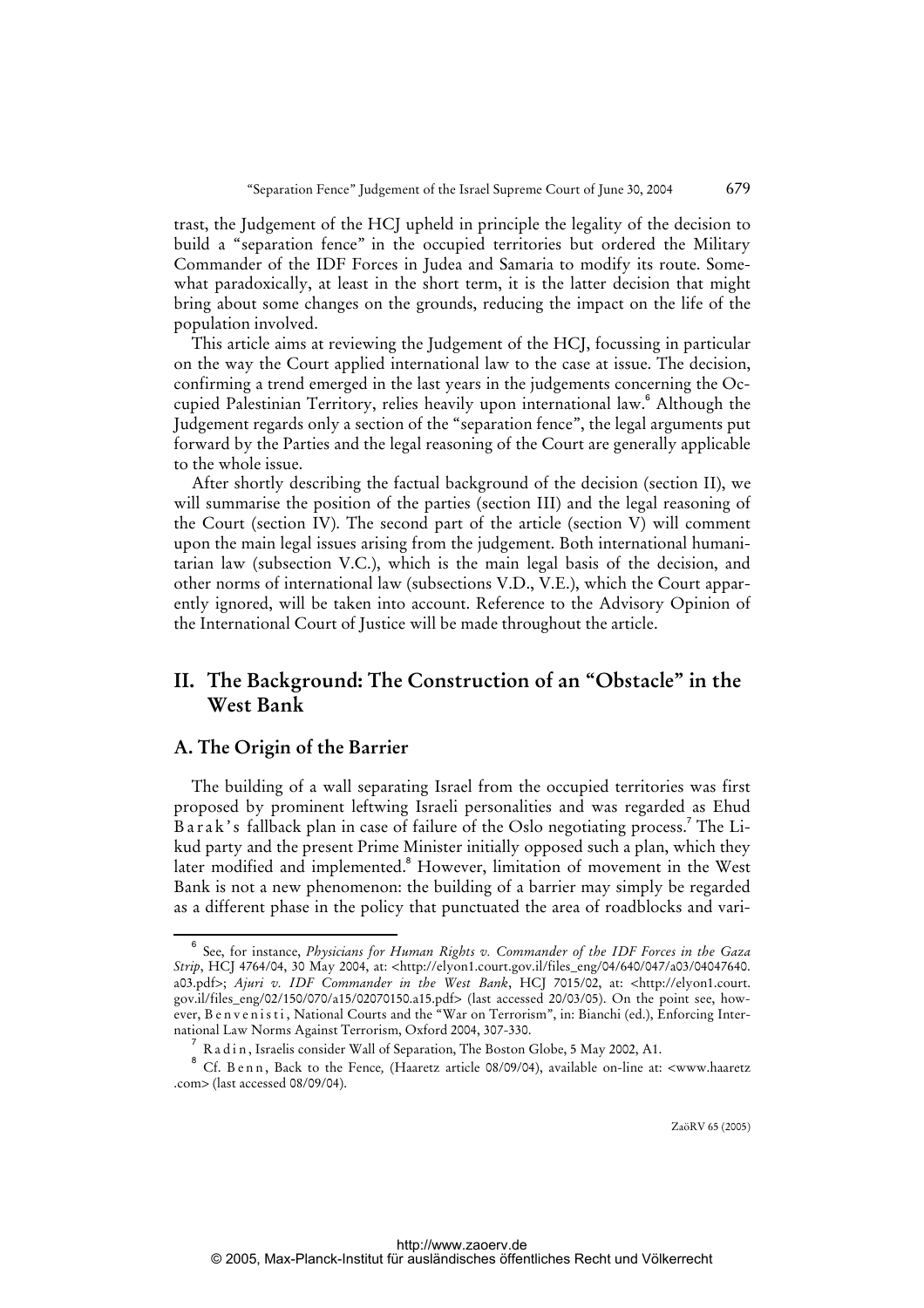trast, the Judgement of the HCJ upheld in principle the legality of the decision to build a "separation fence" in the occupied territories but ordered the Military Commander of the IDF Forces in Judea and Samaria to modify its route. Somewhat paradoxically, at least in the short term, it is the latter decision that might bring about some changes on the grounds, reducing the impact on the life of the population involved.

This article aims at reviewing the Judgement of the HCJ, focussing in particular on the way the Court applied international law to the case at issue. The decision, confirming a trend emerged in the last years in the judgements concerning the Occupied Palestinian Territory, relies heavily upon international law.[6] Although the Judgement regards only a section of the "separation fence", the legal arguments put forward by the Parties and the legal reasoning of the Court are generally applicable to the whole issue.

After shortly describing the factual background of the decision (section II), we will summarise the position of the parties (section III) and the legal reasoning of the Court (section IV). The second part of the article (section V) will comment upon the main legal issues arising from the judgement. Both international humanitarian law (subsection V.C.), which is the main legal basis of the decision, and other norms of international law (subsections V.D., V.E.), which the Court apparently ignored, will be taken into account. Reference to the Advisory Opinion of the International Court of Justice will be made throughout the article.

## II. The Background: The Construction of an "Obstacle" in the West Bank

### A. The Origin of the Barrier

The building of a wall separating Israel from the occupied territories was first proposed by prominent leftwing Israeli personalities and was regarded as Ehud Barak's fallback plan in case of failure of the Oslo negotiating process.[7] The Likud party and the present Prime Minister initially opposed such a plan, which they later modified and implemented.[8] However, limitation of movement in the West Bank is not a new phenomenon: the building of a barrier may simply be regarded as a different phase in the policy that punctuated the area of roadblocks and vari-

---

[6] See, for instance, *Physicians for Human Rights v. Commander of the IDF Forces in the Gaza Strip*, HCJ 4764/04, 30 May 2004, at: <http://elyon1.court.gov.il/files_eng/04/640/047/a03/04047640.a03.pdf>; *Ajuri v. IDF Commander in the West Bank*, HCJ 7015/02, at: <http://elyon1.court.gov.il/files_eng/02/150/070/a15/02070150.a15.pdf> (last accessed 20/03/05). On the point see, however, Benvenisti, National Courts and the "War on Terrorism", in: Bianchi (ed.), Enforcing International Law Norms Against Terrorism, Oxford 2004, 307-330.

[7] Radin, Israelis consider Wall of Separation, The Boston Globe, 5 May 2002, A1.

[8] Cf. Benn, Back to the Fence, (Haaretz article 08/09/04), available on-line at: <www.haaretz.com> (last accessed 08/09/04).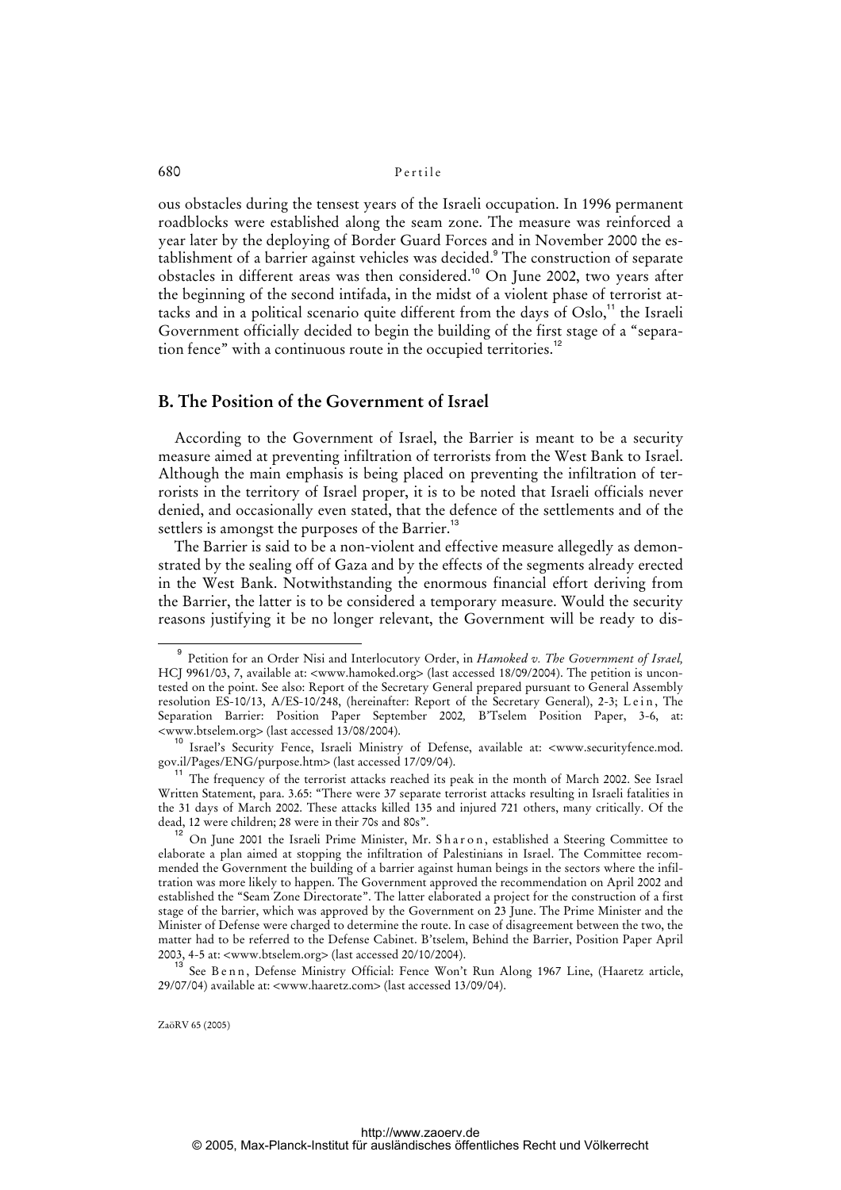ous obstacles during the tensest years of the Israeli occupation. In 1996 permanent roadblocks were established along the seam zone. The measure was reinforced a year later by the deploying of Border Guard Forces and in November 2000 the establishment of a barrier against vehicles was decided.[9] The construction of separate obstacles in different areas was then considered.[10] On June 2002, two years after the beginning of the second intifada, in the midst of a violent phase of terrorist attacks and in a political scenario quite different from the days of Oslo,[11] the Israeli Government officially decided to begin the building of the first stage of a "separation fence" with a continuous route in the occupied territories.[12]

## B. The Position of the Government of Israel

According to the Government of Israel, the Barrier is meant to be a security measure aimed at preventing infiltration of terrorists from the West Bank to Israel. Although the main emphasis is being placed on preventing the infiltration of terrorists in the territory of Israel proper, it is to be noted that Israeli officials never denied, and occasionally even stated, that the defence of the settlements and of the settlers is amongst the purposes of the Barrier.[13]

The Barrier is said to be a non-violent and effective measure allegedly as demonstrated by the sealing off of Gaza and by the effects of the segments already erected in the West Bank. Notwithstanding the enormous financial effort deriving from the Barrier, the latter is to be considered a temporary measure. Would the security reasons justifying it be no longer relevant, the Government will be ready to dis-

---

[9] Petition for an Order Nisi and Interlocutory Order, in *Hamoked v. The Government of Israel,* HCJ 9961/03, 7, available at: <www.hamoked.org> (last accessed 18/09/2004). The petition is uncontested on the point. See also: Report of the Secretary General prepared pursuant to General Assembly resolution ES-10/13, A/ES-10/248, (hereinafter: Report of the Secretary General), 2-3; Lein, The Separation Barrier: Position Paper September 2002, B'Tselem Position Paper, 3-6, at: <www.btselem.org> (last accessed 13/08/2004).

[10] Israel's Security Fence, Israeli Ministry of Defense, available at: <www.securityfence.mod.gov.il/Pages/ENG/purpose.htm> (last accessed 17/09/04).

[11] The frequency of the terrorist attacks reached its peak in the month of March 2002. See Israel Written Statement, para. 3.65: "There were 37 separate terrorist attacks resulting in Israeli fatalities in the 31 days of March 2002. These attacks killed 135 and injured 721 others, many critically. Of the dead, 12 were children; 28 were in their 70s and 80s".

[12] On June 2001 the Israeli Prime Minister, Mr. Sharon, established a Steering Committee to elaborate a plan aimed at stopping the infiltration of Palestinians in Israel. The Committee recommended the Government the building of a barrier against human beings in the sectors where the infiltration was more likely to happen. The Government approved the recommendation on April 2002 and established the "Seam Zone Directorate". The latter elaborated a project for the construction of a first stage of the barrier, which was approved by the Government on 23 June. The Prime Minister and the Minister of Defense were charged to determine the route. In case of disagreement between the two, the matter had to be referred to the Defense Cabinet. B'tselem, Behind the Barrier, Position Paper April 2003, 4-5 at: <www.btselem.org> (last accessed 20/10/2004).

[13] See Benn, Defense Ministry Official: Fence Won't Run Along 1967 Line, (Haaretz article, 29/07/04) available at: <www.haaretz.com> (last accessed 13/09/04).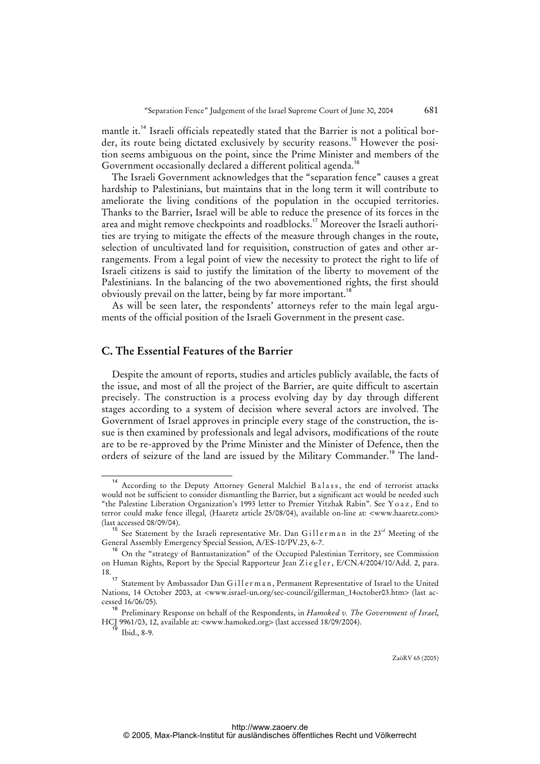mantle it.[14] Israeli officials repeatedly stated that the Barrier is not a political border, its route being dictated exclusively by security reasons.[15] However the position seems ambiguous on the point, since the Prime Minister and members of the Government occasionally declared a different political agenda.[16]

The Israeli Government acknowledges that the "separation fence" causes a great hardship to Palestinians, but maintains that in the long term it will contribute to ameliorate the living conditions of the population in the occupied territories. Thanks to the Barrier, Israel will be able to reduce the presence of its forces in the area and might remove checkpoints and roadblocks.[17] Moreover the Israeli authorities are trying to mitigate the effects of the measure through changes in the route, selection of uncultivated land for requisition, construction of gates and other arrangements. From a legal point of view the necessity to protect the right to life of Israeli citizens is said to justify the limitation of the liberty to movement of the Palestinians. In the balancing of the two abovementioned rights, the first should obviously prevail on the latter, being by far more important.[18]

As will be seen later, the respondents' attorneys refer to the main legal arguments of the official position of the Israeli Government in the present case.

## C. The Essential Features of the Barrier

Despite the amount of reports, studies and articles publicly available, the facts of the issue, and most of all the project of the Barrier, are quite difficult to ascertain precisely. The construction is a process evolving day by day through different stages according to a system of decision where several actors are involved. The Government of Israel approves in principle every stage of the construction, the issue is then examined by professionals and legal advisors, modifications of the route are to be re-approved by the Prime Minister and the Minister of Defence, then the orders of seizure of the land are issued by the Military Commander.[19] The land-

---

[14] According to the Deputy Attorney General Malchiel Balass, the end of terrorist attacks would not be sufficient to consider dismantling the Barrier, but a significant act would be needed such "the Palestine Liberation Organization's 1993 letter to Premier Yitzhak Rabin". See Yoaz, End to terror could make fence illegal, (Haaretz article 25/08/04), available on-line at: <www.haaretz.com> (last accessed 08/09/04).

[15] See Statement by the Israeli representative Mr. Dan Gillerman in the 23rd Meeting of the General Assembly Emergency Special Session, A/ES-10/PV.23, 6-7.

[16] On the "strategy of Bantustanization" of the Occupied Palestinian Territory, see Commission on Human Rights, Report by the Special Rapporteur Jean Ziegler, E/CN.4/2004/10/Add. 2, para. 18.

[17] Statement by Ambassador Dan Gillerman, Permanent Representative of Israel to the United Nations, 14 October 2003, at <www.israel-un.org/sec-council/gillerman_14october03.htm> (last accessed 16/06/05).

[18] Preliminary Response on behalf of the Respondents, in *Hamoked v. The Government of Israel*, HCJ 9961/03, 12, available at: <www.hamoked.org> (last accessed 18/09/2004).

[19] Ibid., 8-9.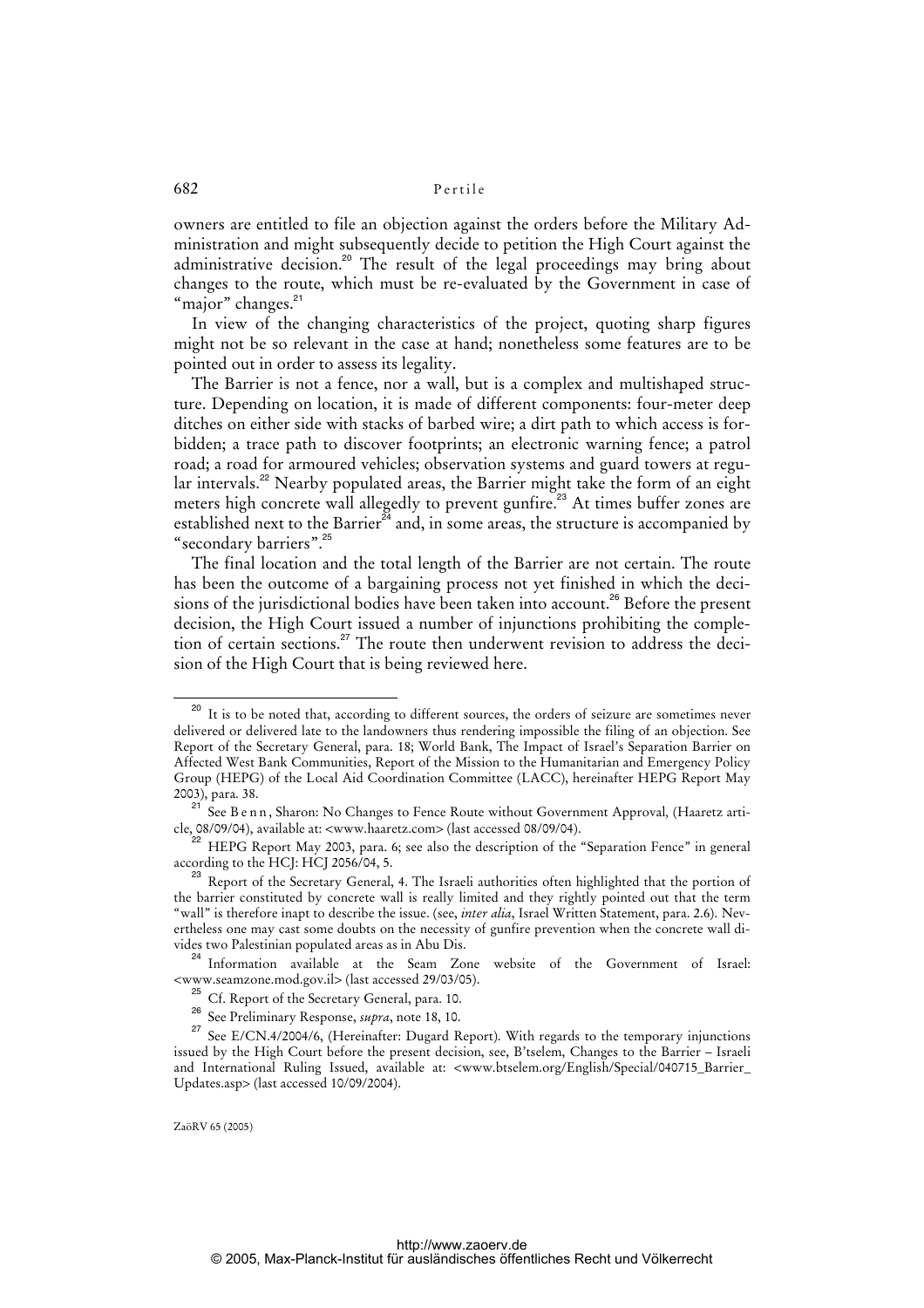owners are entitled to file an objection against the orders before the Military Administration and might subsequently decide to petition the High Court against the administrative decision.[20] The result of the legal proceedings may bring about changes to the route, which must be re-evaluated by the Government in case of "major" changes.[21]

In view of the changing characteristics of the project, quoting sharp figures might not be so relevant in the case at hand; nonetheless some features are to be pointed out in order to assess its legality.

The Barrier is not a fence, nor a wall, but is a complex and multishaped structure. Depending on location, it is made of different components: four-meter deep ditches on either side with stacks of barbed wire; a dirt path to which access is forbidden; a trace path to discover footprints; an electronic warning fence; a patrol road; a road for armoured vehicles; observation systems and guard towers at regular intervals.[22] Nearby populated areas, the Barrier might take the form of an eight meters high concrete wall allegedly to prevent gunfire.[23] At times buffer zones are established next to the Barrier[24] and, in some areas, the structure is accompanied by "secondary barriers".[25]

The final location and the total length of the Barrier are not certain. The route has been the outcome of a bargaining process not yet finished in which the decisions of the jurisdictional bodies have been taken into account.[26] Before the present decision, the High Court issued a number of injunctions prohibiting the completion of certain sections.[27] The route then underwent revision to address the decision of the High Court that is being reviewed here.

---

[20] It is to be noted that, according to different sources, the orders of seizure are sometimes never delivered or delivered late to the landowners thus rendering impossible the filing of an objection. See Report of the Secretary General, para. 18; World Bank, The Impact of Israel's Separation Barrier on Affected West Bank Communities, Report of the Mission to the Humanitarian and Emergency Policy Group (HEPG) of the Local Aid Coordination Committee (LACC), hereinafter HEPG Report May 2003), para. 38.

[21] See Benn, Sharon: No Changes to Fence Route without Government Approval, (Haaretz article, 08/09/04), available at: <www.haaretz.com> (last accessed 08/09/04).

[22] HEPG Report May 2003, para. 6; see also the description of the "Separation Fence" in general according to the HCJ: HCJ 2056/04, 5.

[23] Report of the Secretary General, 4. The Israeli authorities often highlighted that the portion of the barrier constituted by concrete wall is really limited and they rightly pointed out that the term "wall" is therefore inapt to describe the issue. (see, *inter alia*, Israel Written Statement, para. 2.6). Nevertheless one may cast some doubts on the necessity of gunfire prevention when the concrete wall divides two Palestinian populated areas as in Abu Dis.

[24] Information available at the Seam Zone website of the Government of Israel: <www.seamzone.mod.gov.il> (last accessed 29/03/05).

[25] Cf. Report of the Secretary General, para. 10.

[26] See Preliminary Response, *supra*, note 18, 10.

[27] See E/CN.4/2004/6, (Hereinafter: Dugard Report). With regards to the temporary injunctions issued by the High Court before the present decision, see, B'tselem, Changes to the Barrier – Israeli and International Ruling Issued, available at: <www.btselem.org/English/Special/040715_Barrier_Updates.asp> (last accessed 10/09/2004).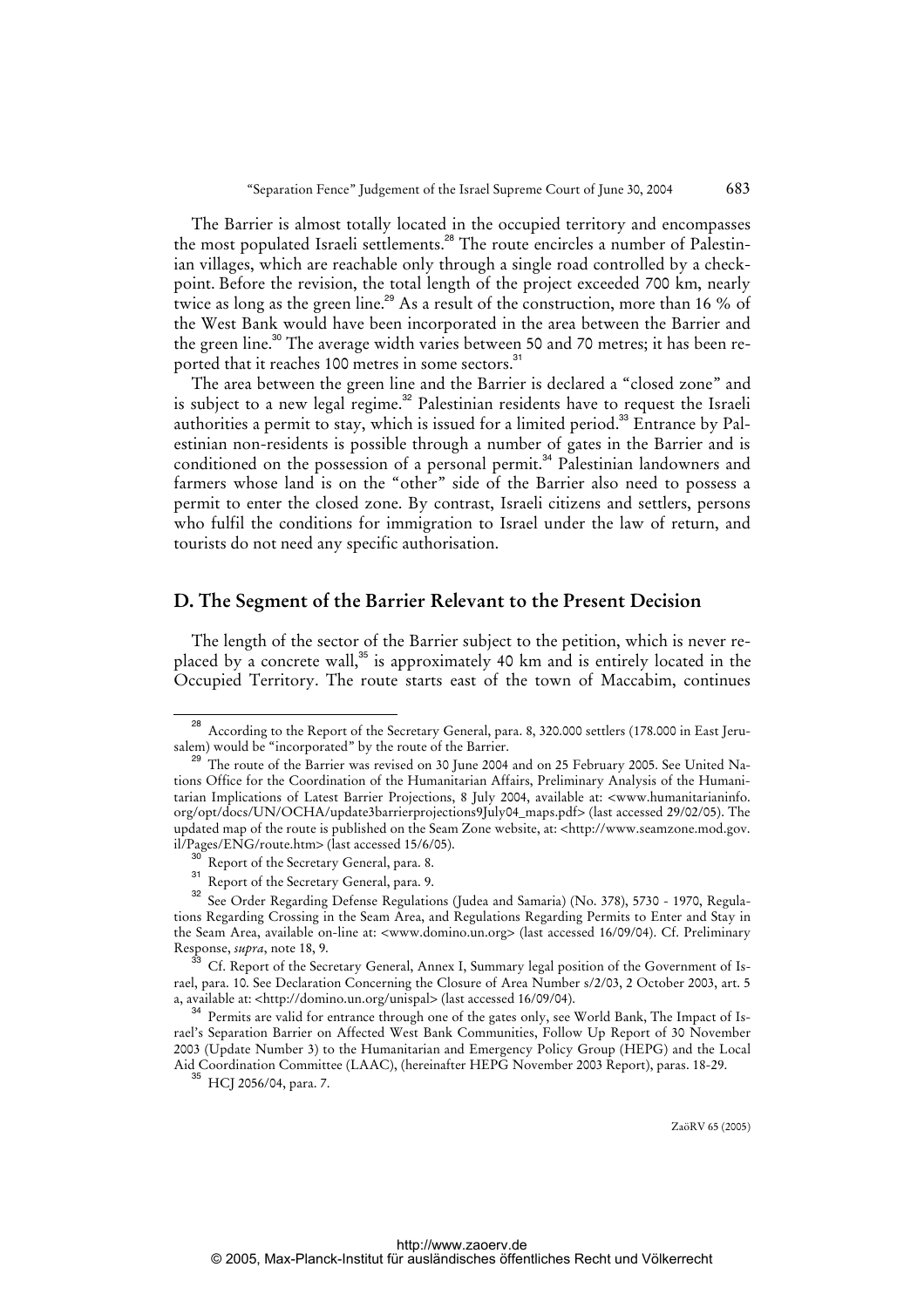The Barrier is almost totally located in the occupied territory and encompasses the most populated Israeli settlements.[28] The route encircles a number of Palestinian villages, which are reachable only through a single road controlled by a checkpoint. Before the revision, the total length of the project exceeded 700 km, nearly twice as long as the green line.[29] As a result of the construction, more than 16 % of the West Bank would have been incorporated in the area between the Barrier and the green line.[30] The average width varies between 50 and 70 metres; it has been reported that it reaches 100 metres in some sectors.[31]

The area between the green line and the Barrier is declared a "closed zone" and is subject to a new legal regime.[32] Palestinian residents have to request the Israeli authorities a permit to stay, which is issued for a limited period.[33] Entrance by Palestinian non-residents is possible through a number of gates in the Barrier and is conditioned on the possession of a personal permit.[34] Palestinian landowners and farmers whose land is on the "other" side of the Barrier also need to possess a permit to enter the closed zone. By contrast, Israeli citizens and settlers, persons who fulfil the conditions for immigration to Israel under the law of return, and tourists do not need any specific authorisation.

## D. The Segment of the Barrier Relevant to the Present Decision

The length of the sector of the Barrier subject to the petition, which is never replaced by a concrete wall,[35] is approximately 40 km and is entirely located in the Occupied Territory. The route starts east of the town of Maccabim, continues

---

[28] According to the Report of the Secretary General, para. 8, 320.000 settlers (178.000 in East Jerusalem) would be "incorporated" by the route of the Barrier.

[29] The route of the Barrier was revised on 30 June 2004 and on 25 February 2005. See United Nations Office for the Coordination of the Humanitarian Affairs, Preliminary Analysis of the Humanitarian Implications of Latest Barrier Projections, 8 July 2004, available at: <www.humanitarianinfo.org/opt/docs/UN/OCHA/update3barrierprojections9July04_maps.pdf> (last accessed 29/02/05). The updated map of the route is published on the Seam Zone website, at: <http://www.seamzone.mod.gov.il/Pages/ENG/route.htm> (last accessed 15/6/05).

[30] Report of the Secretary General, para. 8.

[31] Report of the Secretary General, para. 9.

[32] See Order Regarding Defense Regulations (Judea and Samaria) (No. 378), 5730 - 1970, Regulations Regarding Crossing in the Seam Area, and Regulations Regarding Permits to Enter and Stay in the Seam Area, available on-line at: <www.domino.un.org> (last accessed 16/09/04). Cf. Preliminary Response, *supra*, note 18, 9.

[33] Cf. Report of the Secretary General, Annex I, Summary legal position of the Government of Israel, para. 10. See Declaration Concerning the Closure of Area Number s/2/03, 2 October 2003, art. 5 a, available at: <http://domino.un.org/unispal> (last accessed 16/09/04).

[34] Permits are valid for entrance through one of the gates only, see World Bank, The Impact of Israel's Separation Barrier on Affected West Bank Communities, Follow Up Report of 30 November 2003 (Update Number 3) to the Humanitarian and Emergency Policy Group (HEPG) and the Local Aid Coordination Committee (LAAC), (hereinafter HEPG November 2003 Report), paras. 18-29.

[35] HCJ 2056/04, para. 7.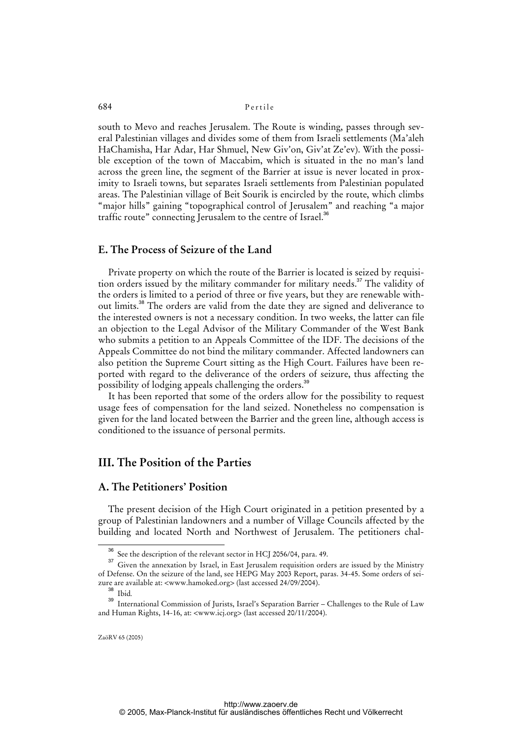south to Mevo and reaches Jerusalem. The Route is winding, passes through several Palestinian villages and divides some of them from Israeli settlements (Ma'aleh HaChamisha, Har Adar, Har Shmuel, New Giv'on, Giv'at Ze'ev). With the possible exception of the town of Maccabim, which is situated in the no man's land across the green line, the segment of the Barrier at issue is never located in proximity to Israeli towns, but separates Israeli settlements from Palestinian populated areas. The Palestinian village of Beit Sourik is encircled by the route, which climbs "major hills" gaining "topographical control of Jerusalem" and reaching "a major traffic route" connecting Jerusalem to the centre of Israel.[36]

## E. The Process of Seizure of the Land

Private property on which the route of the Barrier is located is seized by requisition orders issued by the military commander for military needs.[37] The validity of the orders is limited to a period of three or five years, but they are renewable without limits.[38] The orders are valid from the date they are signed and deliverance to the interested owners is not a necessary condition. In two weeks, the latter can file an objection to the Legal Advisor of the Military Commander of the West Bank who submits a petition to an Appeals Committee of the IDF. The decisions of the Appeals Committee do not bind the military commander. Affected landowners can also petition the Supreme Court sitting as the High Court. Failures have been reported with regard to the deliverance of the orders of seizure, thus affecting the possibility of lodging appeals challenging the orders.[39]

It has been reported that some of the orders allow for the possibility to request usage fees of compensation for the land seized. Nonetheless no compensation is given for the land located between the Barrier and the green line, although access is conditioned to the issuance of personal permits.

# III. The Position of the Parties

## A. The Petitioners' Position

The present decision of the High Court originated in a petition presented by a group of Palestinian landowners and a number of Village Councils affected by the building and located North and Northwest of Jerusalem. The petitioners chal-

---

[36] See the description of the relevant sector in HCJ 2056/04, para. 49.

[37] Given the annexation by Israel, in East Jerusalem requisition orders are issued by the Ministry of Defense. On the seizure of the land, see HEPG May 2003 Report, paras. 34-45. Some orders of seizure are available at: <www.hamoked.org> (last accessed 24/09/2004).

[38] Ibid.

[39] International Commission of Jurists, Israel's Separation Barrier – Challenges to the Rule of Law and Human Rights, 14-16, at: <www.icj.org> (last accessed 20/11/2004).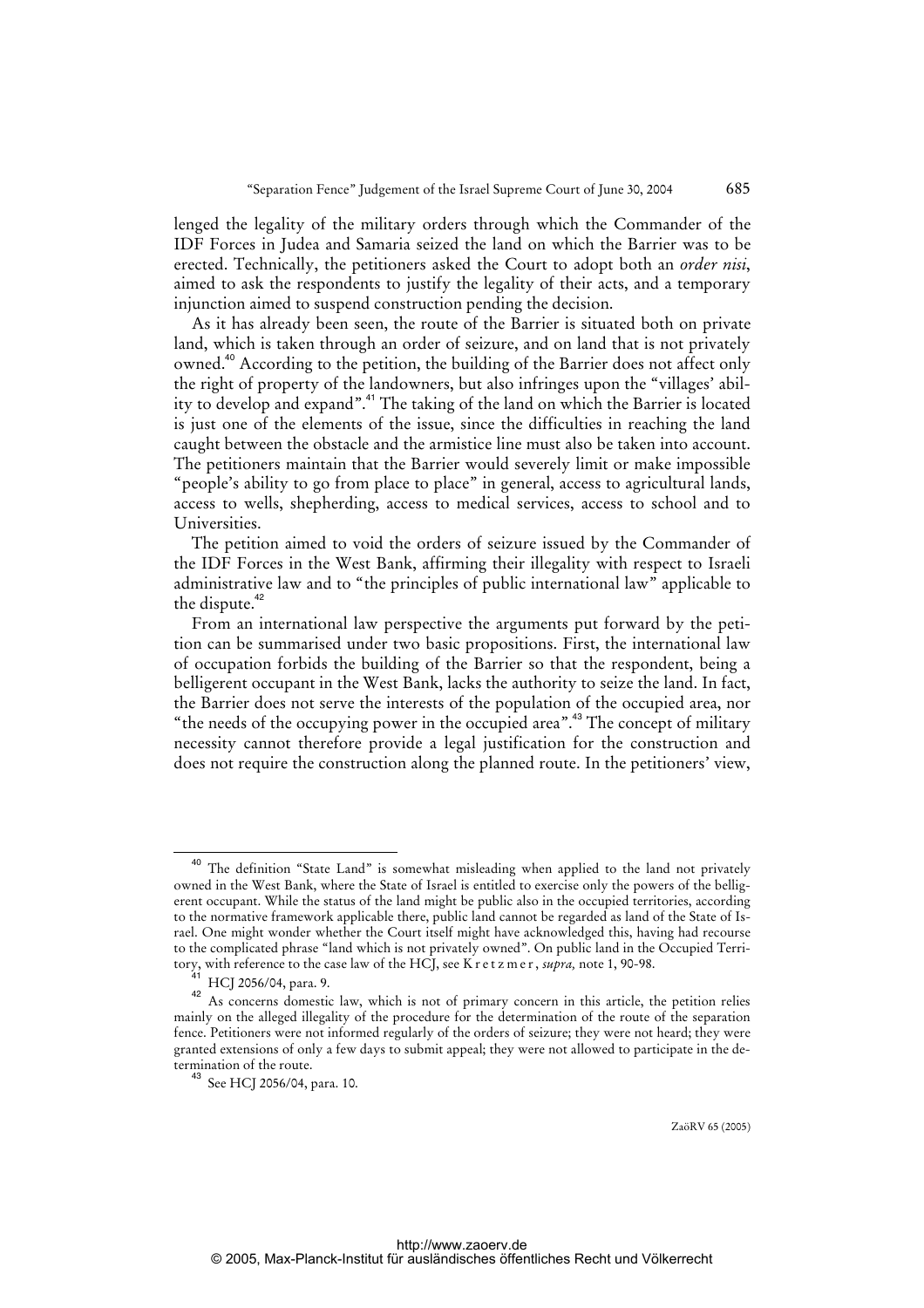lenged the legality of the military orders through which the Commander of the IDF Forces in Judea and Samaria seized the land on which the Barrier was to be erected. Technically, the petitioners asked the Court to adopt both an *order nisi*, aimed to ask the respondents to justify the legality of their acts, and a temporary injunction aimed to suspend construction pending the decision.

As it has already been seen, the route of the Barrier is situated both on private land, which is taken through an order of seizure, and on land that is not privately owned.[40] According to the petition, the building of the Barrier does not affect only the right of property of the landowners, but also infringes upon the "villages' ability to develop and expand".[41] The taking of the land on which the Barrier is located is just one of the elements of the issue, since the difficulties in reaching the land caught between the obstacle and the armistice line must also be taken into account. The petitioners maintain that the Barrier would severely limit or make impossible "people's ability to go from place to place" in general, access to agricultural lands, access to wells, shepherding, access to medical services, access to school and to Universities.

The petition aimed to void the orders of seizure issued by the Commander of the IDF Forces in the West Bank, affirming their illegality with respect to Israeli administrative law and to "the principles of public international law" applicable to the dispute.[42]

From an international law perspective the arguments put forward by the petition can be summarised under two basic propositions. First, the international law of occupation forbids the building of the Barrier so that the respondent, being a belligerent occupant in the West Bank, lacks the authority to seize the land. In fact, the Barrier does not serve the interests of the population of the occupied area, nor "the needs of the occupying power in the occupied area".[43] The concept of military necessity cannot therefore provide a legal justification for the construction and does not require the construction along the planned route. In the petitioners' view,

---

[40] The definition "State Land" is somewhat misleading when applied to the land not privately owned in the West Bank, where the State of Israel is entitled to exercise only the powers of the belligerent occupant. While the status of the land might be public also in the occupied territories, according to the normative framework applicable there, public land cannot be regarded as land of the State of Israel. One might wonder whether the Court itself might have acknowledged this, having had recourse to the complicated phrase "land which is not privately owned". On public land in the Occupied Territory, with reference to the case law of the HCJ, see Kretzmer, *supra,* note 1, 90-98.

[41] HCJ 2056/04, para. 9.

[42] As concerns domestic law, which is not of primary concern in this article, the petition relies mainly on the alleged illegality of the procedure for the determination of the route of the separation fence. Petitioners were not informed regularly of the orders of seizure; they were not heard; they were granted extensions of only a few days to submit appeal; they were not allowed to participate in the determination of the route.

[43] See HCJ 2056/04, para. 10.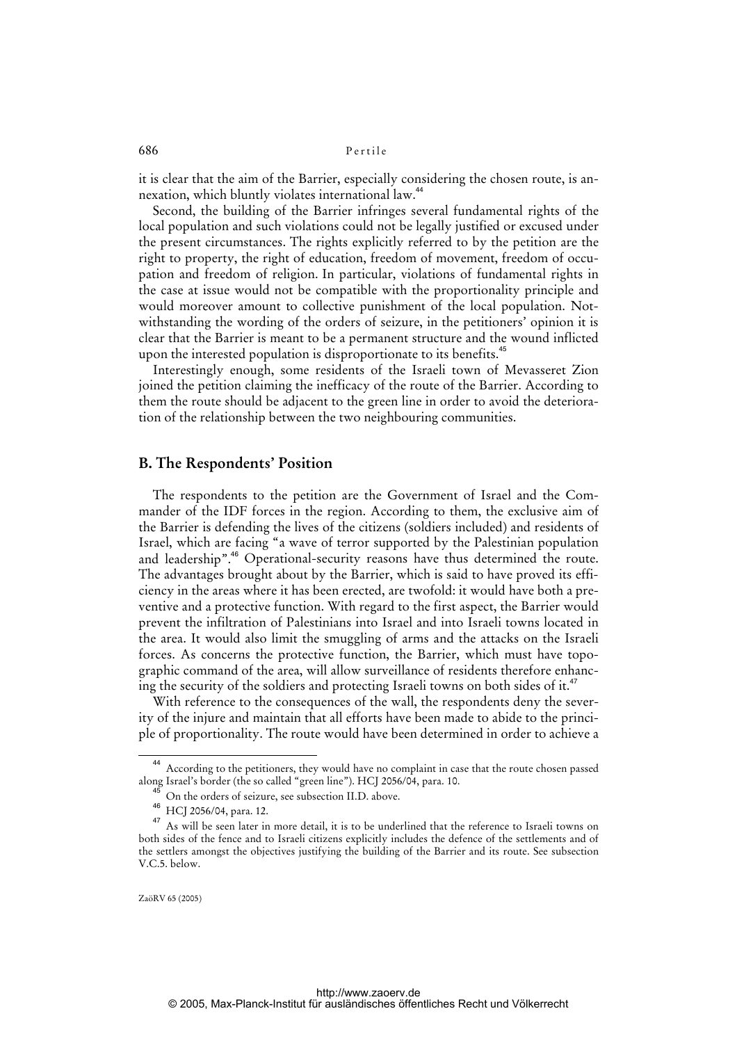it is clear that the aim of the Barrier, especially considering the chosen route, is annexation, which bluntly violates international law.[44]

Second, the building of the Barrier infringes several fundamental rights of the local population and such violations could not be legally justified or excused under the present circumstances. The rights explicitly referred to by the petition are the right to property, the right of education, freedom of movement, freedom of occupation and freedom of religion. In particular, violations of fundamental rights in the case at issue would not be compatible with the proportionality principle and would moreover amount to collective punishment of the local population. Notwithstanding the wording of the orders of seizure, in the petitioners' opinion it is clear that the Barrier is meant to be a permanent structure and the wound inflicted upon the interested population is disproportionate to its benefits.[45]

Interestingly enough, some residents of the Israeli town of Mevasseret Zion joined the petition claiming the inefficacy of the route of the Barrier. According to them the route should be adjacent to the green line in order to avoid the deterioration of the relationship between the two neighbouring communities.

## B. The Respondents' Position

The respondents to the petition are the Government of Israel and the Commander of the IDF forces in the region. According to them, the exclusive aim of the Barrier is defending the lives of the citizens (soldiers included) and residents of Israel, which are facing "a wave of terror supported by the Palestinian population and leadership".[46] Operational-security reasons have thus determined the route. The advantages brought about by the Barrier, which is said to have proved its efficiency in the areas where it has been erected, are twofold: it would have both a preventive and a protective function. With regard to the first aspect, the Barrier would prevent the infiltration of Palestinians into Israel and into Israeli towns located in the area. It would also limit the smuggling of arms and the attacks on the Israeli forces. As concerns the protective function, the Barrier, which must have topographic command of the area, will allow surveillance of residents therefore enhancing the security of the soldiers and protecting Israeli towns on both sides of it.[47]

With reference to the consequences of the wall, the respondents deny the severity of the injure and maintain that all efforts have been made to abide to the principle of proportionality. The route would have been determined in order to achieve a

---

[44] According to the petitioners, they would have no complaint in case that the route chosen passed along Israel's border (the so called "green line"). HCJ 2056/04, para. 10.

[45] On the orders of seizure, see subsection II.D. above.

[46] HCJ 2056/04, para. 12.

[47] As will be seen later in more detail, it is to be underlined that the reference to Israeli towns on both sides of the fence and to Israeli citizens explicitly includes the defence of the settlements and of the settlers amongst the objectives justifying the building of the Barrier and its route. See subsection V.C.5. below.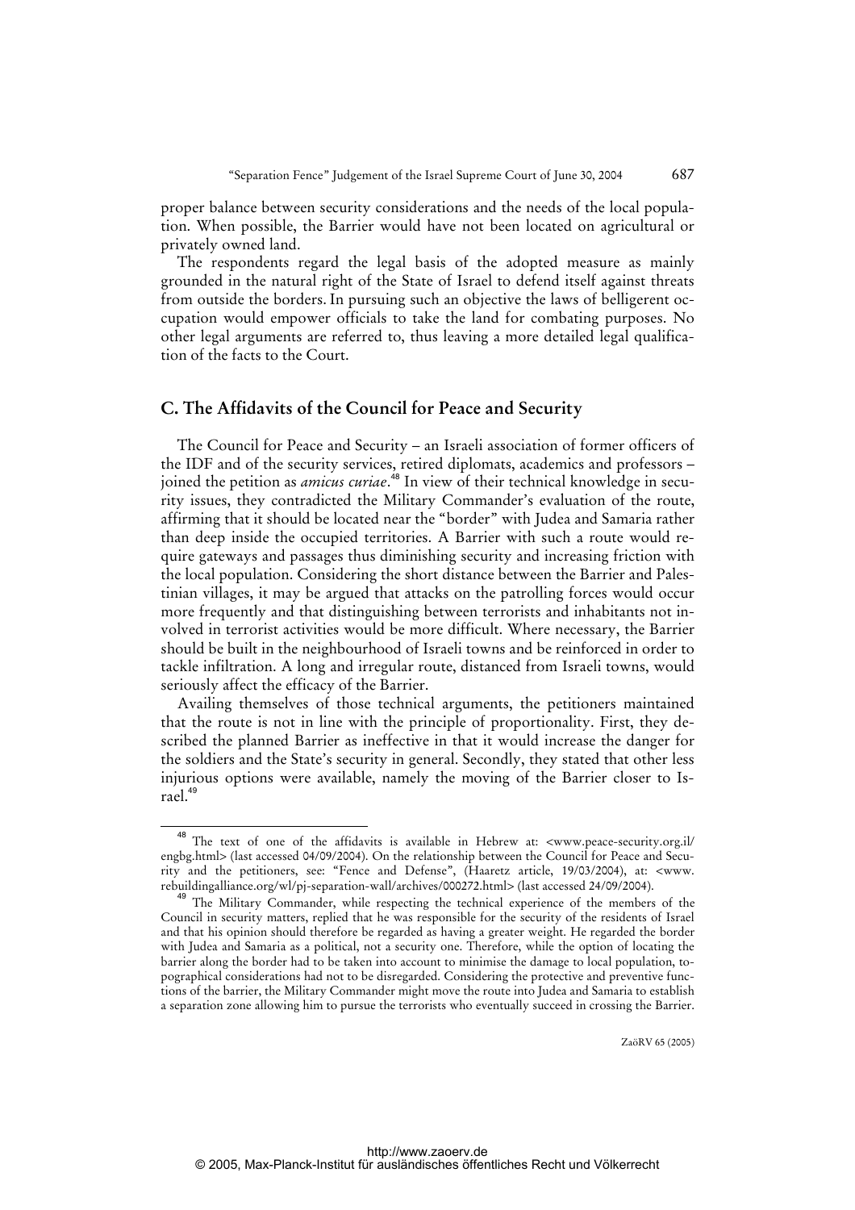proper balance between security considerations and the needs of the local population. When possible, the Barrier would have not been located on agricultural or privately owned land.

The respondents regard the legal basis of the adopted measure as mainly grounded in the natural right of the State of Israel to defend itself against threats from outside the borders. In pursuing such an objective the laws of belligerent occupation would empower officials to take the land for combating purposes. No other legal arguments are referred to, thus leaving a more detailed legal qualification of the facts to the Court.

## C. The Affidavits of the Council for Peace and Security

The Council for Peace and Security – an Israeli association of former officers of the IDF and of the security services, retired diplomats, academics and professors – joined the petition as *amicus curiae*.[48] In view of their technical knowledge in security issues, they contradicted the Military Commander's evaluation of the route, affirming that it should be located near the "border" with Judea and Samaria rather than deep inside the occupied territories. A Barrier with such a route would require gateways and passages thus diminishing security and increasing friction with the local population. Considering the short distance between the Barrier and Palestinian villages, it may be argued that attacks on the patrolling forces would occur more frequently and that distinguishing between terrorists and inhabitants not involved in terrorist activities would be more difficult. Where necessary, the Barrier should be built in the neighbourhood of Israeli towns and be reinforced in order to tackle infiltration. A long and irregular route, distanced from Israeli towns, would seriously affect the efficacy of the Barrier.

Availing themselves of those technical arguments, the petitioners maintained that the route is not in line with the principle of proportionality. First, they described the planned Barrier as ineffective in that it would increase the danger for the soldiers and the State's security in general. Secondly, they stated that other less injurious options were available, namely the moving of the Barrier closer to Israel.[49]

---

[48] The text of one of the affidavits is available in Hebrew at: <www.peace-security.org.il/engbg.html> (last accessed 04/09/2004). On the relationship between the Council for Peace and Security and the petitioners, see: "Fence and Defense", (Haaretz article, 19/03/2004), at: <www.rebuildingalliance.org/wl/pj-separation-wall/archives/000272.html> (last accessed 24/09/2004).

[49] The Military Commander, while respecting the technical experience of the members of the Council in security matters, replied that he was responsible for the security of the residents of Israel and that his opinion should therefore be regarded as having a greater weight. He regarded the border with Judea and Samaria as a political, not a security one. Therefore, while the option of locating the barrier along the border had to be taken into account to minimise the damage to local population, topographical considerations had not to be disregarded. Considering the protective and preventive functions of the barrier, the Military Commander might move the route into Judea and Samaria to establish a separation zone allowing him to pursue the terrorists who eventually succeed in crossing the Barrier.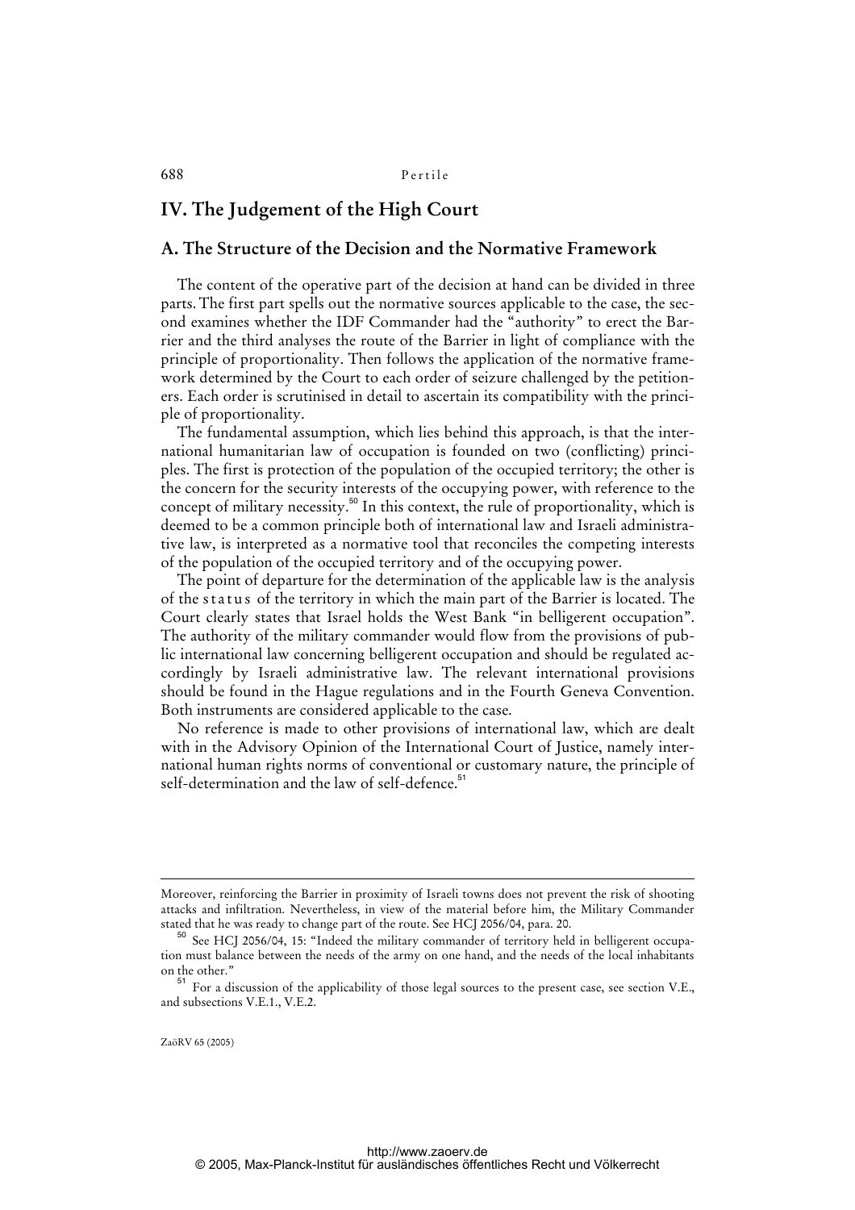# IV. The Judgement of the High Court

## A. The Structure of the Decision and the Normative Framework

The content of the operative part of the decision at hand can be divided in three parts. The first part spells out the normative sources applicable to the case, the second examines whether the IDF Commander had the "authority" to erect the Barrier and the third analyses the route of the Barrier in light of compliance with the principle of proportionality. Then follows the application of the normative framework determined by the Court to each order of seizure challenged by the petitioners. Each order is scrutinised in detail to ascertain its compatibility with the principle of proportionality.

The fundamental assumption, which lies behind this approach, is that the international humanitarian law of occupation is founded on two (conflicting) principles. The first is protection of the population of the occupied territory; the other is the concern for the security interests of the occupying power, with reference to the concept of military necessity.[50] In this context, the rule of proportionality, which is deemed to be a common principle both of international law and Israeli administrative law, is interpreted as a normative tool that reconciles the competing interests of the population of the occupied territory and of the occupying power.

The point of departure for the determination of the applicable law is the analysis of the *status* of the territory in which the main part of the Barrier is located. The Court clearly states that Israel holds the West Bank "in belligerent occupation". The authority of the military commander would flow from the provisions of public international law concerning belligerent occupation and should be regulated accordingly by Israeli administrative law. The relevant international provisions should be found in the Hague regulations and in the Fourth Geneva Convention. Both instruments are considered applicable to the case.

No reference is made to other provisions of international law, which are dealt with in the Advisory Opinion of the International Court of Justice, namely international human rights norms of conventional or customary nature, the principle of self-determination and the law of self-defence.[51]

---

Moreover, reinforcing the Barrier in proximity of Israeli towns does not prevent the risk of shooting attacks and infiltration. Nevertheless, in view of the material before him, the Military Commander stated that he was ready to change part of the route. See HCJ 2056/04, para. 20.

[50] See HCJ 2056/04, 15: "Indeed the military commander of territory held in belligerent occupation must balance between the needs of the army on one hand, and the needs of the local inhabitants on the other."

[51] For a discussion of the applicability of those legal sources to the present case, see section V.E., and subsections V.E.1., V.E.2.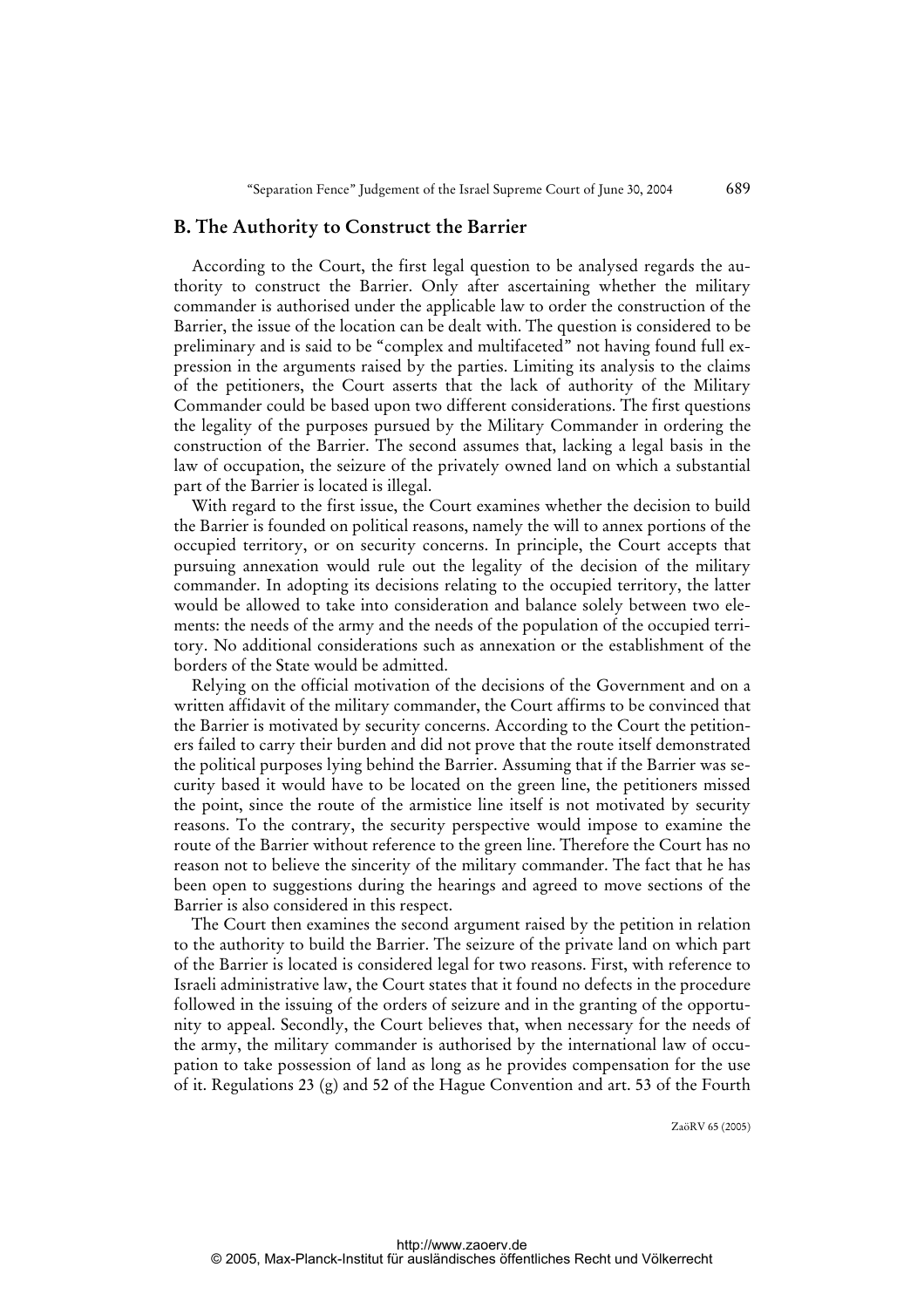## B. The Authority to Construct the Barrier

According to the Court, the first legal question to be analysed regards the authority to construct the Barrier. Only after ascertaining whether the military commander is authorised under the applicable law to order the construction of the Barrier, the issue of the location can be dealt with. The question is considered to be preliminary and is said to be "complex and multifaceted" not having found full expression in the arguments raised by the parties. Limiting its analysis to the claims of the petitioners, the Court asserts that the lack of authority of the Military Commander could be based upon two different considerations. The first questions the legality of the purposes pursued by the Military Commander in ordering the construction of the Barrier. The second assumes that, lacking a legal basis in the law of occupation, the seizure of the privately owned land on which a substantial part of the Barrier is located is illegal.

With regard to the first issue, the Court examines whether the decision to build the Barrier is founded on political reasons, namely the will to annex portions of the occupied territory, or on security concerns. In principle, the Court accepts that pursuing annexation would rule out the legality of the decision of the military commander. In adopting its decisions relating to the occupied territory, the latter would be allowed to take into consideration and balance solely between two elements: the needs of the army and the needs of the population of the occupied territory. No additional considerations such as annexation or the establishment of the borders of the State would be admitted.

Relying on the official motivation of the decisions of the Government and on a written affidavit of the military commander, the Court affirms to be convinced that the Barrier is motivated by security concerns. According to the Court the petitioners failed to carry their burden and did not prove that the route itself demonstrated the political purposes lying behind the Barrier. Assuming that if the Barrier was security based it would have to be located on the green line, the petitioners missed the point, since the route of the armistice line itself is not motivated by security reasons. To the contrary, the security perspective would impose to examine the route of the Barrier without reference to the green line. Therefore the Court has no reason not to believe the sincerity of the military commander. The fact that he has been open to suggestions during the hearings and agreed to move sections of the Barrier is also considered in this respect.

The Court then examines the second argument raised by the petition in relation to the authority to build the Barrier. The seizure of the private land on which part of the Barrier is located is considered legal for two reasons. First, with reference to Israeli administrative law, the Court states that it found no defects in the procedure followed in the issuing of the orders of seizure and in the granting of the opportunity to appeal. Secondly, the Court believes that, when necessary for the needs of the army, the military commander is authorised by the international law of occupation to take possession of land as long as he provides compensation for the use of it. Regulations 23 (g) and 52 of the Hague Convention and art. 53 of the Fourth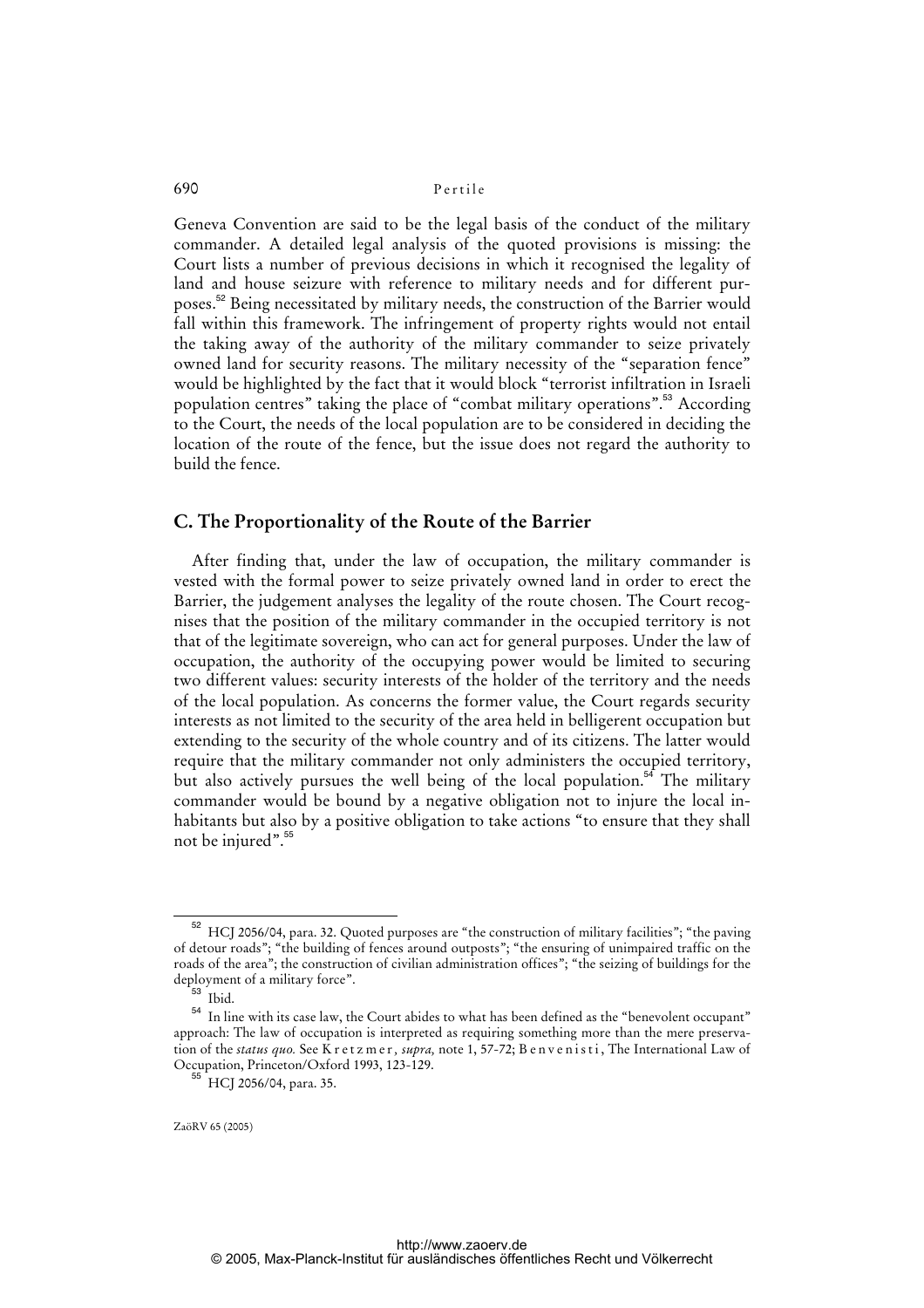Geneva Convention are said to be the legal basis of the conduct of the military commander. A detailed legal analysis of the quoted provisions is missing: the Court lists a number of previous decisions in which it recognised the legality of land and house seizure with reference to military needs and for different purposes.[52] Being necessitated by military needs, the construction of the Barrier would fall within this framework. The infringement of property rights would not entail the taking away of the authority of the military commander to seize privately owned land for security reasons. The military necessity of the "separation fence" would be highlighted by the fact that it would block "terrorist infiltration in Israeli population centres" taking the place of "combat military operations".[53] According to the Court, the needs of the local population are to be considered in deciding the location of the route of the fence, but the issue does not regard the authority to build the fence.

## C. The Proportionality of the Route of the Barrier

After finding that, under the law of occupation, the military commander is vested with the formal power to seize privately owned land in order to erect the Barrier, the judgement analyses the legality of the route chosen. The Court recognises that the position of the military commander in the occupied territory is not that of the legitimate sovereign, who can act for general purposes. Under the law of occupation, the authority of the occupying power would be limited to securing two different values: security interests of the holder of the territory and the needs of the local population. As concerns the former value, the Court regards security interests as not limited to the security of the area held in belligerent occupation but extending to the security of the whole country and of its citizens. The latter would require that the military commander not only administers the occupied territory, but also actively pursues the well being of the local population.[54] The military commander would be bound by a negative obligation not to injure the local inhabitants but also by a positive obligation to take actions "to ensure that they shall not be injured".[55]

---

[52] HCJ 2056/04, para. 32. Quoted purposes are "the construction of military facilities"; "the paving of detour roads"; "the building of fences around outposts"; "the ensuring of unimpaired traffic on the roads of the area"; the construction of civilian administration offices"; "the seizing of buildings for the deployment of a military force".

[53] Ibid.

[54] In line with its case law, the Court abides to what has been defined as the "benevolent occupant" approach: The law of occupation is interpreted as requiring something more than the mere preservation of the *status quo.* See Kretzmer, *supra,* note 1, 57-72; Benvenisti, The International Law of Occupation, Princeton/Oxford 1993, 123-129.

[55] HCJ 2056/04, para. 35.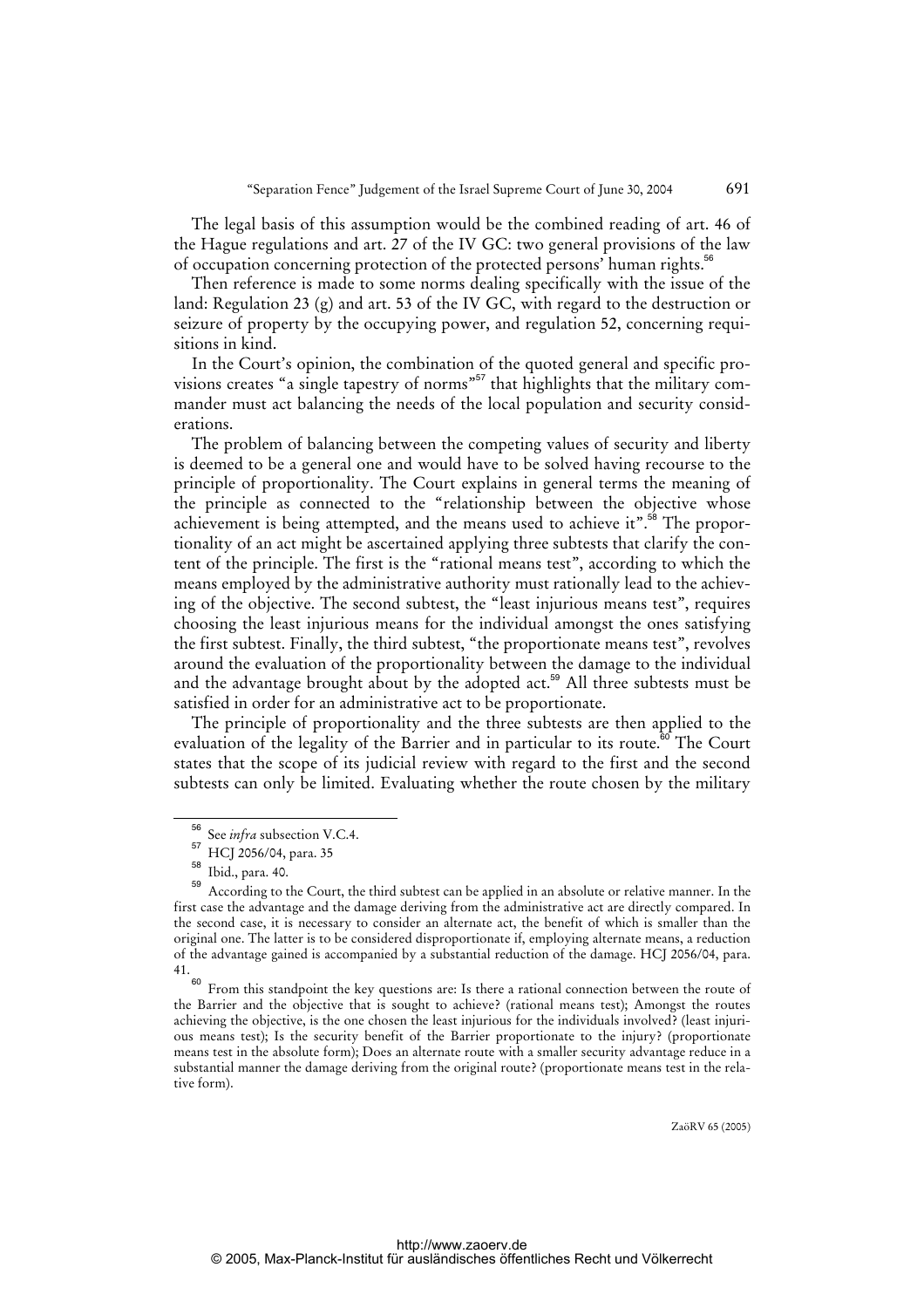The legal basis of this assumption would be the combined reading of art. 46 of the Hague regulations and art. 27 of the IV GC: two general provisions of the law of occupation concerning protection of the protected persons' human rights.[56]

Then reference is made to some norms dealing specifically with the issue of the land: Regulation 23 (g) and art. 53 of the IV GC, with regard to the destruction or seizure of property by the occupying power, and regulation 52, concerning requisitions in kind.

In the Court's opinion, the combination of the quoted general and specific provisions creates "a single tapestry of norms"[57] that highlights that the military commander must act balancing the needs of the local population and security considerations.

The problem of balancing between the competing values of security and liberty is deemed to be a general one and would have to be solved having recourse to the principle of proportionality. The Court explains in general terms the meaning of the principle as connected to the "relationship between the objective whose achievement is being attempted, and the means used to achieve it".[58] The proportionality of an act might be ascertained applying three subtests that clarify the content of the principle. The first is the "rational means test", according to which the means employed by the administrative authority must rationally lead to the achieving of the objective. The second subtest, the "least injurious means test", requires choosing the least injurious means for the individual amongst the ones satisfying the first subtest. Finally, the third subtest, "the proportionate means test", revolves around the evaluation of the proportionality between the damage to the individual and the advantage brought about by the adopted act.[59] All three subtests must be satisfied in order for an administrative act to be proportionate.

The principle of proportionality and the three subtests are then applied to the evaluation of the legality of the Barrier and in particular to its route.[60] The Court states that the scope of its judicial review with regard to the first and the second subtests can only be limited. Evaluating whether the route chosen by the military

---

[56] See *infra* subsection V.C.4.

[57] HCJ 2056/04, para. 35

[58] Ibid., para. 40.

[59] According to the Court, the third subtest can be applied in an absolute or relative manner. In the first case the advantage and the damage deriving from the administrative act are directly compared. In the second case, it is necessary to consider an alternate act, the benefit of which is smaller than the original one. The latter is to be considered disproportionate if, employing alternate means, a reduction of the advantage gained is accompanied by a substantial reduction of the damage. HCJ 2056/04, para. 41.

[60] From this standpoint the key questions are: Is there a rational connection between the route of the Barrier and the objective that is sought to achieve? (rational means test); Amongst the routes achieving the objective, is the one chosen the least injurious for the individuals involved? (least injurious means test); Is the security benefit of the Barrier proportionate to the injury? (proportionate means test in the absolute form); Does an alternate route with a smaller security advantage reduce in a substantial manner the damage deriving from the original route? (proportionate means test in the relative form).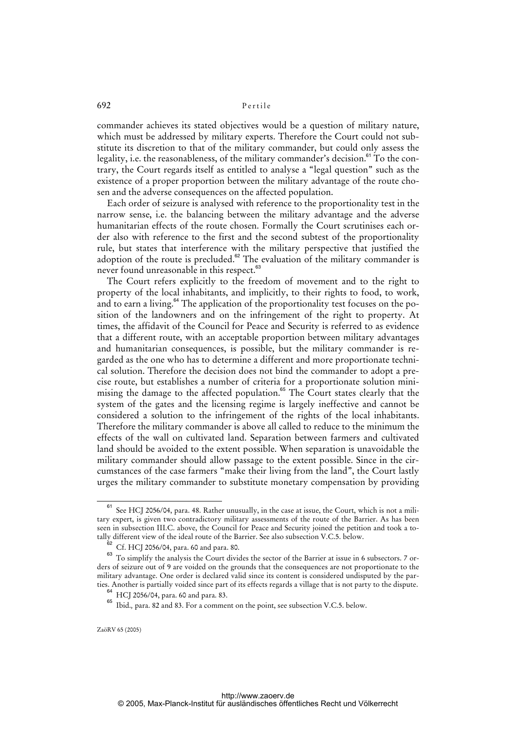commander achieves its stated objectives would be a question of military nature, which must be addressed by military experts. Therefore the Court could not substitute its discretion to that of the military commander, but could only assess the legality, i.e. the reasonableness, of the military commander's decision.[61] To the contrary, the Court regards itself as entitled to analyse a "legal question" such as the existence of a proper proportion between the military advantage of the route chosen and the adverse consequences on the affected population.

Each order of seizure is analysed with reference to the proportionality test in the narrow sense, i.e. the balancing between the military advantage and the adverse humanitarian effects of the route chosen. Formally the Court scrutinises each order also with reference to the first and the second subtest of the proportionality rule, but states that interference with the military perspective that justified the adoption of the route is precluded.[62] The evaluation of the military commander is never found unreasonable in this respect.[63]

The Court refers explicitly to the freedom of movement and to the right to property of the local inhabitants, and implicitly, to their rights to food, to work, and to earn a living.[64] The application of the proportionality test focuses on the position of the landowners and on the infringement of the right to property. At times, the affidavit of the Council for Peace and Security is referred to as evidence that a different route, with an acceptable proportion between military advantages and humanitarian consequences, is possible, but the military commander is regarded as the one who has to determine a different and more proportionate technical solution. Therefore the decision does not bind the commander to adopt a precise route, but establishes a number of criteria for a proportionate solution minimising the damage to the affected population.[65] The Court states clearly that the system of the gates and the licensing regime is largely ineffective and cannot be considered a solution to the infringement of the rights of the local inhabitants. Therefore the military commander is above all called to reduce to the minimum the effects of the wall on cultivated land. Separation between farmers and cultivated land should be avoided to the extent possible. When separation is unavoidable the military commander should allow passage to the extent possible. Since in the circumstances of the case farmers "make their living from the land", the Court lastly urges the military commander to substitute monetary compensation by providing

---

[61] See HCJ 2056/04, para. 48. Rather unusually, in the case at issue, the Court, which is not a military expert, is given two contradictory military assessments of the route of the Barrier. As has been seen in subsection III.C. above, the Council for Peace and Security joined the petition and took a totally different view of the ideal route of the Barrier. See also subsection V.C.5. below.

[62] Cf. HCJ 2056/04, para. 60 and para. 80.

[63] To simplify the analysis the Court divides the sector of the Barrier at issue in 6 subsectors. 7 orders of seizure out of 9 are voided on the grounds that the consequences are not proportionate to the military advantage. One order is declared valid since its content is considered undisputed by the parties. Another is partially voided since part of its effects regards a village that is not party to the dispute.

[64] HCJ 2056/04, para. 60 and para. 83.

[65] Ibid., para. 82 and 83. For a comment on the point, see subsection V.C.5. below.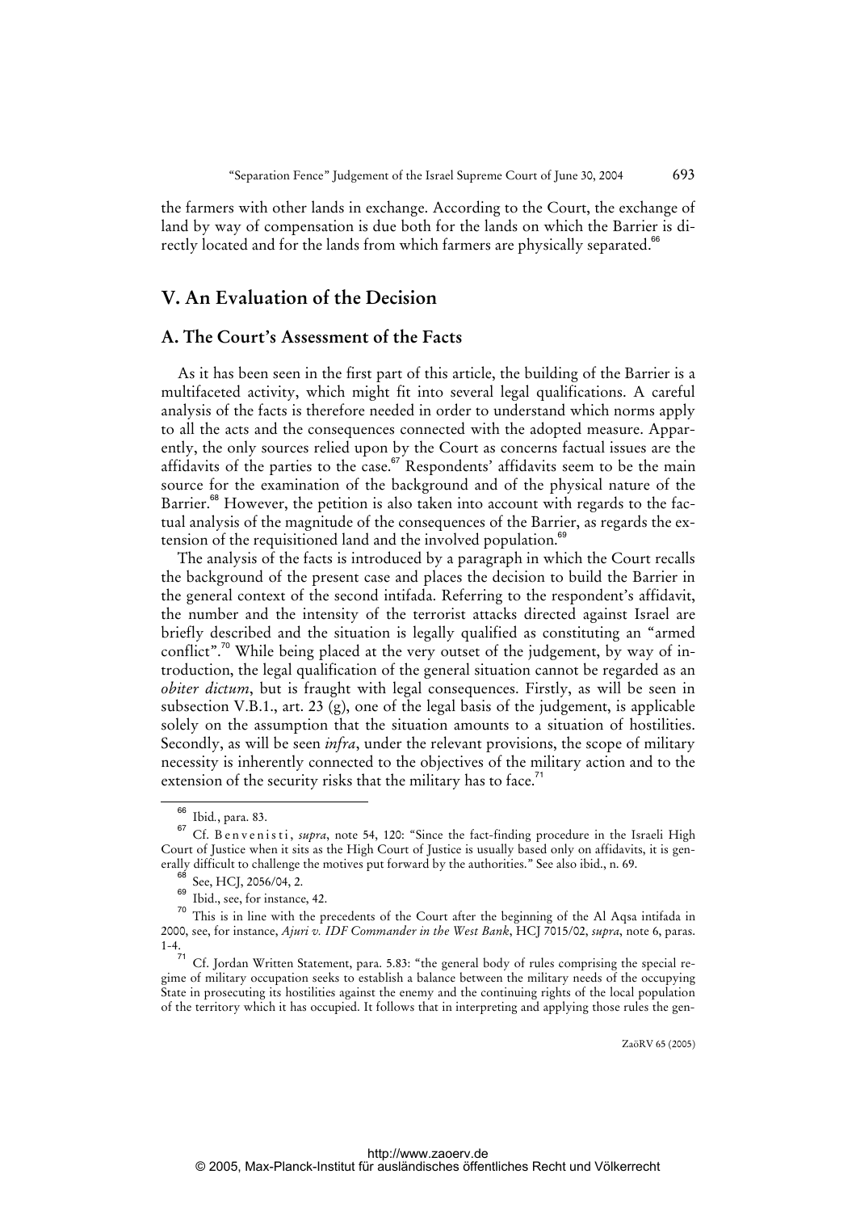the farmers with other lands in exchange. According to the Court, the exchange of land by way of compensation is due both for the lands on which the Barrier is directly located and for the lands from which farmers are physically separated.[66]

## V. An Evaluation of the Decision

### A. The Court's Assessment of the Facts

As it has been seen in the first part of this article, the building of the Barrier is a multifaceted activity, which might fit into several legal qualifications. A careful analysis of the facts is therefore needed in order to understand which norms apply to all the acts and the consequences connected with the adopted measure. Apparently, the only sources relied upon by the Court as concerns factual issues are the affidavits of the parties to the case.[67] Respondents' affidavits seem to be the main source for the examination of the background and of the physical nature of the Barrier.[68] However, the petition is also taken into account with regards to the factual analysis of the magnitude of the consequences of the Barrier, as regards the extension of the requisitioned land and the involved population.[69]

The analysis of the facts is introduced by a paragraph in which the Court recalls the background of the present case and places the decision to build the Barrier in the general context of the second intifada. Referring to the respondent's affidavit, the number and the intensity of the terrorist attacks directed against Israel are briefly described and the situation is legally qualified as constituting an "armed conflict".[70] While being placed at the very outset of the judgement, by way of introduction, the legal qualification of the general situation cannot be regarded as an *obiter dictum*, but is fraught with legal consequences. Firstly, as will be seen in subsection V.B.1., art. 23 (g), one of the legal basis of the judgement, is applicable solely on the assumption that the situation amounts to a situation of hostilities. Secondly, as will be seen *infra*, under the relevant provisions, the scope of military necessity is inherently connected to the objectives of the military action and to the extension of the security risks that the military has to face.[71]

---

[66] Ibid., para. 83.

[67] Cf. Benvenisti, *supra*, note 54, 120: "Since the fact-finding procedure in the Israeli High Court of Justice when it sits as the High Court of Justice is usually based only on affidavits, it is generally difficult to challenge the motives put forward by the authorities." See also ibid., n. 69.

[68] See, HCJ, 2056/04, 2.

[69] Ibid., see, for instance, 42.

[70] This is in line with the precedents of the Court after the beginning of the Al Aqsa intifada in 2000, see, for instance, *Ajuri v. IDF Commander in the West Bank*, HCJ 7015/02, *supra*, note 6, paras. 1-4.

[71] Cf. Jordan Written Statement, para. 5.83: "the general body of rules comprising the special regime of military occupation seeks to establish a balance between the military needs of the occupying State in prosecuting its hostilities against the enemy and the continuing rights of the local population of the territory which it has occupied. It follows that in interpreting and applying those rules the gen-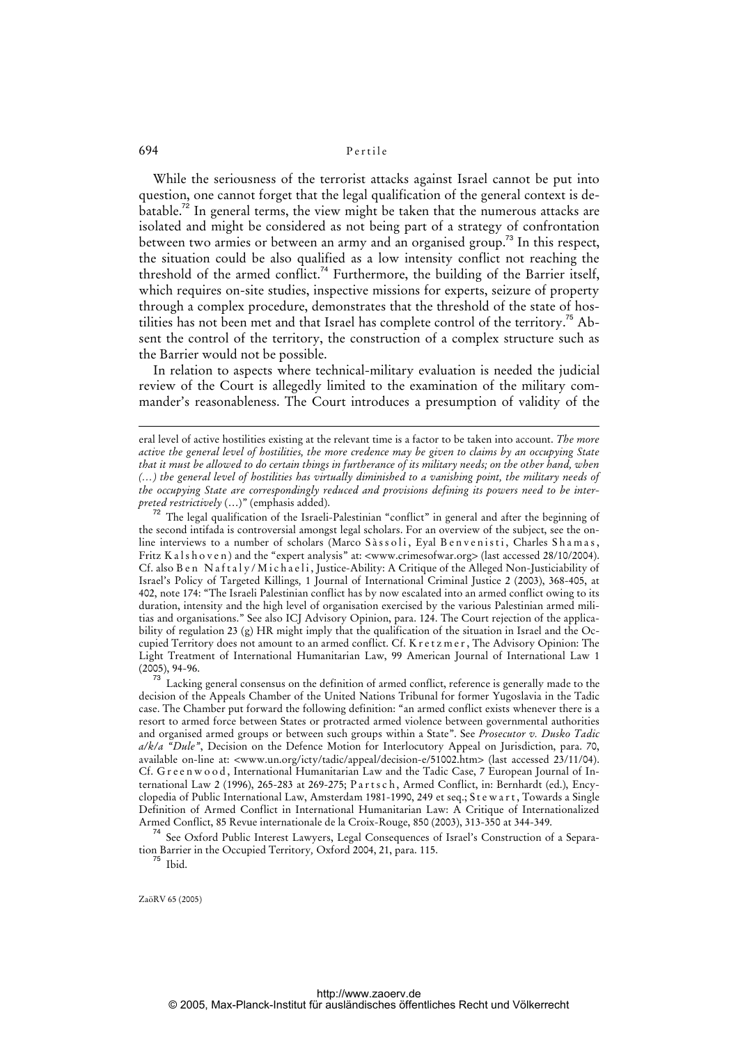While the seriousness of the terrorist attacks against Israel cannot be put into question, one cannot forget that the legal qualification of the general context is debatable.[72] In general terms, the view might be taken that the numerous attacks are isolated and might be considered as not being part of a strategy of confrontation between two armies or between an army and an organised group.[73] In this respect, the situation could be also qualified as a low intensity conflict not reaching the threshold of the armed conflict.[74] Furthermore, the building of the Barrier itself, which requires on-site studies, inspective missions for experts, seizure of property through a complex procedure, demonstrates that the threshold of the state of hostilities has not been met and that Israel has complete control of the territory.[75] Absent the control of the territory, the construction of a complex structure such as the Barrier would not be possible.

In relation to aspects where technical-military evaluation is needed the judicial review of the Court is allegedly limited to the examination of the military commander's reasonableness. The Court introduces a presumption of validity of the

---

eral level of active hostilities existing at the relevant time is a factor to be taken into account. *The more active the general level of hostilities, the more credence may be given to claims by an occupying State that it must be allowed to do certain things in furtherance of its military needs; on the other hand, when (...) the general level of hostilities has virtually diminished to a vanishing point, the military needs of the occupying State are correspondingly reduced and provisions defining its powers need to be interpreted restrictively* (...)" (emphasis added).

[72] The legal qualification of the Israeli-Palestinian "conflict" in general and after the beginning of the second intifada is controversial amongst legal scholars. For an overview of the subject, see the online interviews to a number of scholars (Marco Sàssoli, Eyal Benvenisti, Charles Shamas, Fritz Kalshoven) and the "expert analysis" at: <www.crimesofwar.org> (last accessed 28/10/2004). Cf. also Ben Naftaly/Michaeli, Justice-Ability: A Critique of the Alleged Non-Justiciability of Israel's Policy of Targeted Killings*,* 1 Journal of International Criminal Justice 2 (2003), 368-405, at 402, note 174: "The Israeli Palestinian conflict has by now escalated into an armed conflict owing to its duration, intensity and the high level of organisation exercised by the various Palestinian armed militias and organisations." See also ICJ Advisory Opinion, para. 124. The Court rejection of the applicability of regulation 23 (g) HR might imply that the qualification of the situation in Israel and the Occupied Territory does not amount to an armed conflict. Cf. Kretzmer, The Advisory Opinion: The Light Treatment of International Humanitarian Law, 99 American Journal of International Law 1 (2005), 94-96.

[73] Lacking general consensus on the definition of armed conflict, reference is generally made to the decision of the Appeals Chamber of the United Nations Tribunal for former Yugoslavia in the Tadic case. The Chamber put forward the following definition: "an armed conflict exists whenever there is a resort to armed force between States or protracted armed violence between governmental authorities and organised armed groups or between such groups within a State". See *Prosecutor v. Dusko Tadic a/k/a "Dule"*, Decision on the Defence Motion for Interlocutory Appeal on Jurisdiction, para. 70, available on-line at: <www.un.org/icty/tadic/appeal/decision-e/51002.htm> (last accessed 23/11/04). Cf. Greenwood, International Humanitarian Law and the Tadic Case, 7 European Journal of International Law 2 (1996), 265-283 at 269-275; Partsch, Armed Conflict, in: Bernhardt (ed.), Encyclopedia of Public International Law, Amsterdam 1981-1990, 249 et seq.; Stewart, Towards a Single Definition of Armed Conflict in International Humanitarian Law: A Critique of Internationalized Armed Conflict, 85 Revue internationale de la Croix-Rouge, 850 (2003), 313-350 at 344-349.

[74] See Oxford Public Interest Lawyers, Legal Consequences of Israel's Construction of a Separation Barrier in the Occupied Territory*,* Oxford 2004, 21, para. 115.

[75] Ibid.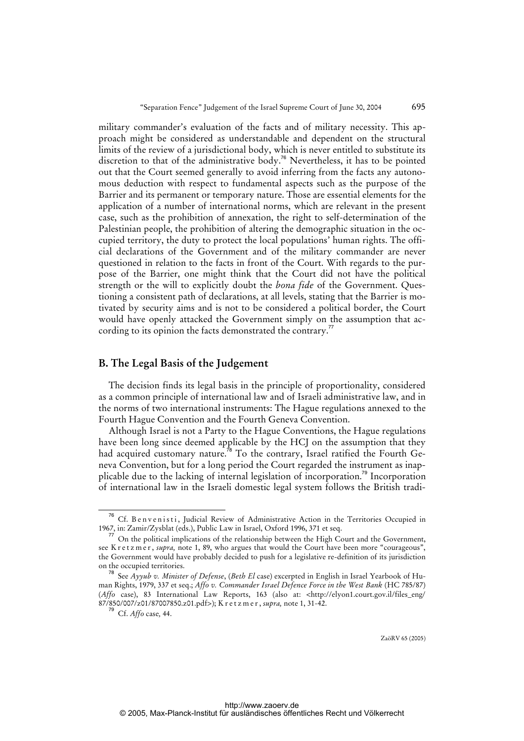military commander's evaluation of the facts and of military necessity. This approach might be considered as understandable and dependent on the structural limits of the review of a jurisdictional body, which is never entitled to substitute its discretion to that of the administrative body.[76] Nevertheless, it has to be pointed out that the Court seemed generally to avoid inferring from the facts any autonomous deduction with respect to fundamental aspects such as the purpose of the Barrier and its permanent or temporary nature. Those are essential elements for the application of a number of international norms, which are relevant in the present case, such as the prohibition of annexation, the right to self-determination of the Palestinian people, the prohibition of altering the demographic situation in the occupied territory, the duty to protect the local populations' human rights. The official declarations of the Government and of the military commander are never questioned in relation to the facts in front of the Court. With regards to the purpose of the Barrier, one might think that the Court did not have the political strength or the will to explicitly doubt the *bona fide* of the Government. Questioning a consistent path of declarations, at all levels, stating that the Barrier is motivated by security aims and is not to be considered a political border, the Court would have openly attacked the Government simply on the assumption that according to its opinion the facts demonstrated the contrary.[77]

## B. The Legal Basis of the Judgement

The decision finds its legal basis in the principle of proportionality, considered as a common principle of international law and of Israeli administrative law, and in the norms of two international instruments: The Hague regulations annexed to the Fourth Hague Convention and the Fourth Geneva Convention.

Although Israel is not a Party to the Hague Conventions, the Hague regulations have been long since deemed applicable by the HCJ on the assumption that they had acquired customary nature.[78] To the contrary, Israel ratified the Fourth Geneva Convention, but for a long period the Court regarded the instrument as inapplicable due to the lacking of internal legislation of incorporation.[79] Incorporation of international law in the Israeli domestic legal system follows the British tradi-

---

[76] Cf. Benvenisti, Judicial Review of Administrative Action in the Territories Occupied in 1967, in: Zamir/Zysblat (eds.), Public Law in Israel, Oxford 1996, 371 et seq.

[77] On the political implications of the relationship between the High Court and the Government, see Kretzmer, *supra,* note 1, 89, who argues that would the Court have been more "courageous", the Government would have probably decided to push for a legislative re-definition of its jurisdiction on the occupied territories.

[78] See *Ayyub v. Minister of Defense*, (*Beth El* case) excerpted in English in Israel Yearbook of Human Rights, 1979, 337 et seq.; *Affo v. Commander Israel Defence Force in the West Bank* (HC 785/87) (*Affo* case), 83 International Law Reports, 163 (also at: <http://elyon1.court.gov.il/files_eng/87/850/007/z01/87007850.z01.pdf>); Kretzmer, *supra,* note 1, 31-42.

[79] Cf. *Affo* case, 44.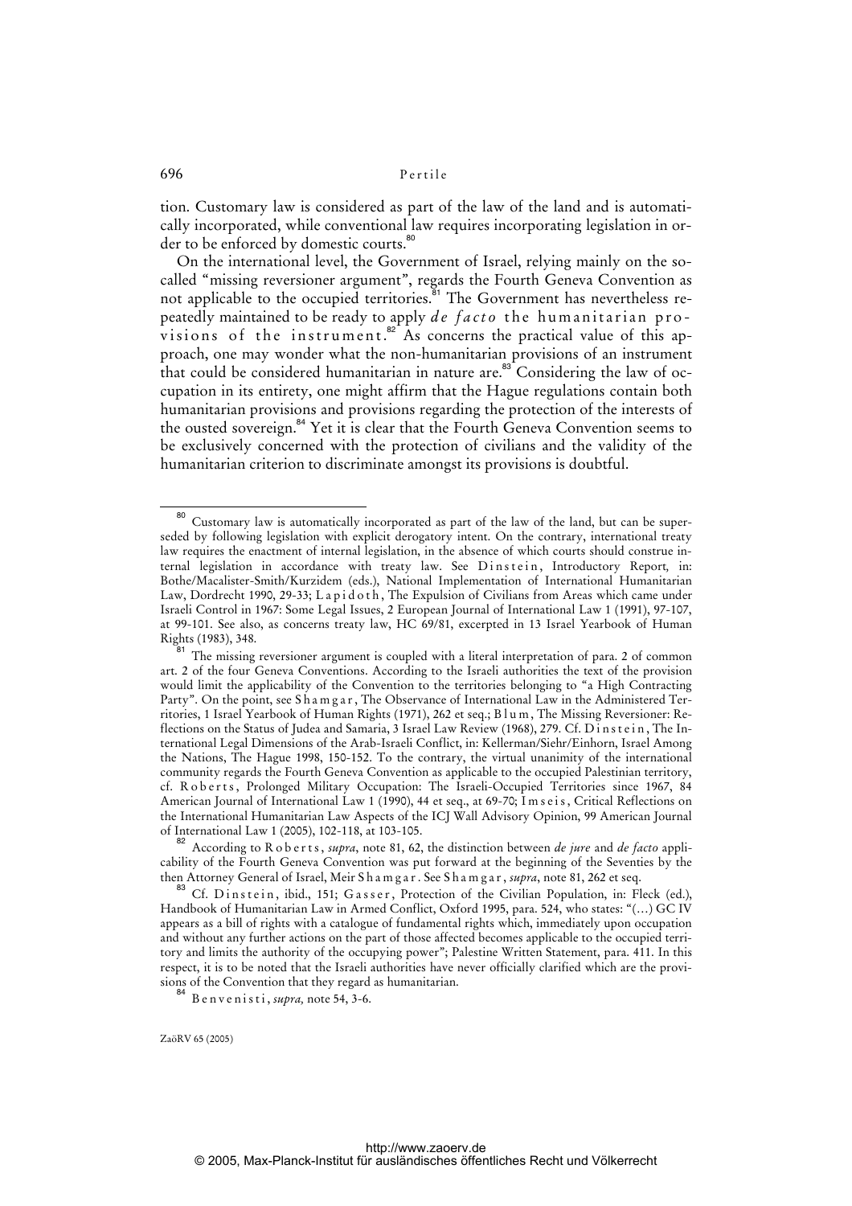tion. Customary law is considered as part of the law of the land and is automatically incorporated, while conventional law requires incorporating legislation in order to be enforced by domestic courts.[80]

On the international level, the Government of Israel, relying mainly on the so-called "missing reversioner argument", regards the Fourth Geneva Convention as not applicable to the occupied territories.[81] The Government has nevertheless repeatedly maintained to be ready to apply *de facto* the humanitarian provisions of the instrument.[82] As concerns the practical value of this approach, one may wonder what the non-humanitarian provisions of an instrument that could be considered humanitarian in nature are.[83] Considering the law of occupation in its entirety, one might affirm that the Hague regulations contain both humanitarian provisions and provisions regarding the protection of the interests of the ousted sovereign.[84] Yet it is clear that the Fourth Geneva Convention seems to be exclusively concerned with the protection of civilians and the validity of the humanitarian criterion to discriminate amongst its provisions is doubtful.

---

[80] Customary law is automatically incorporated as part of the law of the land, but can be superseded by following legislation with explicit derogatory intent. On the contrary, international treaty law requires the enactment of internal legislation, in the absence of which courts should construe internal legislation in accordance with treaty law. See Dinstein, Introductory Report, in: Bothe/Macalister-Smith/Kurzidem (eds.), National Implementation of International Humanitarian Law, Dordrecht 1990, 29-33; Lapidoth, The Expulsion of Civilians from Areas which came under Israeli Control in 1967: Some Legal Issues, 2 European Journal of International Law 1 (1991), 97-107, at 99-101. See also, as concerns treaty law, HC 69/81, excerpted in 13 Israel Yearbook of Human Rights (1983), 348.

[81] The missing reversioner argument is coupled with a literal interpretation of para. 2 of common art. 2 of the four Geneva Conventions. According to the Israeli authorities the text of the provision would limit the applicability of the Convention to the territories belonging to "a High Contracting Party". On the point, see Shamgar, The Observance of International Law in the Administered Territories, 1 Israel Yearbook of Human Rights (1971), 262 et seq.; Blum, The Missing Reversioner: Reflections on the Status of Judea and Samaria, 3 Israel Law Review (1968), 279. Cf. Dinstein, The International Legal Dimensions of the Arab-Israeli Conflict, in: Kellerman/Siehr/Einhorn, Israel Among the Nations, The Hague 1998, 150-152. To the contrary, the virtual unanimity of the international community regards the Fourth Geneva Convention as applicable to the occupied Palestinian territory, cf. Roberts, Prolonged Military Occupation: The Israeli-Occupied Territories since 1967, 84 American Journal of International Law 1 (1990), 44 et seq., at 69-70; Imseis, Critical Reflections on the International Humanitarian Law Aspects of the ICJ Wall Advisory Opinion, 99 American Journal of International Law 1 (2005), 102-118, at 103-105.

[82] According to Roberts, *supra*, note 81, 62, the distinction between *de jure* and *de facto* applicability of the Fourth Geneva Convention was put forward at the beginning of the Seventies by the then Attorney General of Israel, Meir Shamgar. See Shamgar, *supra*, note 81, 262 et seq.

[83] Cf. Dinstein, ibid., 151; Gasser, Protection of the Civilian Population, in: Fleck (ed.), Handbook of Humanitarian Law in Armed Conflict, Oxford 1995, para. 524, who states: "(…) GC IV appears as a bill of rights with a catalogue of fundamental rights which, immediately upon occupation and without any further actions on the part of those affected becomes applicable to the occupied territory and limits the authority of the occupying power"; Palestine Written Statement, para. 411. In this respect, it is to be noted that the Israeli authorities have never officially clarified which are the provisions of the Convention that they regard as humanitarian.

[84] Benvenisti, *supra,* note 54, 3-6.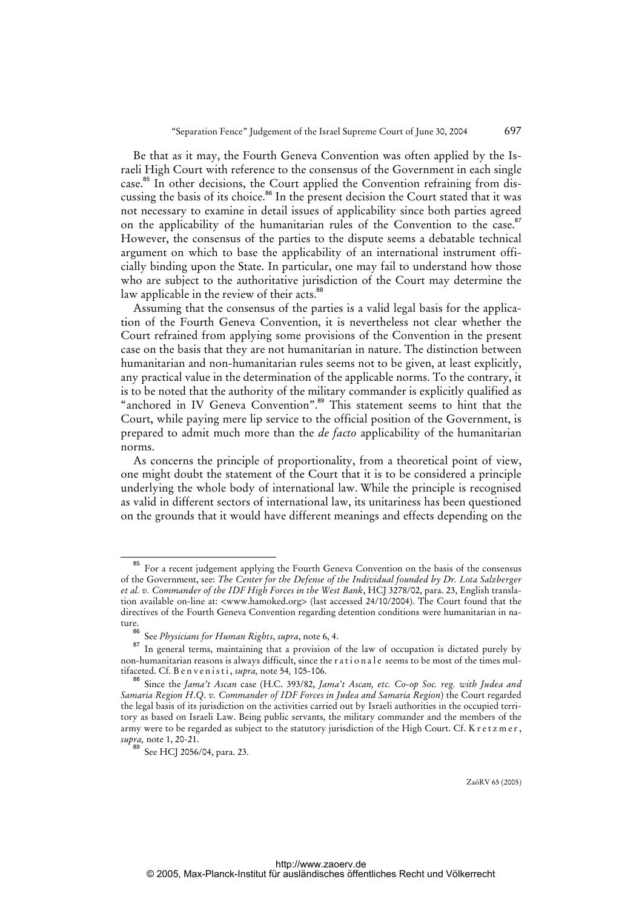Be that as it may, the Fourth Geneva Convention was often applied by the Israeli High Court with reference to the consensus of the Government in each single case.[85] In other decisions, the Court applied the Convention refraining from discussing the basis of its choice.[86] In the present decision the Court stated that it was not necessary to examine in detail issues of applicability since both parties agreed on the applicability of the humanitarian rules of the Convention to the case.[87] However, the consensus of the parties to the dispute seems a debatable technical argument on which to base the applicability of an international instrument officially binding upon the State. In particular, one may fail to understand how those who are subject to the authoritative jurisdiction of the Court may determine the law applicable in the review of their acts.[88]

Assuming that the consensus of the parties is a valid legal basis for the application of the Fourth Geneva Convention, it is nevertheless not clear whether the Court refrained from applying some provisions of the Convention in the present case on the basis that they are not humanitarian in nature. The distinction between humanitarian and non-humanitarian rules seems not to be given, at least explicitly, any practical value in the determination of the applicable norms. To the contrary, it is to be noted that the authority of the military commander is explicitly qualified as "anchored in IV Geneva Convention".[89] This statement seems to hint that the Court, while paying mere lip service to the official position of the Government, is prepared to admit much more than the *de facto* applicability of the humanitarian norms.

As concerns the principle of proportionality, from a theoretical point of view, one might doubt the statement of the Court that it is to be considered a principle underlying the whole body of international law. While the principle is recognised as valid in different sectors of international law, its unitariness has been questioned on the grounds that it would have different meanings and effects depending on the

---

[85] For a recent judgement applying the Fourth Geneva Convention on the basis of the consensus of the Government, see: *The Center for the Defense of the Individual founded by Dr. Lota Salzberger et al. v. Commander of the IDF High Forces in the West Bank*, HCJ 3278/02, para. 23, English translation available on-line at: <www.hamoked.org> (last accessed 24/10/2004). The Court found that the directives of the Fourth Geneva Convention regarding detention conditions were humanitarian in nature.

[86] See *Physicians for Human Rights*, *supra*, note 6, 4.

[87] In general terms, maintaining that a provision of the law of occupation is dictated purely by non-humanitarian reasons is always difficult, since the rationale seems to be most of the times multifaceted. Cf. Benvenisti, *supra,* note 54*,* 105-106.

[88] Since the *Jama't Ascan* case (H.C. 393/82, *Jama't Ascan, etc. Co-op Soc. reg. with Judea and Samaria Region H.Q. v. Commander of IDF Forces in Judea and Samaria Region*) the Court regarded the legal basis of its jurisdiction on the activities carried out by Israeli authorities in the occupied territory as based on Israeli Law. Being public servants, the military commander and the members of the army were to be regarded as subject to the statutory jurisdiction of the High Court. Cf. Kretzmer, *supra*, note 1, 20-21.

[89] See HCJ 2056/04, para. 23.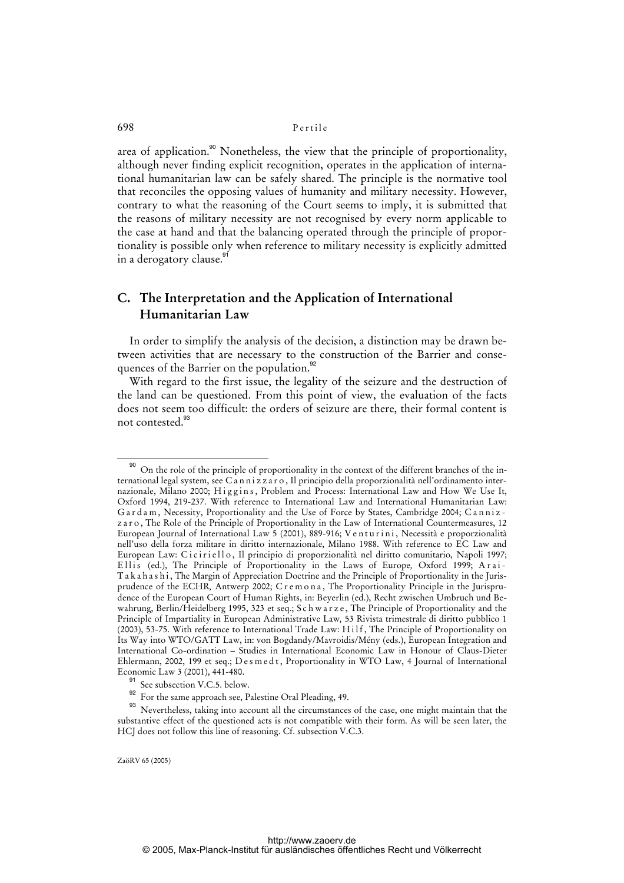area of application.[90] Nonetheless, the view that the principle of proportionality, although never finding explicit recognition, operates in the application of international humanitarian law can be safely shared. The principle is the normative tool that reconciles the opposing values of humanity and military necessity. However, contrary to what the reasoning of the Court seems to imply, it is submitted that the reasons of military necessity are not recognised by every norm applicable to the case at hand and that the balancing operated through the principle of proportionality is possible only when reference to military necessity is explicitly admitted in a derogatory clause.[91]

## C. The Interpretation and the Application of International Humanitarian Law

In order to simplify the analysis of the decision, a distinction may be drawn between activities that are necessary to the construction of the Barrier and consequences of the Barrier on the population.[92]

With regard to the first issue, the legality of the seizure and the destruction of the land can be questioned. From this point of view, the evaluation of the facts does not seem too difficult: the orders of seizure are there, their formal content is not contested.[93]

---

[90] On the role of the principle of proportionality in the context of the different branches of the international legal system, see Cannizzaro, Il principio della proporzionalità nell'ordinamento internazionale, Milano 2000; Higgins, Problem and Process: International Law and How We Use It, Oxford 1994, 219-237. With reference to International Law and International Humanitarian Law: Gardam, Necessity, Proportionality and the Use of Force by States, Cambridge 2004; Cannizzaro, The Role of the Principle of Proportionality in the Law of International Countermeasures, 12 European Journal of International Law 5 (2001), 889-916; Venturini, Necessità e proporzionalità nell'uso della forza militare in diritto internazionale, Milano 1988. With reference to EC Law and European Law: Ciciriello, Il principio di proporzionalità nel diritto comunitario, Napoli 1997; Ellis (ed.), The Principle of Proportionality in the Laws of Europe, Oxford 1999; Arai-Takahashi, The Margin of Appreciation Doctrine and the Principle of Proportionality in the Jurisprudence of the ECHR, Antwerp 2002; Cremona, The Proportionality Principle in the Jurisprudence of the European Court of Human Rights, in: Beyerlin (ed.), Recht zwischen Umbruch und Bewahrung, Berlin/Heidelberg 1995, 323 et seq.; Schwarze, The Principle of Proportionality and the Principle of Impartiality in European Administrative Law, 53 Rivista trimestrale di diritto pubblico 1 (2003), 53-75. With reference to International Trade Law: Hilf, The Principle of Proportionality on Its Way into WTO/GATT Law, in: von Bogdandy/Mavroidis/Mény (eds.), European Integration and International Co-ordination – Studies in International Economic Law in Honour of Claus-Dieter Ehlermann, 2002, 199 et seq.; Desmedt, Proportionality in WTO Law, 4 Journal of International Economic Law 3 (2001), 441-480.

[91] See subsection V.C.5. below.

[92] For the same approach see, Palestine Oral Pleading, 49.

[93] Nevertheless, taking into account all the circumstances of the case, one might maintain that the substantive effect of the questioned acts is not compatible with their form. As will be seen later, the HCJ does not follow this line of reasoning. Cf. subsection V.C.3.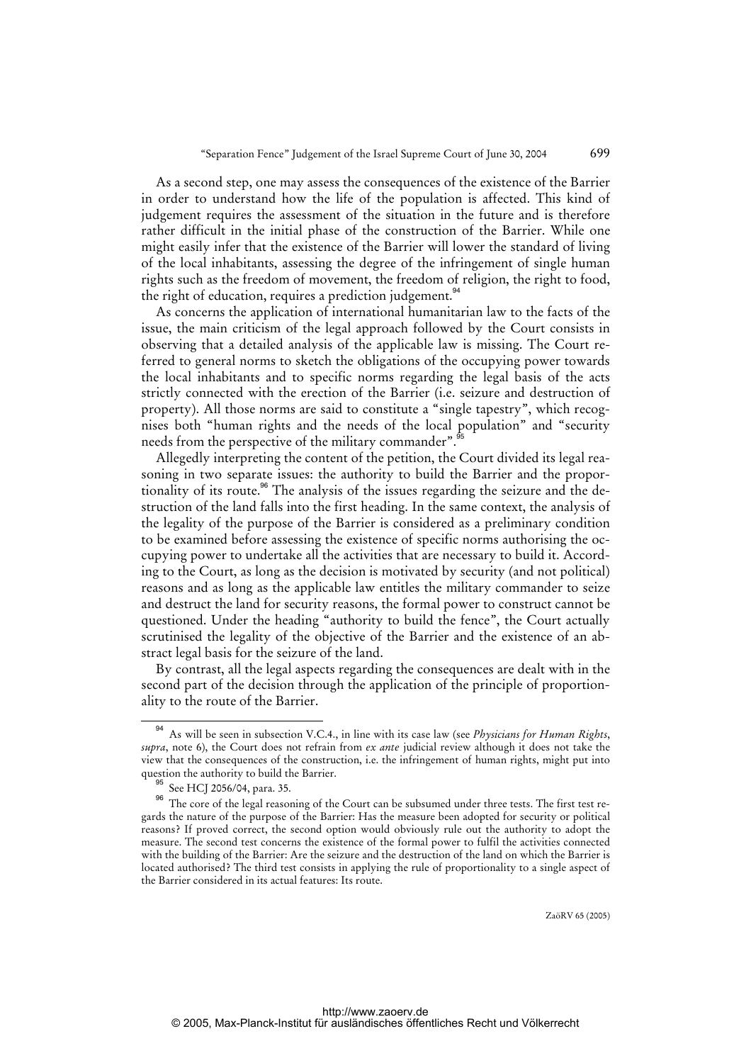As a second step, one may assess the consequences of the existence of the Barrier in order to understand how the life of the population is affected. This kind of judgement requires the assessment of the situation in the future and is therefore rather difficult in the initial phase of the construction of the Barrier. While one might easily infer that the existence of the Barrier will lower the standard of living of the local inhabitants, assessing the degree of the infringement of single human rights such as the freedom of movement, the freedom of religion, the right to food, the right of education, requires a prediction judgement.[94]

As concerns the application of international humanitarian law to the facts of the issue, the main criticism of the legal approach followed by the Court consists in observing that a detailed analysis of the applicable law is missing. The Court referred to general norms to sketch the obligations of the occupying power towards the local inhabitants and to specific norms regarding the legal basis of the acts strictly connected with the erection of the Barrier (i.e. seizure and destruction of property). All those norms are said to constitute a "single tapestry", which recognises both "human rights and the needs of the local population" and "security needs from the perspective of the military commander".[95]

Allegedly interpreting the content of the petition, the Court divided its legal reasoning in two separate issues: the authority to build the Barrier and the proportionality of its route.[96] The analysis of the issues regarding the seizure and the destruction of the land falls into the first heading. In the same context, the analysis of the legality of the purpose of the Barrier is considered as a preliminary condition to be examined before assessing the existence of specific norms authorising the occupying power to undertake all the activities that are necessary to build it. According to the Court, as long as the decision is motivated by security (and not political) reasons and as long as the applicable law entitles the military commander to seize and destruct the land for security reasons, the formal power to construct cannot be questioned. Under the heading "authority to build the fence", the Court actually scrutinised the legality of the objective of the Barrier and the existence of an abstract legal basis for the seizure of the land.

By contrast, all the legal aspects regarding the consequences are dealt with in the second part of the decision through the application of the principle of proportionality to the route of the Barrier.

---

[94] As will be seen in subsection V.C.4., in line with its case law (see *Physicians for Human Rights*, *supra*, note 6), the Court does not refrain from *ex ante* judicial review although it does not take the view that the consequences of the construction, i.e. the infringement of human rights, might put into question the authority to build the Barrier.

[95] See HCJ 2056/04, para. 35.

[96] The core of the legal reasoning of the Court can be subsumed under three tests. The first test regards the nature of the purpose of the Barrier: Has the measure been adopted for security or political reasons? If proved correct, the second option would obviously rule out the authority to adopt the measure. The second test concerns the existence of the formal power to fulfil the activities connected with the building of the Barrier: Are the seizure and the destruction of the land on which the Barrier is located authorised? The third test consists in applying the rule of proportionality to a single aspect of the Barrier considered in its actual features: Its route.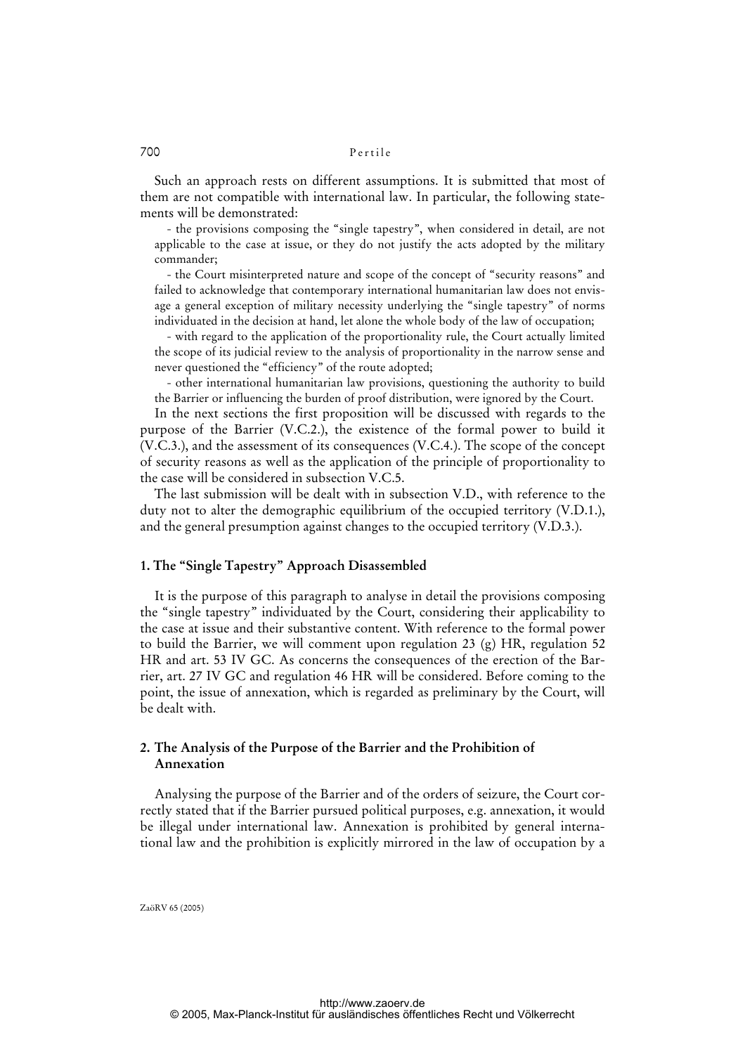Such an approach rests on different assumptions. It is submitted that most of them are not compatible with international law. In particular, the following statements will be demonstrated:

- the provisions composing the "single tapestry", when considered in detail, are not applicable to the case at issue, or they do not justify the acts adopted by the military commander;
- the Court misinterpreted nature and scope of the concept of "security reasons" and failed to acknowledge that contemporary international humanitarian law does not envisage a general exception of military necessity underlying the "single tapestry" of norms individuated in the decision at hand, let alone the whole body of the law of occupation;
- with regard to the application of the proportionality rule, the Court actually limited the scope of its judicial review to the analysis of proportionality in the narrow sense and never questioned the "efficiency" of the route adopted;
- other international humanitarian law provisions, questioning the authority to build the Barrier or influencing the burden of proof distribution, were ignored by the Court.

In the next sections the first proposition will be discussed with regards to the purpose of the Barrier (V.C.2.), the existence of the formal power to build it (V.C.3.), and the assessment of its consequences (V.C.4.). The scope of the concept of security reasons as well as the application of the principle of proportionality to the case will be considered in subsection V.C.5.

The last submission will be dealt with in subsection V.D., with reference to the duty not to alter the demographic equilibrium of the occupied territory (V.D.1.), and the general presumption against changes to the occupied territory (V.D.3.).

### 1. The "Single Tapestry" Approach Disassembled

It is the purpose of this paragraph to analyse in detail the provisions composing the "single tapestry" individuated by the Court, considering their applicability to the case at issue and their substantive content. With reference to the formal power to build the Barrier, we will comment upon regulation 23 (g) HR, regulation 52 HR and art. 53 IV GC. As concerns the consequences of the erection of the Barrier, art. 27 IV GC and regulation 46 HR will be considered. Before coming to the point, the issue of annexation, which is regarded as preliminary by the Court, will be dealt with.

### 2. The Analysis of the Purpose of the Barrier and the Prohibition of Annexation

Analysing the purpose of the Barrier and of the orders of seizure, the Court correctly stated that if the Barrier pursued political purposes, e.g. annexation, it would be illegal under international law. Annexation is prohibited by general international law and the prohibition is explicitly mirrored in the law of occupation by a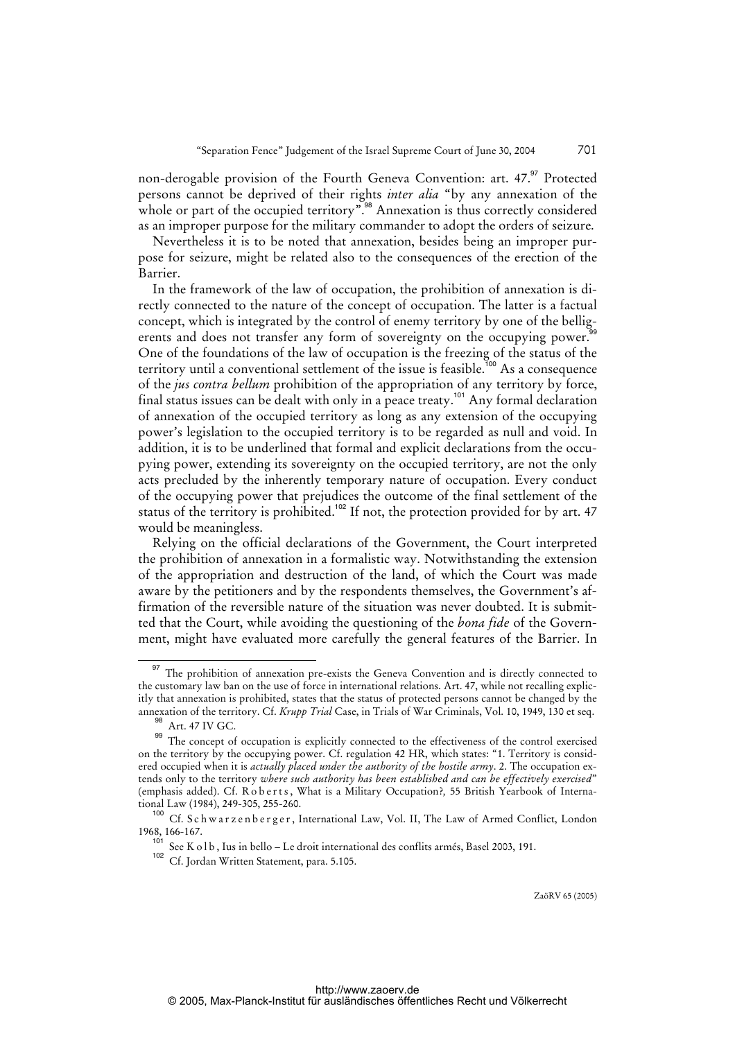non-derogable provision of the Fourth Geneva Convention: art. 47.[97] Protected persons cannot be deprived of their rights *inter alia* "by any annexation of the whole or part of the occupied territory".[98] Annexation is thus correctly considered as an improper purpose for the military commander to adopt the orders of seizure.

Nevertheless it is to be noted that annexation, besides being an improper purpose for seizure, might be related also to the consequences of the erection of the Barrier.

In the framework of the law of occupation, the prohibition of annexation is directly connected to the nature of the concept of occupation. The latter is a factual concept, which is integrated by the control of enemy territory by one of the belligerents and does not transfer any form of sovereignty on the occupying power.[99] One of the foundations of the law of occupation is the freezing of the status of the territory until a conventional settlement of the issue is feasible.[100] As a consequence of the *jus contra bellum* prohibition of the appropriation of any territory by force, final status issues can be dealt with only in a peace treaty.[101] Any formal declaration of annexation of the occupied territory as long as any extension of the occupying power's legislation to the occupied territory is to be regarded as null and void. In addition, it is to be underlined that formal and explicit declarations from the occupying power, extending its sovereignty on the occupied territory, are not the only acts precluded by the inherently temporary nature of occupation. Every conduct of the occupying power that prejudices the outcome of the final settlement of the status of the territory is prohibited.[102] If not, the protection provided for by art. 47 would be meaningless.

Relying on the official declarations of the Government, the Court interpreted the prohibition of annexation in a formalistic way. Notwithstanding the extension of the appropriation and destruction of the land, of which the Court was made aware by the petitioners and by the respondents themselves, the Government's affirmation of the reversible nature of the situation was never doubted. It is submitted that the Court, while avoiding the questioning of the *bona fide* of the Government, might have evaluated more carefully the general features of the Barrier. In

---

[97] The prohibition of annexation pre-exists the Geneva Convention and is directly connected to the customary law ban on the use of force in international relations. Art. 47, while not recalling explicitly that annexation is prohibited, states that the status of protected persons cannot be changed by the annexation of the territory. Cf. *Krupp Trial* Case, in Trials of War Criminals, Vol. 10, 1949, 130 et seq.

[98] Art. 47 IV GC.

[99] The concept of occupation is explicitly connected to the effectiveness of the control exercised on the territory by the occupying power. Cf. regulation 42 HR, which states: "1. Territory is considered occupied when it is *actually placed under the authority of the hostile army*. 2. The occupation extends only to the territory *where such authority has been established and can be effectively exercised*" (emphasis added). Cf. Roberts, What is a Military Occupation?, 55 British Yearbook of International Law (1984), 249-305, 255-260.

[100] Cf. Schwarzenberger, International Law, Vol. II, The Law of Armed Conflict, London 1968, 166-167.

[101] See Kolb, Ius in bello – Le droit international des conflits armés, Basel 2003, 191.

[102] Cf. Jordan Written Statement, para. 5.105.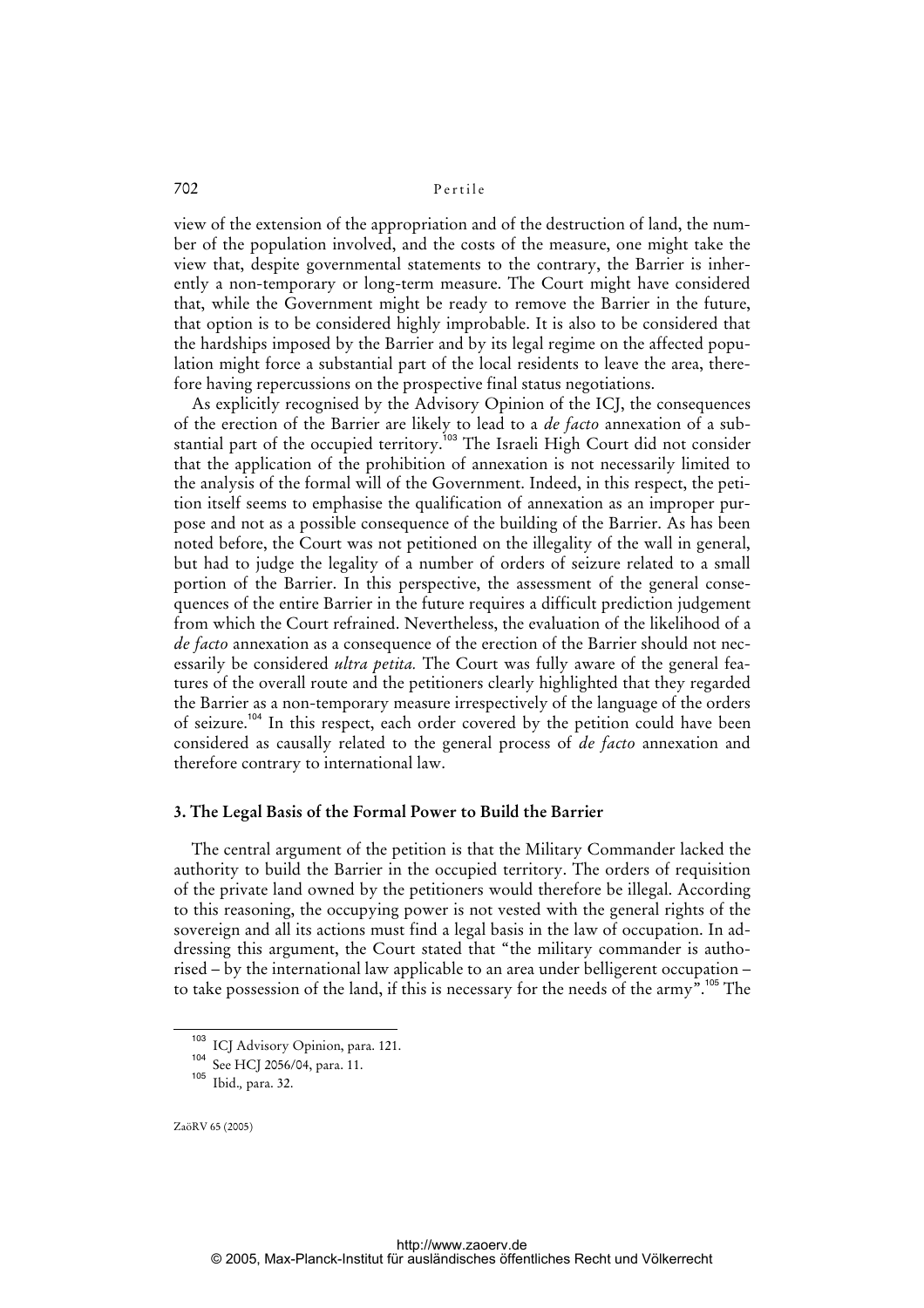view of the extension of the appropriation and of the destruction of land, the number of the population involved, and the costs of the measure, one might take the view that, despite governmental statements to the contrary, the Barrier is inherently a non-temporary or long-term measure. The Court might have considered that, while the Government might be ready to remove the Barrier in the future, that option is to be considered highly improbable. It is also to be considered that the hardships imposed by the Barrier and by its legal regime on the affected population might force a substantial part of the local residents to leave the area, therefore having repercussions on the prospective final status negotiations.

As explicitly recognised by the Advisory Opinion of the ICJ, the consequences of the erection of the Barrier are likely to lead to a *de facto* annexation of a substantial part of the occupied territory.[103] The Israeli High Court did not consider that the application of the prohibition of annexation is not necessarily limited to the analysis of the formal will of the Government. Indeed, in this respect, the petition itself seems to emphasise the qualification of annexation as an improper purpose and not as a possible consequence of the building of the Barrier. As has been noted before, the Court was not petitioned on the illegality of the wall in general, but had to judge the legality of a number of orders of seizure related to a small portion of the Barrier. In this perspective, the assessment of the general consequences of the entire Barrier in the future requires a difficult prediction judgement from which the Court refrained. Nevertheless, the evaluation of the likelihood of a *de facto* annexation as a consequence of the erection of the Barrier should not necessarily be considered *ultra petita.* The Court was fully aware of the general features of the overall route and the petitioners clearly highlighted that they regarded the Barrier as a non-temporary measure irrespectively of the language of the orders of seizure.[104] In this respect, each order covered by the petition could have been considered as causally related to the general process of *de facto* annexation and therefore contrary to international law.

### 3. The Legal Basis of the Formal Power to Build the Barrier

The central argument of the petition is that the Military Commander lacked the authority to build the Barrier in the occupied territory. The orders of requisition of the private land owned by the petitioners would therefore be illegal. According to this reasoning, the occupying power is not vested with the general rights of the sovereign and all its actions must find a legal basis in the law of occupation. In addressing this argument, the Court stated that "the military commander is authorised – by the international law applicable to an area under belligerent occupation – to take possession of the land, if this is necessary for the needs of the army".[105] The

---

[103] ICJ Advisory Opinion, para. 121.

[104] See HCJ 2056/04, para. 11.

[105] Ibid., para. 32.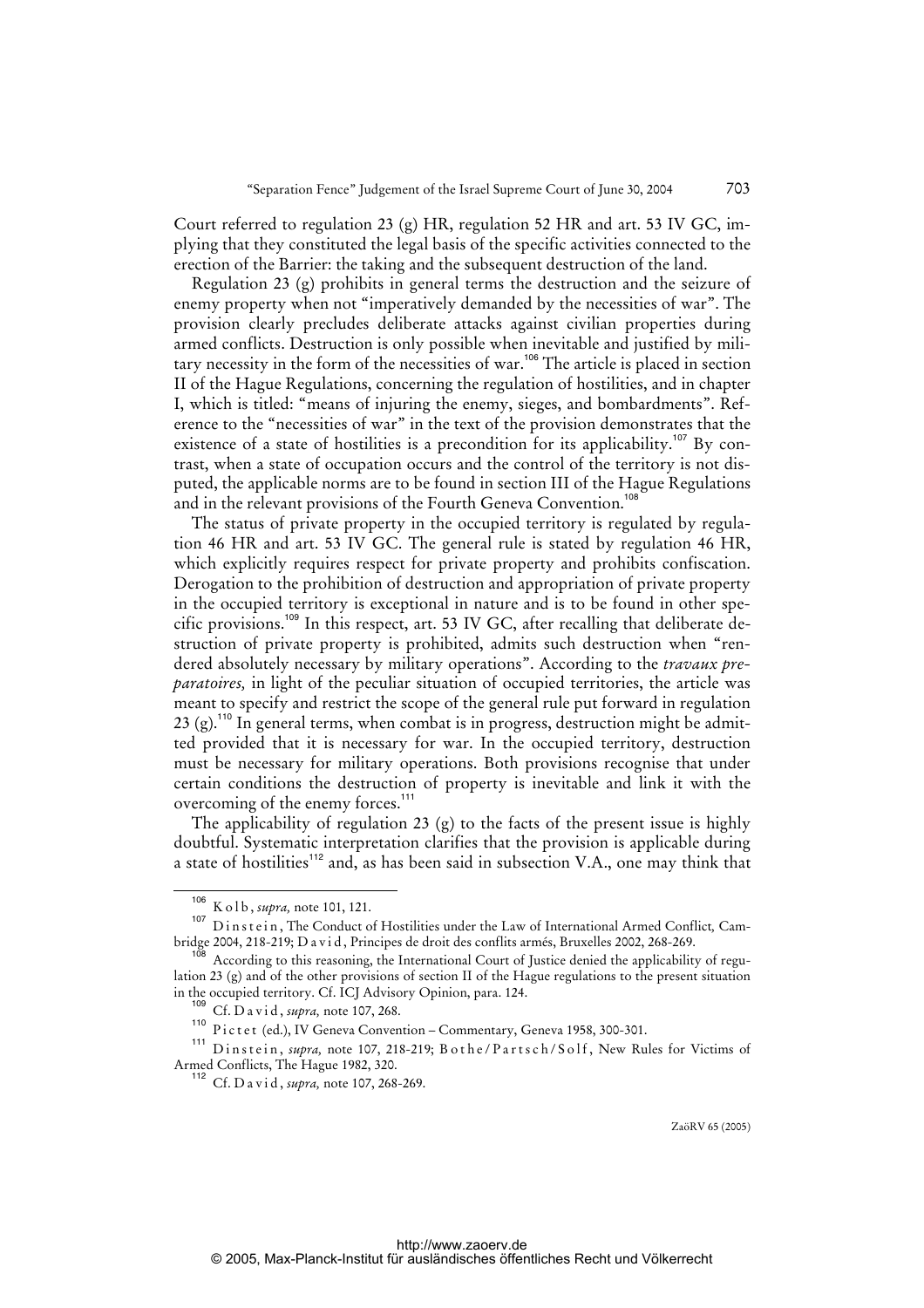Court referred to regulation 23 (g) HR, regulation 52 HR and art. 53 IV GC, implying that they constituted the legal basis of the specific activities connected to the erection of the Barrier: the taking and the subsequent destruction of the land.

Regulation 23 (g) prohibits in general terms the destruction and the seizure of enemy property when not "imperatively demanded by the necessities of war". The provision clearly precludes deliberate attacks against civilian properties during armed conflicts. Destruction is only possible when inevitable and justified by military necessity in the form of the necessities of war.[106] The article is placed in section II of the Hague Regulations, concerning the regulation of hostilities, and in chapter I, which is titled: "means of injuring the enemy, sieges, and bombardments". Reference to the "necessities of war" in the text of the provision demonstrates that the existence of a state of hostilities is a precondition for its applicability.[107] By contrast, when a state of occupation occurs and the control of the territory is not disputed, the applicable norms are to be found in section III of the Hague Regulations and in the relevant provisions of the Fourth Geneva Convention.[108]

The status of private property in the occupied territory is regulated by regulation 46 HR and art. 53 IV GC. The general rule is stated by regulation 46 HR, which explicitly requires respect for private property and prohibits confiscation. Derogation to the prohibition of destruction and appropriation of private property in the occupied territory is exceptional in nature and is to be found in other specific provisions.[109] In this respect, art. 53 IV GC, after recalling that deliberate destruction of private property is prohibited, admits such destruction when "rendered absolutely necessary by military operations". According to the *travaux préparatoires,* in light of the peculiar situation of occupied territories, the article was meant to specify and restrict the scope of the general rule put forward in regulation 23 (g).[110] In general terms, when combat is in progress, destruction might be admitted provided that it is necessary for war. In the occupied territory, destruction must be necessary for military operations. Both provisions recognise that under certain conditions the destruction of property is inevitable and link it with the overcoming of the enemy forces.[111]

The applicability of regulation 23 (g) to the facts of the present issue is highly doubtful. Systematic interpretation clarifies that the provision is applicable during a state of hostilities[112] and, as has been said in subsection V.A., one may think that

---

[106] Kolb, *supra,* note 101, 121.

[107] Dinstein, The Conduct of Hostilities under the Law of International Armed Conflict*,* Cambridge 2004, 218-219; David, Principes de droit des conflits armés, Bruxelles 2002, 268-269.

[108] According to this reasoning, the International Court of Justice denied the applicability of regulation 23 (g) and of the other provisions of section II of the Hague regulations to the present situation in the occupied territory. Cf. ICJ Advisory Opinion, para. 124.

[109] Cf. David, *supra,* note 107, 268.

[110] Pictet (ed.), IV Geneva Convention – Commentary, Geneva 1958, 300-301.

[111] Dinstein, *supra,* note 107, 218-219; Bothe/Partsch/Solf, New Rules for Victims of Armed Conflicts, The Hague 1982, 320.

[112] Cf. David, *supra,* note 107, 268-269.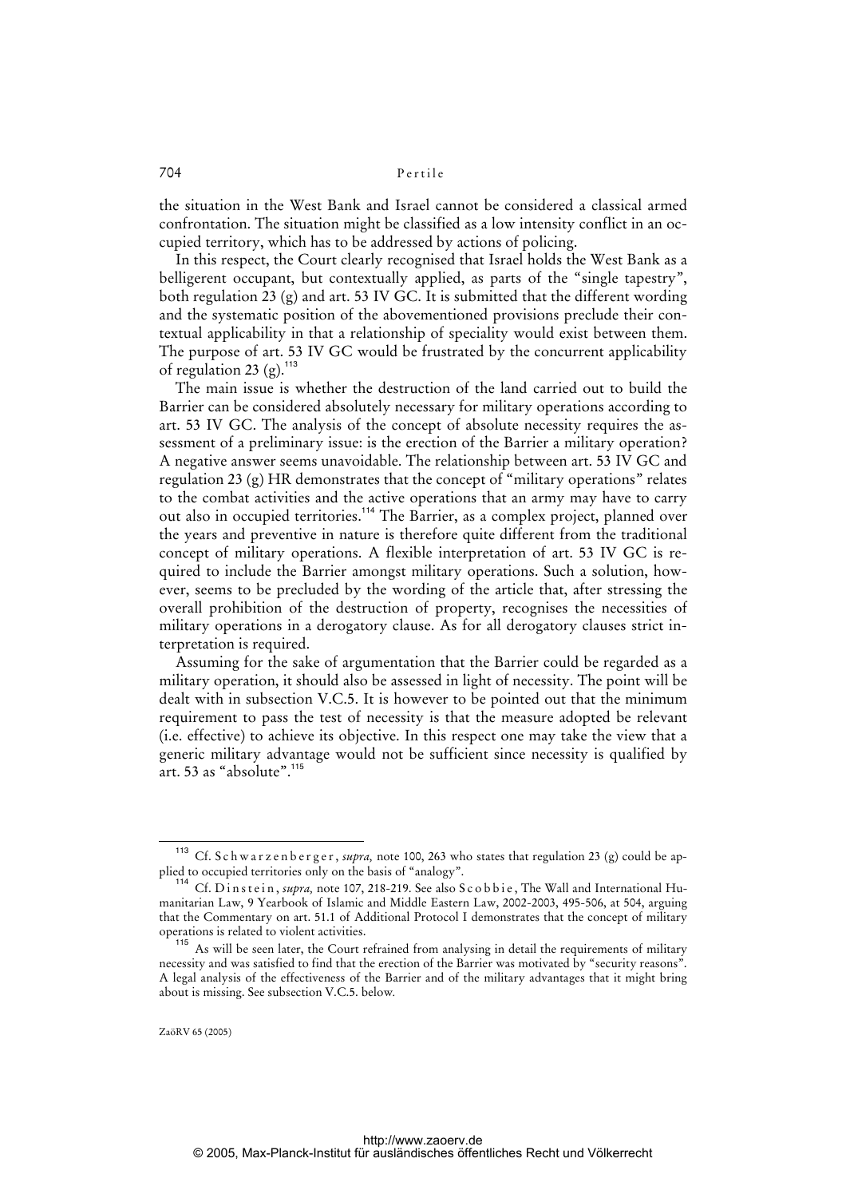the situation in the West Bank and Israel cannot be considered a classical armed confrontation. The situation might be classified as a low intensity conflict in an occupied territory, which has to be addressed by actions of policing.

In this respect, the Court clearly recognised that Israel holds the West Bank as a belligerent occupant, but contextually applied, as parts of the "single tapestry", both regulation 23 (g) and art. 53 IV GC. It is submitted that the different wording and the systematic position of the abovementioned provisions preclude their contextual applicability in that a relationship of speciality would exist between them. The purpose of art. 53 IV GC would be frustrated by the concurrent applicability of regulation 23 (g).[113]

The main issue is whether the destruction of the land carried out to build the Barrier can be considered absolutely necessary for military operations according to art. 53 IV GC. The analysis of the concept of absolute necessity requires the assessment of a preliminary issue: is the erection of the Barrier a military operation? A negative answer seems unavoidable. The relationship between art. 53 IV GC and regulation 23 (g) HR demonstrates that the concept of "military operations" relates to the combat activities and the active operations that an army may have to carry out also in occupied territories.[114] The Barrier, as a complex project, planned over the years and preventive in nature is therefore quite different from the traditional concept of military operations. A flexible interpretation of art. 53 IV GC is required to include the Barrier amongst military operations. Such a solution, however, seems to be precluded by the wording of the article that, after stressing the overall prohibition of the destruction of property, recognises the necessities of military operations in a derogatory clause. As for all derogatory clauses strict interpretation is required.

Assuming for the sake of argumentation that the Barrier could be regarded as a military operation, it should also be assessed in light of necessity. The point will be dealt with in subsection V.C.5. It is however to be pointed out that the minimum requirement to pass the test of necessity is that the measure adopted be relevant (i.e. effective) to achieve its objective. In this respect one may take the view that a generic military advantage would not be sufficient since necessity is qualified by art. 53 as "absolute".[115]

---

[113] Cf. Schwarzenberger, *supra,* note 100, 263 who states that regulation 23 (g) could be applied to occupied territories only on the basis of "analogy".

[114] Cf. Dinstein, *supra,* note 107, 218-219. See also Scobbie, The Wall and International Humanitarian Law, 9 Yearbook of Islamic and Middle Eastern Law, 2002-2003, 495-506, at 504, arguing that the Commentary on art. 51.1 of Additional Protocol I demonstrates that the concept of military operations is related to violent activities.

[115] As will be seen later, the Court refrained from analysing in detail the requirements of military necessity and was satisfied to find that the erection of the Barrier was motivated by "security reasons". A legal analysis of the effectiveness of the Barrier and of the military advantages that it might bring about is missing. See subsection V.C.5. below.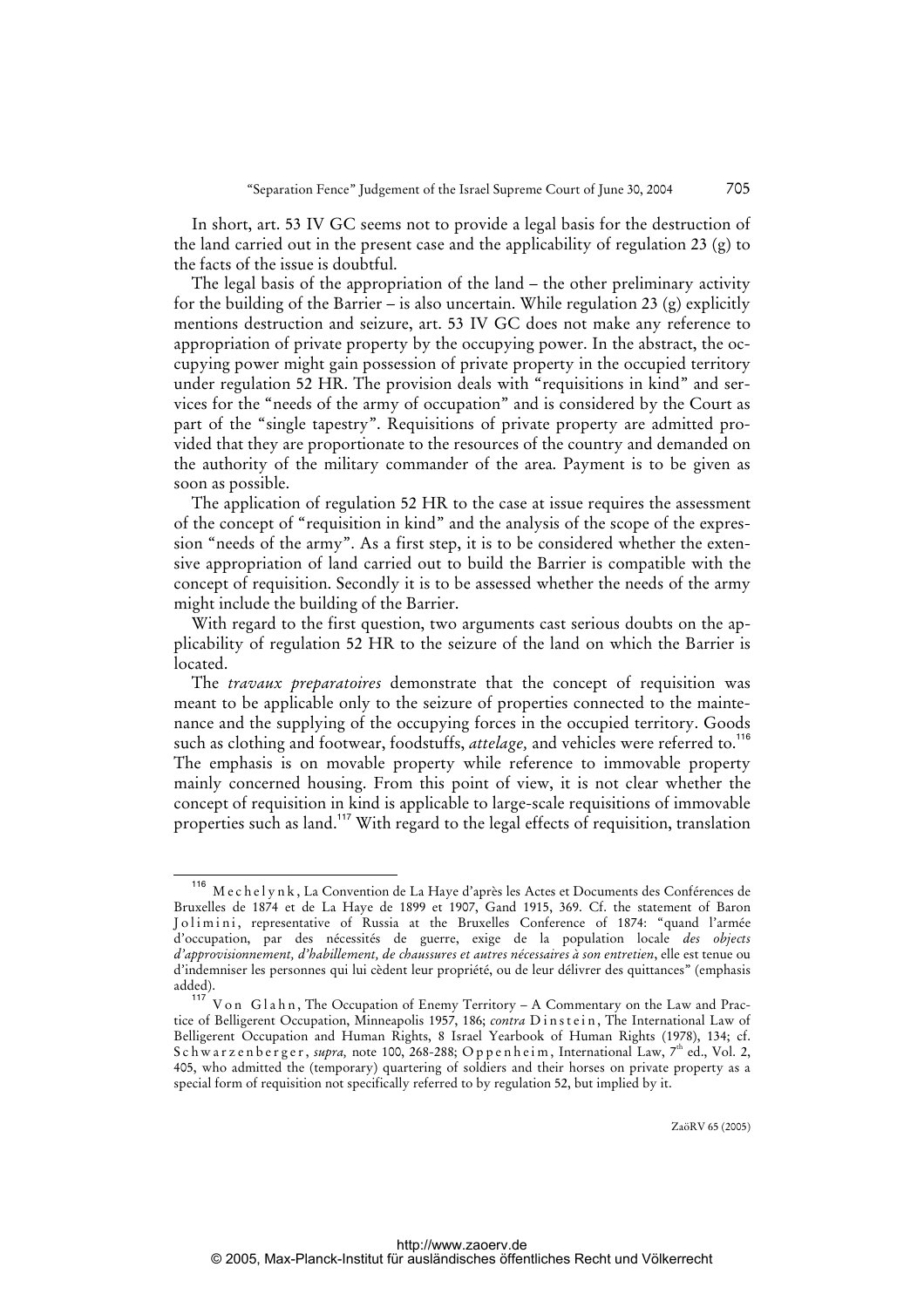In short, art. 53 IV GC seems not to provide a legal basis for the destruction of the land carried out in the present case and the applicability of regulation 23 (g) to the facts of the issue is doubtful.

The legal basis of the appropriation of the land – the other preliminary activity for the building of the Barrier – is also uncertain. While regulation 23 (g) explicitly mentions destruction and seizure, art. 53 IV GC does not make any reference to appropriation of private property by the occupying power. In the abstract, the occupying power might gain possession of private property in the occupied territory under regulation 52 HR. The provision deals with "requisitions in kind" and services for the "needs of the army of occupation" and is considered by the Court as part of the "single tapestry". Requisitions of private property are admitted provided that they are proportionate to the resources of the country and demanded on the authority of the military commander of the area. Payment is to be given as soon as possible.

The application of regulation 52 HR to the case at issue requires the assessment of the concept of "requisition in kind" and the analysis of the scope of the expression "needs of the army". As a first step, it is to be considered whether the extensive appropriation of land carried out to build the Barrier is compatible with the concept of requisition. Secondly it is to be assessed whether the needs of the army might include the building of the Barrier.

With regard to the first question, two arguments cast serious doubts on the applicability of regulation 52 HR to the seizure of the land on which the Barrier is located.

The *travaux preparatoires* demonstrate that the concept of requisition was meant to be applicable only to the seizure of properties connected to the maintenance and the supplying of the occupying forces in the occupied territory. Goods such as clothing and footwear, foodstuffs, *attelage,* and vehicles were referred to.[116] The emphasis is on movable property while reference to immovable property mainly concerned housing. From this point of view, it is not clear whether the concept of requisition in kind is applicable to large-scale requisitions of immovable properties such as land.[117] With regard to the legal effects of requisition, translation

---

[116] Mechelynk, La Convention de La Haye d'après les Actes et Documents des Conférences de Bruxelles de 1874 et de La Haye de 1899 et 1907, Gand 1915, 369. Cf. the statement of Baron Jolimini, representative of Russia at the Bruxelles Conference of 1874: "quand l'armée d'occupation, par des nécessités de guerre, exige de la population locale *des objects d'approvisionnement, d'habillement, de chaussures et autres nécessaires à son entretien*, elle est tenue ou d'indemniser les personnes qui lui cèdent leur propriété, ou de leur délivrer des quittances" (emphasis added).

[117] Von Glahn, The Occupation of Enemy Territory – A Commentary on the Law and Practice of Belligerent Occupation, Minneapolis 1957, 186; *contra* Dinstein, The International Law of Belligerent Occupation and Human Rights, 8 Israel Yearbook of Human Rights (1978), 134; cf. Schwarzenberger, *supra,* note 100, 268-288; Oppenheim, International Law, 7th ed., Vol. 2, 405, who admitted the (temporary) quartering of soldiers and their horses on private property as a special form of requisition not specifically referred to by regulation 52, but implied by it.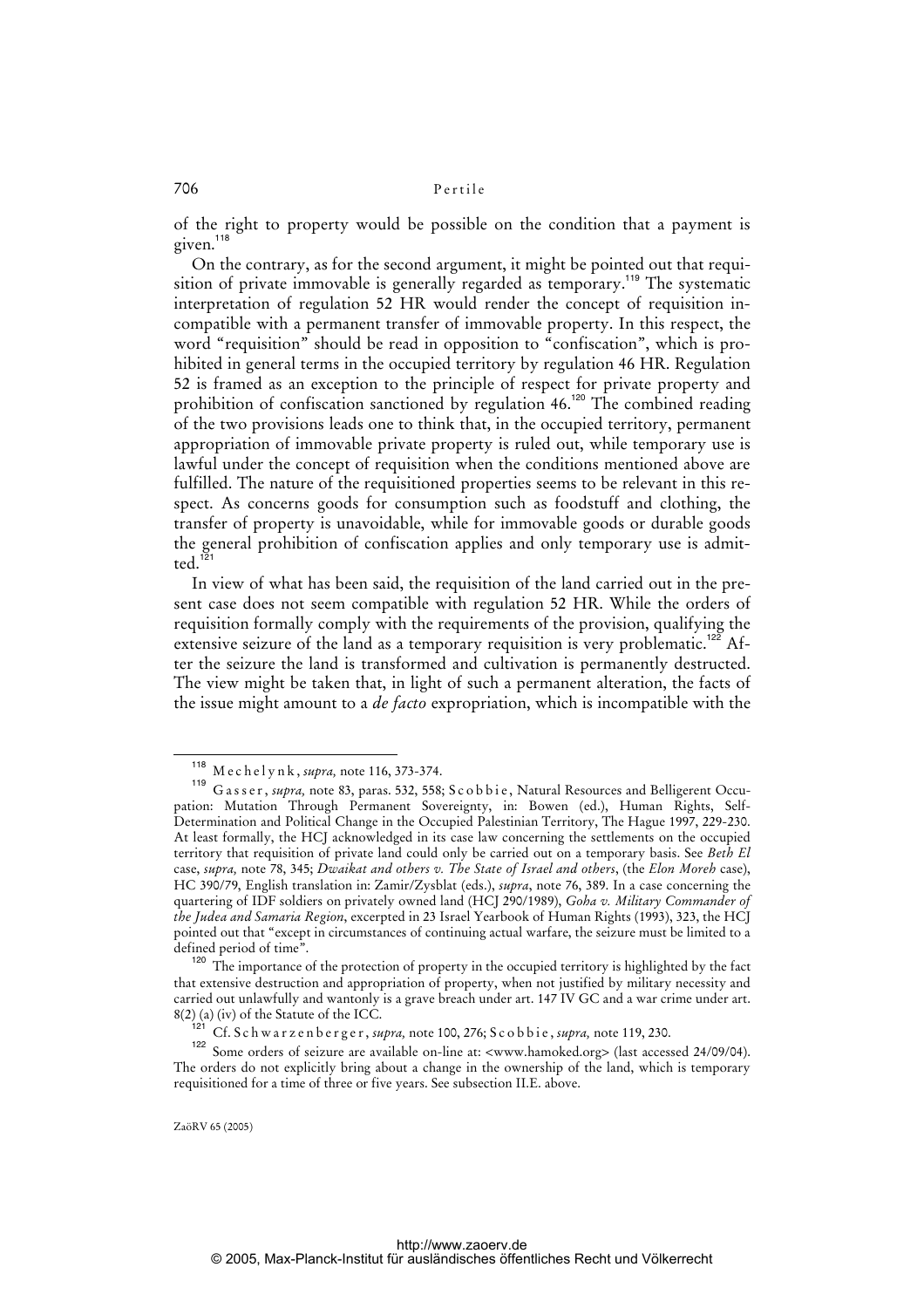of the right to property would be possible on the condition that a payment is given.[118]

On the contrary, as for the second argument, it might be pointed out that requisition of private immovable is generally regarded as temporary.[119] The systematic interpretation of regulation 52 HR would render the concept of requisition incompatible with a permanent transfer of immovable property. In this respect, the word "requisition" should be read in opposition to "confiscation", which is prohibited in general terms in the occupied territory by regulation 46 HR. Regulation 52 is framed as an exception to the principle of respect for private property and prohibition of confiscation sanctioned by regulation 46.[120] The combined reading of the two provisions leads one to think that, in the occupied territory, permanent appropriation of immovable private property is ruled out, while temporary use is lawful under the concept of requisition when the conditions mentioned above are fulfilled. The nature of the requisitioned properties seems to be relevant in this respect. As concerns goods for consumption such as foodstuff and clothing, the transfer of property is unavoidable, while for immovable goods or durable goods the general prohibition of confiscation applies and only temporary use is admitted.[121]

In view of what has been said, the requisition of the land carried out in the present case does not seem compatible with regulation 52 HR. While the orders of requisition formally comply with the requirements of the provision, qualifying the extensive seizure of the land as a temporary requisition is very problematic.[122] After the seizure the land is transformed and cultivation is permanently destructed. The view might be taken that, in light of such a permanent alteration, the facts of the issue might amount to a *de facto* expropriation, which is incompatible with the

---

[118] Mechelynk, *supra,* note 116, 373-374.

[119] Gasser, *supra,* note 83, paras. 532, 558; Scobbie, Natural Resources and Belligerent Occupation: Mutation Through Permanent Sovereignty, in: Bowen (ed.), Human Rights, Self-Determination and Political Change in the Occupied Palestinian Territory, The Hague 1997, 229-230. At least formally, the HCJ acknowledged in its case law concerning the settlements on the occupied territory that requisition of private land could only be carried out on a temporary basis. See *Beth El* case, *supra,* note 78, 345; *Dwaikat and others v. The State of Israel and others*, (the *Elon Moreh* case), HC 390/79, English translation in: Zamir/Zysblat (eds.), *supra*, note 76, 389. In a case concerning the quartering of IDF soldiers on privately owned land (HCJ 290/1989), *Goha v. Military Commander of the Judea and Samaria Region*, excerpted in 23 Israel Yearbook of Human Rights (1993), 323, the HCJ pointed out that "except in circumstances of continuing actual warfare, the seizure must be limited to a defined period of time".

[120] The importance of the protection of property in the occupied territory is highlighted by the fact that extensive destruction and appropriation of property, when not justified by military necessity and carried out unlawfully and wantonly is a grave breach under art. 147 IV GC and a war crime under art. 8(2) (a) (iv) of the Statute of the ICC.

[121] Cf. Schwarzenberger, *supra,* note 100, 276; Scobbie, *supra,* note 119, 230.

[122] Some orders of seizure are available on-line at: <www.hamoked.org> (last accessed 24/09/04). The orders do not explicitly bring about a change in the ownership of the land, which is temporary requisitioned for a time of three or five years. See subsection II.E. above.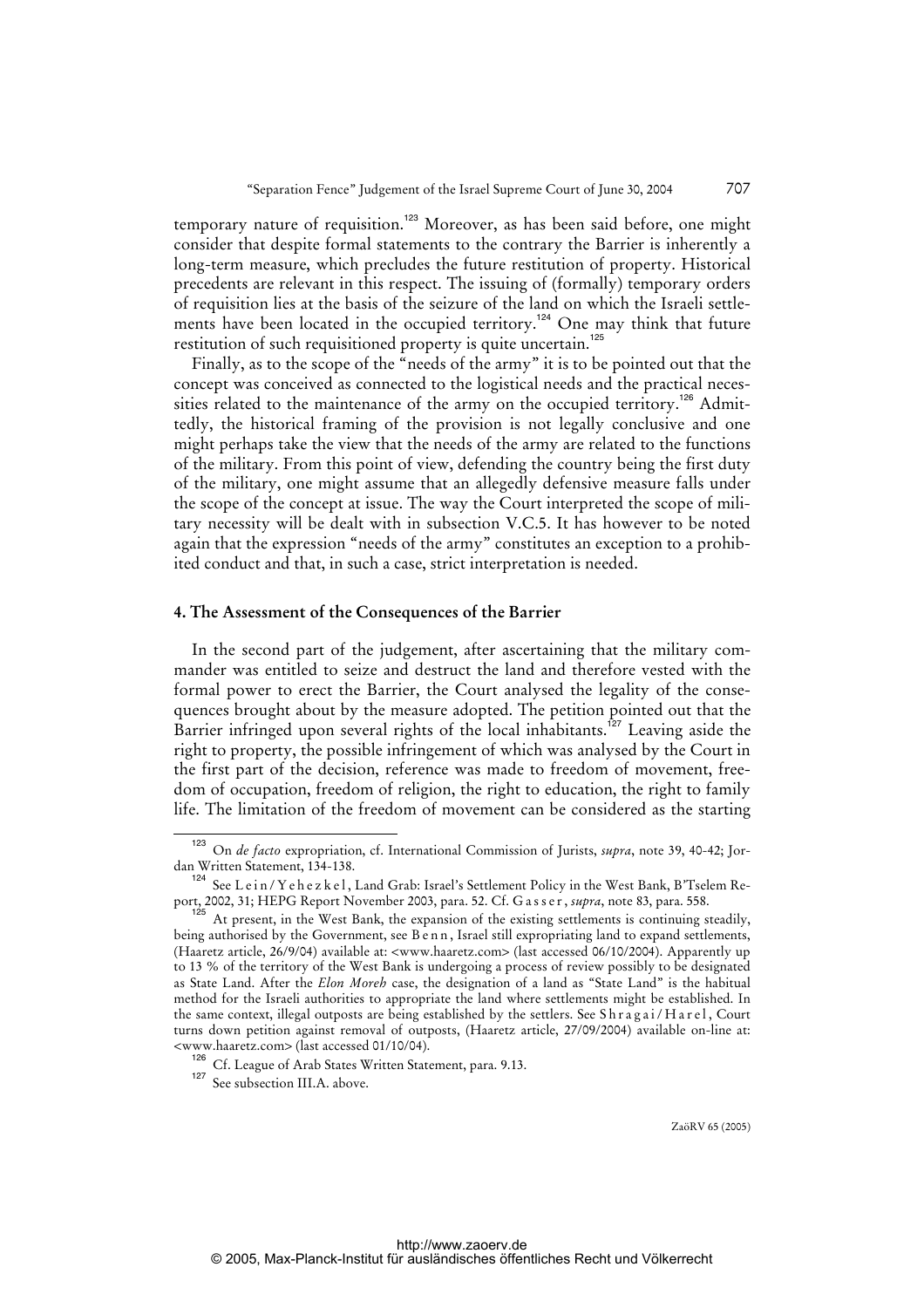temporary nature of requisition.[123] Moreover, as has been said before, one might consider that despite formal statements to the contrary the Barrier is inherently a long-term measure, which precludes the future restitution of property. Historical precedents are relevant in this respect. The issuing of (formally) temporary orders of requisition lies at the basis of the seizure of the land on which the Israeli settlements have been located in the occupied territory.[124] One may think that future restitution of such requisitioned property is quite uncertain.[125]

Finally, as to the scope of the "needs of the army" it is to be pointed out that the concept was conceived as connected to the logistical needs and the practical necessities related to the maintenance of the army on the occupied territory.[126] Admittedly, the historical framing of the provision is not legally conclusive and one might perhaps take the view that the needs of the army are related to the functions of the military. From this point of view, defending the country being the first duty of the military, one might assume that an allegedly defensive measure falls under the scope of the concept at issue. The way the Court interpreted the scope of military necessity will be dealt with in subsection V.C.5. It has however to be noted again that the expression "needs of the army" constitutes an exception to a prohibited conduct and that, in such a case, strict interpretation is needed.

#### 4. The Assessment of the Consequences of the Barrier

In the second part of the judgement, after ascertaining that the military commander was entitled to seize and destruct the land and therefore vested with the formal power to erect the Barrier, the Court analysed the legality of the consequences brought about by the measure adopted. The petition pointed out that the Barrier infringed upon several rights of the local inhabitants.[127] Leaving aside the right to property, the possible infringement of which was analysed by the Court in the first part of the decision, reference was made to freedom of movement, freedom of occupation, freedom of religion, the right to education, the right to family life. The limitation of the freedom of movement can be considered as the starting

---

[123] On *de facto* expropriation, cf. International Commission of Jurists, *supra*, note 39, 40-42; Jordan Written Statement, 134-138.

[124] See Lein/Yehezkel, Land Grab: Israel's Settlement Policy in the West Bank, B'Tselem Report, 2002, 31; HEPG Report November 2003, para. 52. Cf. Gasser, *supra*, note 83, para. 558.

[125] At present, in the West Bank, the expansion of the existing settlements is continuing steadily, being authorised by the Government, see Benn, Israel still expropriating land to expand settlements, (Haaretz article, 26/9/04) available at: <www.haaretz.com> (last accessed 06/10/2004). Apparently up to 13 % of the territory of the West Bank is undergoing a process of review possibly to be designated as State Land. After the *Elon Moreh* case, the designation of a land as "State Land" is the habitual method for the Israeli authorities to appropriate the land where settlements might be established. In the same context, illegal outposts are being established by the settlers. See Shragai/Harel, Court turns down petition against removal of outposts, (Haaretz article, 27/09/2004) available on-line at: <www.haaretz.com> (last accessed 01/10/04).

[126] Cf. League of Arab States Written Statement, para. 9.13.

[127] See subsection III.A. above.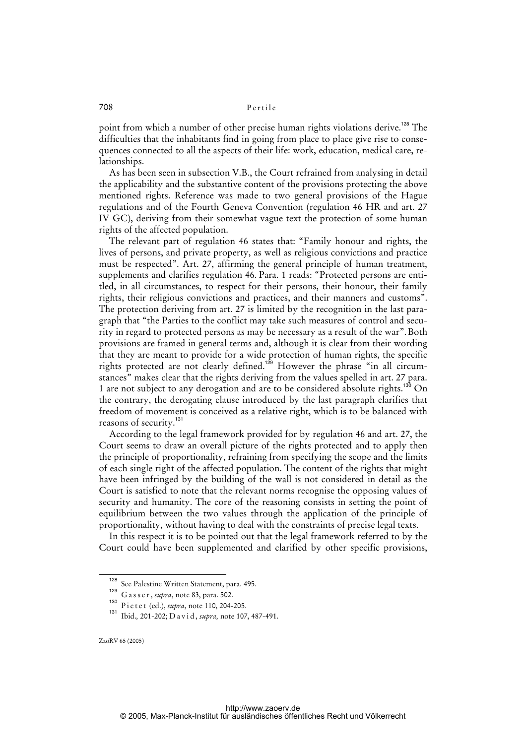point from which a number of other precise human rights violations derive.[128] The difficulties that the inhabitants find in going from place to place give rise to consequences connected to all the aspects of their life: work, education, medical care, relationships.

As has been seen in subsection V.B., the Court refrained from analysing in detail the applicability and the substantive content of the provisions protecting the above mentioned rights. Reference was made to two general provisions of the Hague regulations and of the Fourth Geneva Convention (regulation 46 HR and art. 27 IV GC), deriving from their somewhat vague text the protection of some human rights of the affected population.

The relevant part of regulation 46 states that: "Family honour and rights, the lives of persons, and private property, as well as religious convictions and practice must be respected". Art. 27, affirming the general principle of human treatment, supplements and clarifies regulation 46. Para. 1 reads: "Protected persons are entitled, in all circumstances, to respect for their persons, their honour, their family rights, their religious convictions and practices, and their manners and customs". The protection deriving from art. 27 is limited by the recognition in the last paragraph that "the Parties to the conflict may take such measures of control and security in regard to protected persons as may be necessary as a result of the war". Both provisions are framed in general terms and, although it is clear from their wording that they are meant to provide for a wide protection of human rights, the specific rights protected are not clearly defined.[129] However the phrase "in all circumstances" makes clear that the rights deriving from the values spelled in art. 27 para. 1 are not subject to any derogation and are to be considered absolute rights.[130] On the contrary, the derogating clause introduced by the last paragraph clarifies that freedom of movement is conceived as a relative right, which is to be balanced with reasons of security.[131]

According to the legal framework provided for by regulation 46 and art. 27, the Court seems to draw an overall picture of the rights protected and to apply then the principle of proportionality, refraining from specifying the scope and the limits of each single right of the affected population. The content of the rights that might have been infringed by the building of the wall is not considered in detail as the Court is satisfied to note that the relevant norms recognise the opposing values of security and humanity. The core of the reasoning consists in setting the point of equilibrium between the two values through the application of the principle of proportionality, without having to deal with the constraints of precise legal texts.

In this respect it is to be pointed out that the legal framework referred to by the Court could have been supplemented and clarified by other specific provisions,

---

[128] See Palestine Written Statement, para. 495.

[129] Gasser, *supra*, note 83, para. 502.

[130] Pictet (ed.), *supra*, note 110, 204-205.

[131] Ibid., 201-202; David, *supra*, note 107, 487-491.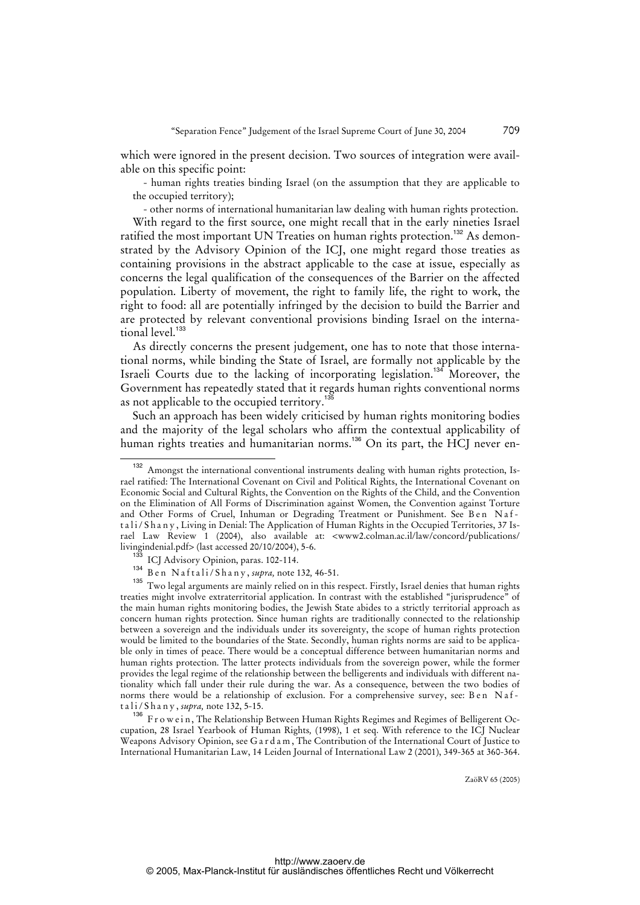which were ignored in the present decision. Two sources of integration were available on this specific point:

- human rights treaties binding Israel (on the assumption that they are applicable to the occupied territory);
- other norms of international humanitarian law dealing with human rights protection.

With regard to the first source, one might recall that in the early nineties Israel ratified the most important UN Treaties on human rights protection.[132] As demonstrated by the Advisory Opinion of the ICJ, one might regard those treaties as containing provisions in the abstract applicable to the case at issue, especially as concerns the legal qualification of the consequences of the Barrier on the affected population. Liberty of movement, the right to family life, the right to work, the right to food: all are potentially infringed by the decision to build the Barrier and are protected by relevant conventional provisions binding Israel on the international level.[133]

As directly concerns the present judgement, one has to note that those international norms, while binding the State of Israel, are formally not applicable by the Israeli Courts due to the lacking of incorporating legislation.[134] Moreover, the Government has repeatedly stated that it regards human rights conventional norms as not applicable to the occupied territory.[135]

Such an approach has been widely criticised by human rights monitoring bodies and the majority of the legal scholars who affirm the contextual applicability of human rights treaties and humanitarian norms.[136] On its part, the HCJ never en-

---

[132] Amongst the international conventional instruments dealing with human rights protection, Israel ratified: The International Covenant on Civil and Political Rights, the International Covenant on Economic Social and Cultural Rights, the Convention on the Rights of the Child, and the Convention on the Elimination of All Forms of Discrimination against Women, the Convention against Torture and Other Forms of Cruel, Inhuman or Degrading Treatment or Punishment. See Ben Naftali/Shany, Living in Denial: The Application of Human Rights in the Occupied Territories, 37 Israel Law Review 1 (2004), also available at: <www2.colman.ac.il/law/concord/publications/livingindenial.pdf> (last accessed 20/10/2004), 5-6.

[133] ICJ Advisory Opinion, paras. 102-114.

[134] Ben Naftali/Shany, *supra,* note 132, 46-51.

[135] Two legal arguments are mainly relied on in this respect. Firstly, Israel denies that human rights treaties might involve extraterritorial application. In contrast with the established "jurisprudence" of the main human rights monitoring bodies, the Jewish State abides to a strictly territorial approach as concern human rights protection. Since human rights are traditionally connected to the relationship between a sovereign and the individuals under its sovereignty, the scope of human rights protection would be limited to the boundaries of the State. Secondly, human rights norms are said to be applicable only in times of peace. There would be a conceptual difference between humanitarian norms and human rights protection. The latter protects individuals from the sovereign power, while the former provides the legal regime of the relationship between the belligerents and individuals with different nationality which fall under their rule during the war. As a consequence, between the two bodies of norms there would be a relationship of exclusion. For a comprehensive survey, see: Ben Naftali/Shany, *supra,* note 132, 5-15.

[136] Frowein, The Relationship Between Human Rights Regimes and Regimes of Belligerent Occupation, 28 Israel Yearbook of Human Rights*,* (1998), 1 et seq. With reference to the ICJ Nuclear Weapons Advisory Opinion, see Gardam, The Contribution of the International Court of Justice to International Humanitarian Law, 14 Leiden Journal of International Law 2 (2001), 349-365 at 360-364.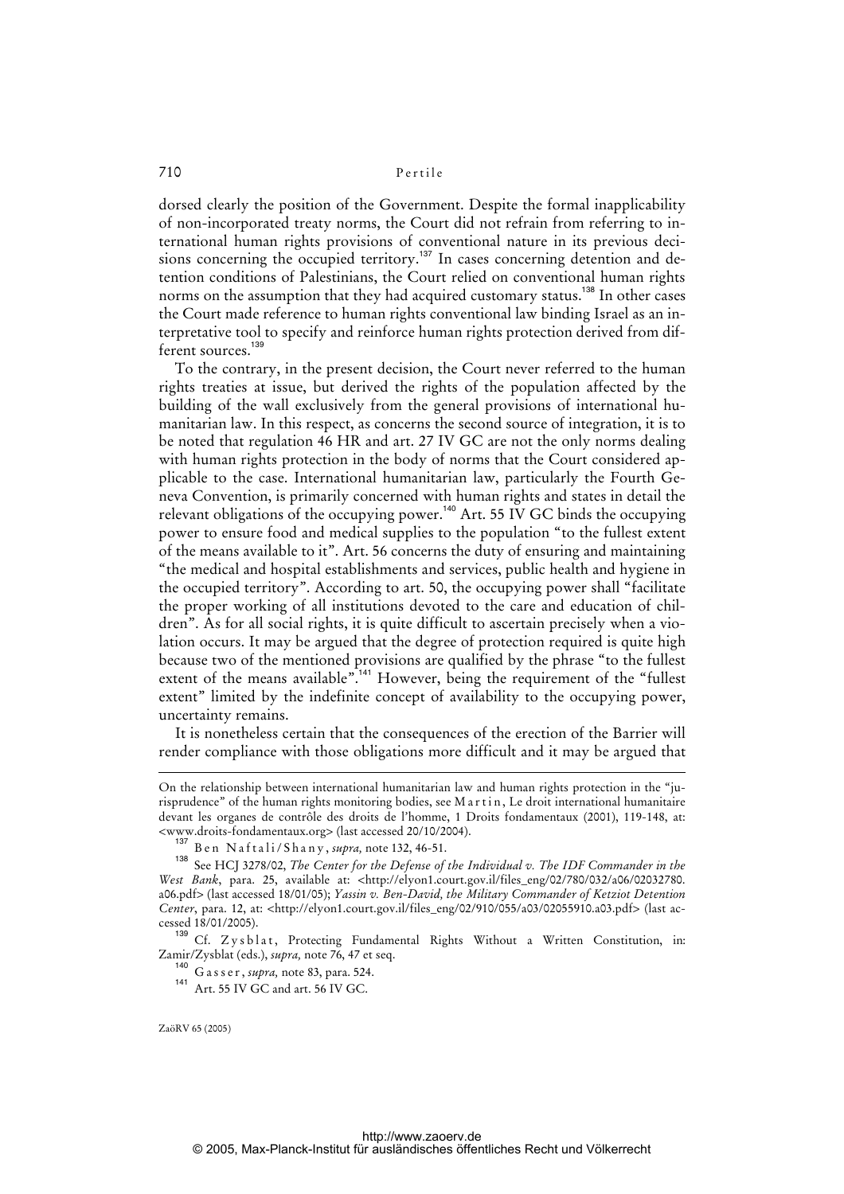dorsed clearly the position of the Government. Despite the formal inapplicability of non-incorporated treaty norms, the Court did not refrain from referring to international human rights provisions of conventional nature in its previous decisions concerning the occupied territory.[137] In cases concerning detention and detention conditions of Palestinians, the Court relied on conventional human rights norms on the assumption that they had acquired customary status.[138] In other cases the Court made reference to human rights conventional law binding Israel as an interpretative tool to specify and reinforce human rights protection derived from different sources.[139]

To the contrary, in the present decision, the Court never referred to the human rights treaties at issue, but derived the rights of the population affected by the building of the wall exclusively from the general provisions of international humanitarian law. In this respect, as concerns the second source of integration, it is to be noted that regulation 46 HR and art. 27 IV GC are not the only norms dealing with human rights protection in the body of norms that the Court considered applicable to the case. International humanitarian law, particularly the Fourth Geneva Convention, is primarily concerned with human rights and states in detail the relevant obligations of the occupying power.[140] Art. 55 IV GC binds the occupying power to ensure food and medical supplies to the population "to the fullest extent of the means available to it". Art. 56 concerns the duty of ensuring and maintaining "the medical and hospital establishments and services, public health and hygiene in the occupied territory". According to art. 50, the occupying power shall "facilitate the proper working of all institutions devoted to the care and education of children". As for all social rights, it is quite difficult to ascertain precisely when a violation occurs. It may be argued that the degree of protection required is quite high because two of the mentioned provisions are qualified by the phrase "to the fullest extent of the means available".[141] However, being the requirement of the "fullest extent" limited by the indefinite concept of availability to the occupying power, uncertainty remains.

It is nonetheless certain that the consequences of the erection of the Barrier will render compliance with those obligations more difficult and it may be argued that

---

On the relationship between international humanitarian law and human rights protection in the "jurisprudence" of the human rights monitoring bodies, see Martin, Le droit international humanitaire devant les organes de contrôle des droits de l'homme, 1 Droits fondamentaux (2001), 119-148, at: <www.droits-fondamentaux.org> (last accessed 20/10/2004).

[137] Ben Naftali/Shany, *supra*, note 132, 46-51.

[138] See HCJ 3278/02, *The Center for the Defense of the Individual v. The IDF Commander in the West Bank*, para. 25, available at: <http://elyon1.court.gov.il/files_eng/02/780/032/a06/02032780.a06.pdf> (last accessed 18/01/05); *Yassin v. Ben-David, the Military Commander of Ketziot Detention Center*, para. 12, at: <http://elyon1.court.gov.il/files_eng/02/910/055/a03/02055910.a03.pdf> (last accessed 18/01/2005).

[139] Cf. Zysblat, Protecting Fundamental Rights Without a Written Constitution, in: Zamir/Zysblat (eds.), *supra*, note 76, 47 et seq.

[140] Gasser, *supra*, note 83, para. 524.

[141] Art. 55 IV GC and art. 56 IV GC.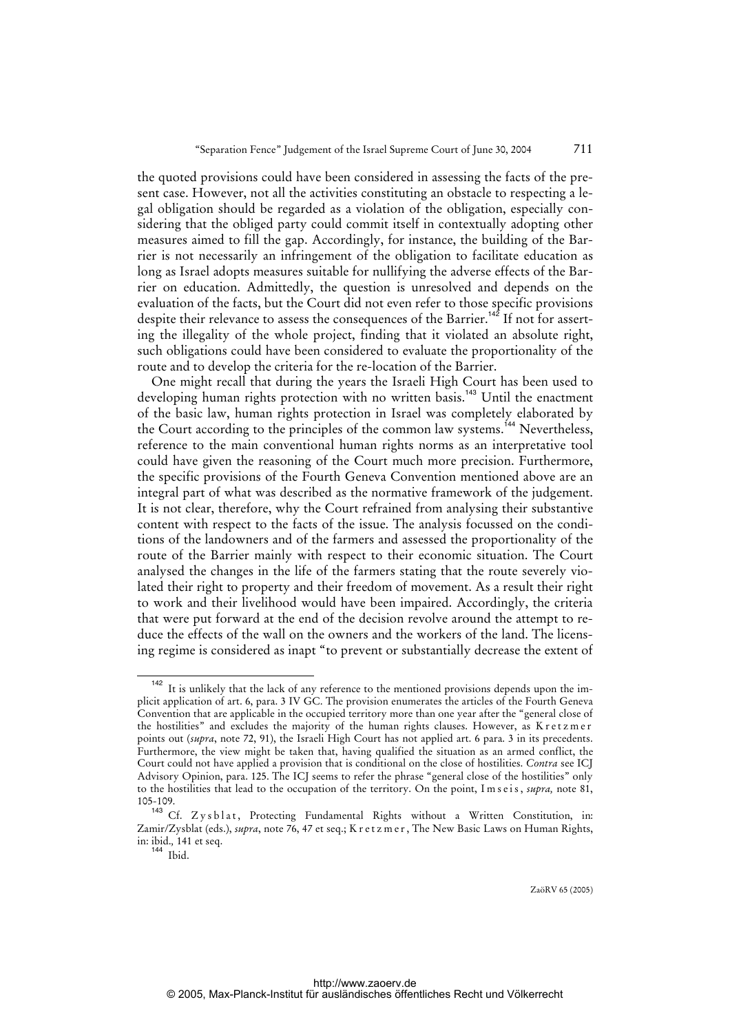the quoted provisions could have been considered in assessing the facts of the present case. However, not all the activities constituting an obstacle to respecting a legal obligation should be regarded as a violation of the obligation, especially considering that the obliged party could commit itself in contextually adopting other measures aimed to fill the gap. Accordingly, for instance, the building of the Barrier is not necessarily an infringement of the obligation to facilitate education as long as Israel adopts measures suitable for nullifying the adverse effects of the Barrier on education. Admittedly, the question is unresolved and depends on the evaluation of the facts, but the Court did not even refer to those specific provisions despite their relevance to assess the consequences of the Barrier.[142] If not for asserting the illegality of the whole project, finding that it violated an absolute right, such obligations could have been considered to evaluate the proportionality of the route and to develop the criteria for the re-location of the Barrier.

One might recall that during the years the Israeli High Court has been used to developing human rights protection with no written basis.[143] Until the enactment of the basic law, human rights protection in Israel was completely elaborated by the Court according to the principles of the common law systems.[144] Nevertheless, reference to the main conventional human rights norms as an interpretative tool could have given the reasoning of the Court much more precision. Furthermore, the specific provisions of the Fourth Geneva Convention mentioned above are an integral part of what was described as the normative framework of the judgement. It is not clear, therefore, why the Court refrained from analysing their substantive content with respect to the facts of the issue. The analysis focussed on the conditions of the landowners and of the farmers and assessed the proportionality of the route of the Barrier mainly with respect to their economic situation. The Court analysed the changes in the life of the farmers stating that the route severely violated their right to property and their freedom of movement. As a result their right to work and their livelihood would have been impaired. Accordingly, the criteria that were put forward at the end of the decision revolve around the attempt to reduce the effects of the wall on the owners and the workers of the land. The licensing regime is considered as inapt "to prevent or substantially decrease the extent of

---

[142] It is unlikely that the lack of any reference to the mentioned provisions depends upon the implicit application of art. 6, para. 3 IV GC. The provision enumerates the articles of the Fourth Geneva Convention that are applicable in the occupied territory more than one year after the "general close of the hostilities" and excludes the majority of the human rights clauses. However, as Kretzmer points out (*supra*, note 72, 91), the Israeli High Court has not applied art. 6 para. 3 in its precedents. Furthermore, the view might be taken that, having qualified the situation as an armed conflict, the Court could not have applied a provision that is conditional on the close of hostilities. *Contra* see ICJ Advisory Opinion, para. 125. The ICJ seems to refer the phrase "general close of the hostilities" only to the hostilities that lead to the occupation of the territory. On the point, Imseis, *supra,* note 81, 105-109.

[143] Cf. Zysblat, Protecting Fundamental Rights without a Written Constitution, in: Zamir/Zysblat (eds.), *supra*, note 76, 47 et seq.; Kretzmer, The New Basic Laws on Human Rights, in: ibid., 141 et seq.

[144] Ibid.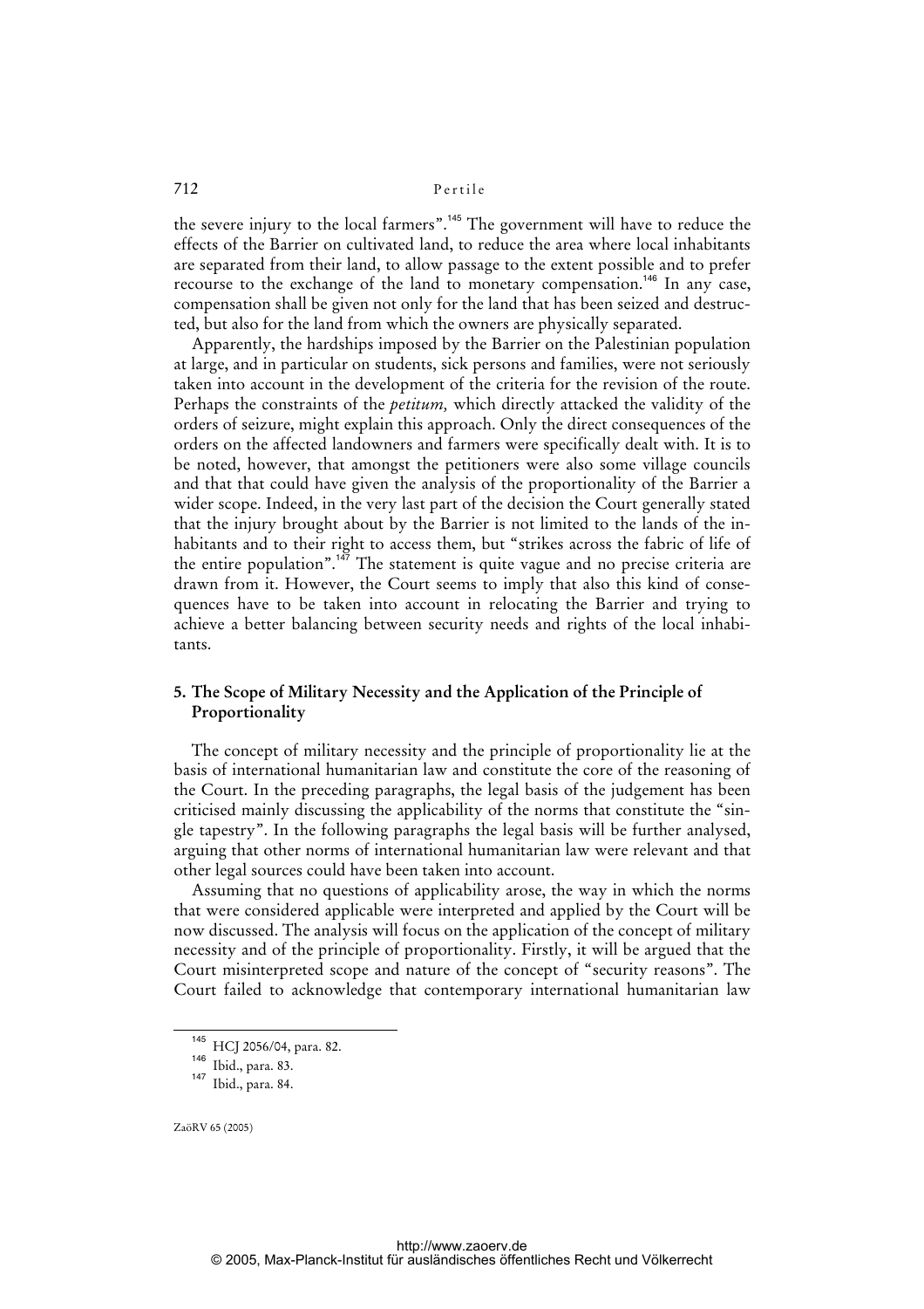the severe injury to the local farmers".[145] The government will have to reduce the effects of the Barrier on cultivated land, to reduce the area where local inhabitants are separated from their land, to allow passage to the extent possible and to prefer recourse to the exchange of the land to monetary compensation.[146] In any case, compensation shall be given not only for the land that has been seized and destructed, but also for the land from which the owners are physically separated.

Apparently, the hardships imposed by the Barrier on the Palestinian population at large, and in particular on students, sick persons and families, were not seriously taken into account in the development of the criteria for the revision of the route. Perhaps the constraints of the *petitum,* which directly attacked the validity of the orders of seizure, might explain this approach. Only the direct consequences of the orders on the affected landowners and farmers were specifically dealt with. It is to be noted, however, that amongst the petitioners were also some village councils and that that could have given the analysis of the proportionality of the Barrier a wider scope. Indeed, in the very last part of the decision the Court generally stated that the injury brought about by the Barrier is not limited to the lands of the inhabitants and to their right to access them, but "strikes across the fabric of life of the entire population".[147] The statement is quite vague and no precise criteria are drawn from it. However, the Court seems to imply that also this kind of consequences have to be taken into account in relocating the Barrier and trying to achieve a better balancing between security needs and rights of the local inhabitants.

## 5. The Scope of Military Necessity and the Application of the Principle of Proportionality

The concept of military necessity and the principle of proportionality lie at the basis of international humanitarian law and constitute the core of the reasoning of the Court. In the preceding paragraphs, the legal basis of the judgement has been criticised mainly discussing the applicability of the norms that constitute the "single tapestry". In the following paragraphs the legal basis will be further analysed, arguing that other norms of international humanitarian law were relevant and that other legal sources could have been taken into account.

Assuming that no questions of applicability arose, the way in which the norms that were considered applicable were interpreted and applied by the Court will be now discussed. The analysis will focus on the application of the concept of military necessity and of the principle of proportionality. Firstly, it will be argued that the Court misinterpreted scope and nature of the concept of "security reasons". The Court failed to acknowledge that contemporary international humanitarian law

[145] HCJ 2056/04, para. 82.

[146] Ibid., para. 83.

[147] Ibid., para. 84.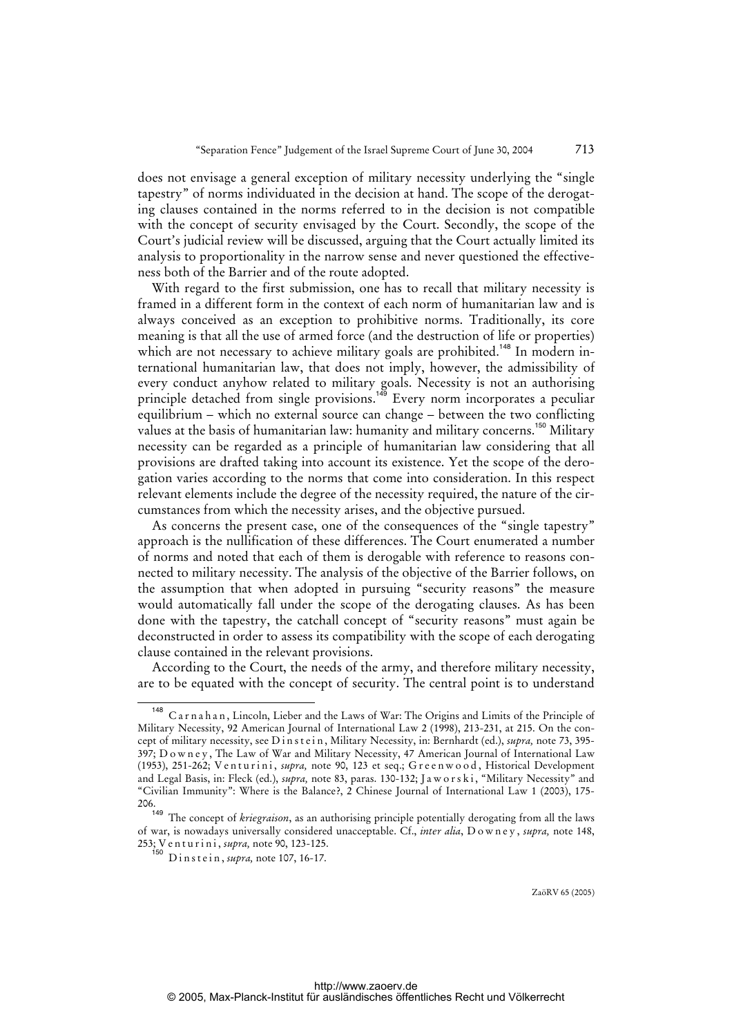does not envisage a general exception of military necessity underlying the "single tapestry" of norms individuated in the decision at hand. The scope of the derogating clauses contained in the norms referred to in the decision is not compatible with the concept of security envisaged by the Court. Secondly, the scope of the Court's judicial review will be discussed, arguing that the Court actually limited its analysis to proportionality in the narrow sense and never questioned the effectiveness both of the Barrier and of the route adopted.

With regard to the first submission, one has to recall that military necessity is framed in a different form in the context of each norm of humanitarian law and is always conceived as an exception to prohibitive norms. Traditionally, its core meaning is that all the use of armed force (and the destruction of life or properties) which are not necessary to achieve military goals are prohibited.[148] In modern international humanitarian law, that does not imply, however, the admissibility of every conduct anyhow related to military goals. Necessity is not an authorising principle detached from single provisions.[149] Every norm incorporates a peculiar equilibrium – which no external source can change – between the two conflicting values at the basis of humanitarian law: humanity and military concerns.[150] Military necessity can be regarded as a principle of humanitarian law considering that all provisions are drafted taking into account its existence. Yet the scope of the derogation varies according to the norms that come into consideration. In this respect relevant elements include the degree of the necessity required, the nature of the circumstances from which the necessity arises, and the objective pursued.

As concerns the present case, one of the consequences of the "single tapestry" approach is the nullification of these differences. The Court enumerated a number of norms and noted that each of them is derogable with reference to reasons connected to military necessity. The analysis of the objective of the Barrier follows, on the assumption that when adopted in pursuing "security reasons" the measure would automatically fall under the scope of the derogating clauses. As has been done with the tapestry, the catchall concept of "security reasons" must again be deconstructed in order to assess its compatibility with the scope of each derogating clause contained in the relevant provisions.

According to the Court, the needs of the army, and therefore military necessity, are to be equated with the concept of security. The central point is to understand

---

[148] Carnahan, Lincoln, Lieber and the Laws of War: The Origins and Limits of the Principle of Military Necessity, 92 American Journal of International Law 2 (1998), 213-231, at 215. On the concept of military necessity, see Dinstein, Military Necessity, in: Bernhardt (ed.), *supra,* note 73, 395-397; Downey, The Law of War and Military Necessity, 47 American Journal of International Law (1953), 251-262; Venturini, *supra,* note 90, 123 et seq.; Greenwood, Historical Development and Legal Basis, in: Fleck (ed.), *supra,* note 83, paras. 130-132; Jaworski, "Military Necessity" and "Civilian Immunity": Where is the Balance?, 2 Chinese Journal of International Law 1 (2003), 175-206.

[149] The concept of *kriegraison*, as an authorising principle potentially derogating from all the laws of war, is nowadays universally considered unacceptable. Cf., *inter alia*, Downey, *supra,* note 148, 253; Venturini, *supra,* note 90, 123-125.

[150] Dinstein, *supra,* note 107, 16-17.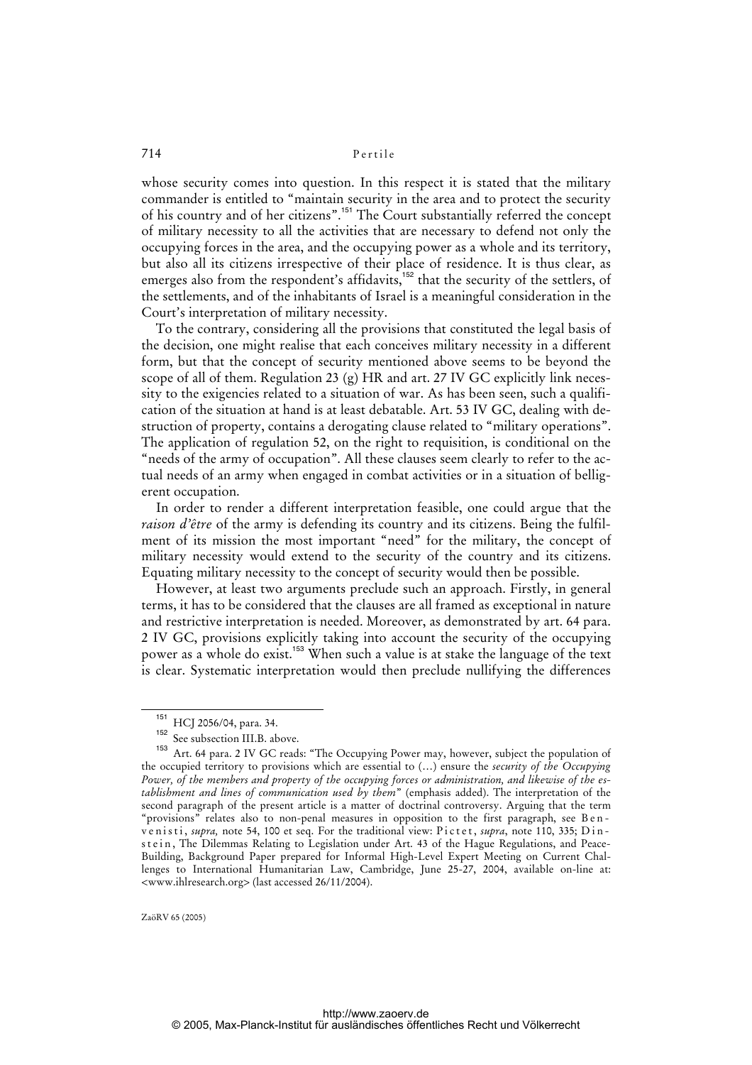whose security comes into question. In this respect it is stated that the military commander is entitled to "maintain security in the area and to protect the security of his country and of her citizens".[151] The Court substantially referred the concept of military necessity to all the activities that are necessary to defend not only the occupying forces in the area, and the occupying power as a whole and its territory, but also all its citizens irrespective of their place of residence. It is thus clear, as emerges also from the respondent's affidavits,[152] that the security of the settlers, of the settlements, and of the inhabitants of Israel is a meaningful consideration in the Court's interpretation of military necessity.

To the contrary, considering all the provisions that constituted the legal basis of the decision, one might realise that each conceives military necessity in a different form, but that the concept of security mentioned above seems to be beyond the scope of all of them. Regulation 23 (g) HR and art. 27 IV GC explicitly link necessity to the exigencies related to a situation of war. As has been seen, such a qualification of the situation at hand is at least debatable. Art. 53 IV GC, dealing with destruction of property, contains a derogating clause related to "military operations". The application of regulation 52, on the right to requisition, is conditional on the "needs of the army of occupation". All these clauses seem clearly to refer to the actual needs of an army when engaged in combat activities or in a situation of belligerent occupation.

In order to render a different interpretation feasible, one could argue that the *raison d'être* of the army is defending its country and its citizens. Being the fulfilment of its mission the most important "need" for the military, the concept of military necessity would extend to the security of the country and its citizens. Equating military necessity to the concept of security would then be possible.

However, at least two arguments preclude such an approach. Firstly, in general terms, it has to be considered that the clauses are all framed as exceptional in nature and restrictive interpretation is needed. Moreover, as demonstrated by art. 64 para. 2 IV GC, provisions explicitly taking into account the security of the occupying power as a whole do exist.[153] When such a value is at stake the language of the text is clear. Systematic interpretation would then preclude nullifying the differences

---

[151] HCJ 2056/04, para. 34.

[152] See subsection III.B. above.

[153] Art. 64 para. 2 IV GC reads: "The Occupying Power may, however, subject the population of the occupied territory to provisions which are essential to (...) ensure the *security of the Occupying Power, of the members and property of the occupying forces or administration, and likewise of the establishment and lines of communication used by them*" (emphasis added). The interpretation of the second paragraph of the present article is a matter of doctrinal controversy. Arguing that the term "provisions" relates also to non-penal measures in opposition to the first paragraph, see Benvenisti, *supra*, note 54, 100 et seq. For the traditional view: Pictet, *supra*, note 110, 335; Dinstein, The Dilemmas Relating to Legislation under Art. 43 of the Hague Regulations, and Peace-Building, Background Paper prepared for Informal High-Level Expert Meeting on Current Challenges to International Humanitarian Law, Cambridge, June 25-27, 2004, available on-line at: <www.ihlresearch.org> (last accessed 26/11/2004).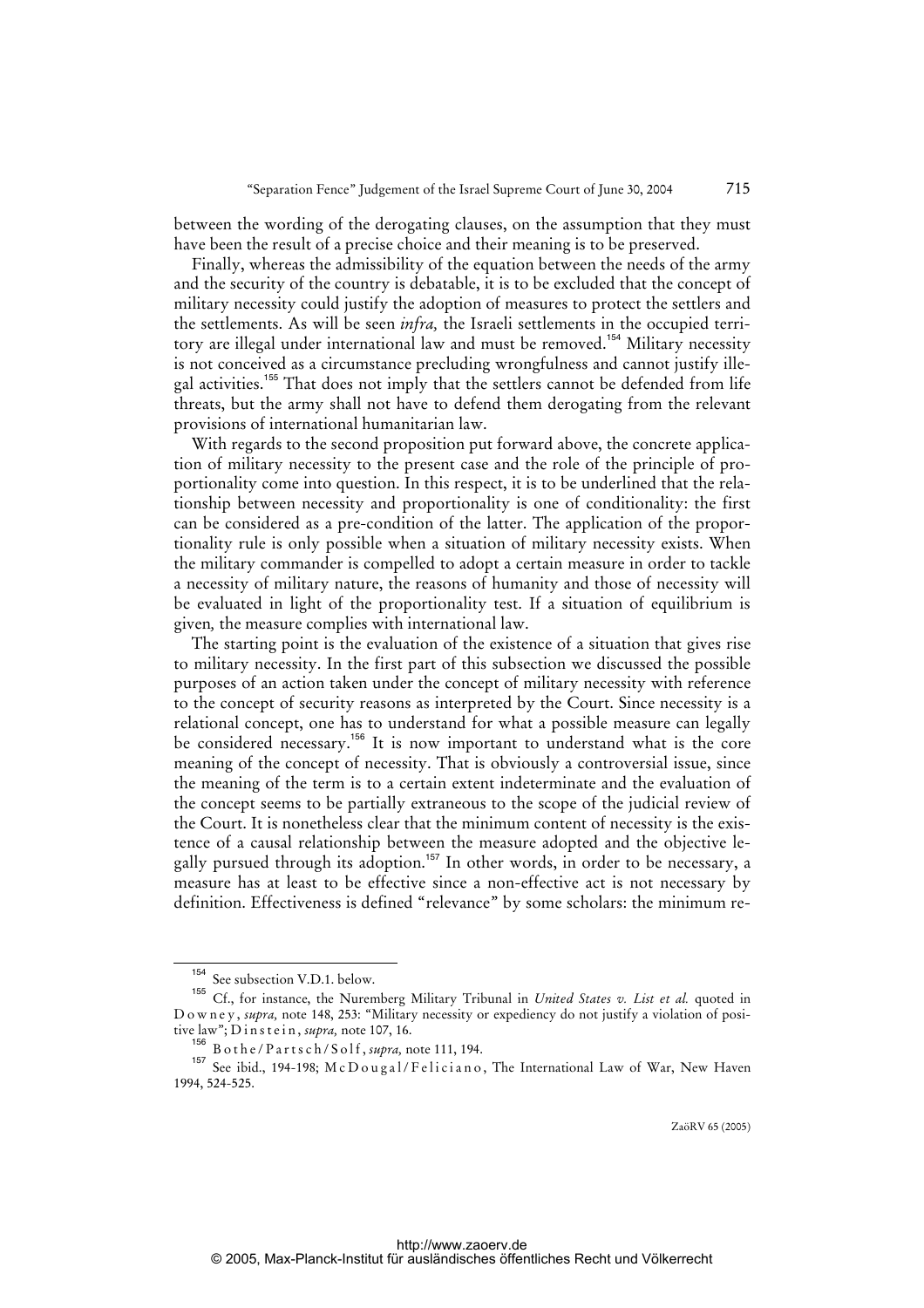between the wording of the derogating clauses, on the assumption that they must have been the result of a precise choice and their meaning is to be preserved.

Finally, whereas the admissibility of the equation between the needs of the army and the security of the country is debatable, it is to be excluded that the concept of military necessity could justify the adoption of measures to protect the settlers and the settlements. As will be seen *infra,* the Israeli settlements in the occupied territory are illegal under international law and must be removed.[154] Military necessity is not conceived as a circumstance precluding wrongfulness and cannot justify illegal activities.[155] That does not imply that the settlers cannot be defended from life threats, but the army shall not have to defend them derogating from the relevant provisions of international humanitarian law.

With regards to the second proposition put forward above, the concrete application of military necessity to the present case and the role of the principle of proportionality come into question. In this respect, it is to be underlined that the relationship between necessity and proportionality is one of conditionality: the first can be considered as a pre-condition of the latter. The application of the proportionality rule is only possible when a situation of military necessity exists. When the military commander is compelled to adopt a certain measure in order to tackle a necessity of military nature, the reasons of humanity and those of necessity will be evaluated in light of the proportionality test. If a situation of equilibrium is given*,* the measure complies with international law.

The starting point is the evaluation of the existence of a situation that gives rise to military necessity. In the first part of this subsection we discussed the possible purposes of an action taken under the concept of military necessity with reference to the concept of security reasons as interpreted by the Court. Since necessity is a relational concept, one has to understand for what a possible measure can legally be considered necessary.[156] It is now important to understand what is the core meaning of the concept of necessity. That is obviously a controversial issue, since the meaning of the term is to a certain extent indeterminate and the evaluation of the concept seems to be partially extraneous to the scope of the judicial review of the Court. It is nonetheless clear that the minimum content of necessity is the existence of a causal relationship between the measure adopted and the objective legally pursued through its adoption.[157] In other words, in order to be necessary, a measure has at least to be effective since a non-effective act is not necessary by definition. Effectiveness is defined "relevance" by some scholars: the minimum re-

---

[154] See subsection V.D.1. below.

[155] Cf., for instance, the Nuremberg Military Tribunal in *United States v. List et al.* quoted in Downey, *supra,* note 148, 253: "Military necessity or expediency do not justify a violation of positive law"; Dinstein, *supra,* note 107, 16.

[156] Bothe/Partsch/Solf, *supra,* note 111, 194.

[157] See ibid., 194-198; McDougal/Feliciano, The International Law of War, New Haven 1994, 524-525.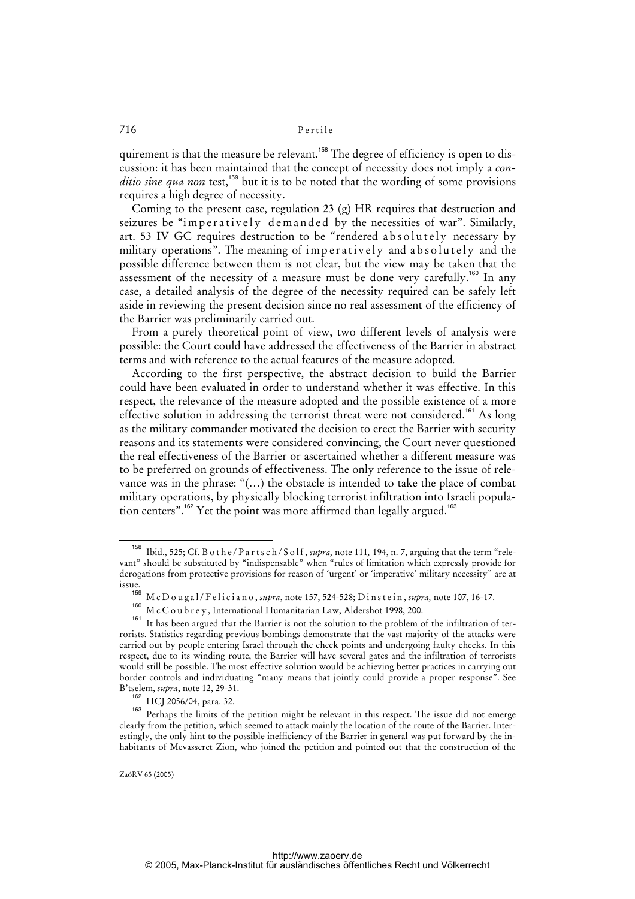quirement is that the measure be relevant.[158] The degree of efficiency is open to discussion: it has been maintained that the concept of necessity does not imply a *conditio sine qua non* test,[159] but it is to be noted that the wording of some provisions requires a high degree of necessity.

Coming to the present case, regulation 23 (g) HR requires that destruction and seizures be "imperatively demanded by the necessities of war". Similarly, art. 53 IV GC requires destruction to be "rendered absolutely necessary by military operations". The meaning of imperatively and absolutely and the possible difference between them is not clear, but the view may be taken that the assessment of the necessity of a measure must be done very carefully.[160] In any case, a detailed analysis of the degree of the necessity required can be safely left aside in reviewing the present decision since no real assessment of the efficiency of the Barrier was preliminarily carried out.

From a purely theoretical point of view, two different levels of analysis were possible: the Court could have addressed the effectiveness of the Barrier in abstract terms and with reference to the actual features of the measure adopted.

According to the first perspective, the abstract decision to build the Barrier could have been evaluated in order to understand whether it was effective. In this respect, the relevance of the measure adopted and the possible existence of a more effective solution in addressing the terrorist threat were not considered.[161] As long as the military commander motivated the decision to erect the Barrier with security reasons and its statements were considered convincing, the Court never questioned the real effectiveness of the Barrier or ascertained whether a different measure was to be preferred on grounds of effectiveness. The only reference to the issue of relevance was in the phrase: "(...) the obstacle is intended to take the place of combat military operations, by physically blocking terrorist infiltration into Israeli population centers".[162] Yet the point was more affirmed than legally argued.[163]

---

[158] Ibid., 525; Cf. Bothe/Partsch/Solf, *supra,* note 111, 194, n. 7, arguing that the term "relevant" should be substituted by "indispensable" when "rules of limitation which expressly provide for derogations from protective provisions for reason of 'urgent' or 'imperative' military necessity" are at issue.

[159] McDougal/Feliciano, *supra*, note 157, 524-528; Dinstein, *supra,* note 107, 16-17.

[160] McCoubrey, International Humanitarian Law, Aldershot 1998, 200.

[161] It has been argued that the Barrier is not the solution to the problem of the infiltration of terrorists. Statistics regarding previous bombings demonstrate that the vast majority of the attacks were carried out by people entering Israel through the check points and undergoing faulty checks. In this respect, due to its winding route, the Barrier will have several gates and the infiltration of terrorists would still be possible. The most effective solution would be achieving better practices in carrying out border controls and individuating "many means that jointly could provide a proper response". See B'tselem, *supra*, note 12, 29-31.

[162] HCJ 2056/04, para. 32.

[163] Perhaps the limits of the petition might be relevant in this respect. The issue did not emerge clearly from the petition, which seemed to attack mainly the location of the route of the Barrier. Interestingly, the only hint to the possible inefficiency of the Barrier in general was put forward by the inhabitants of Mevasseret Zion, who joined the petition and pointed out that the construction of the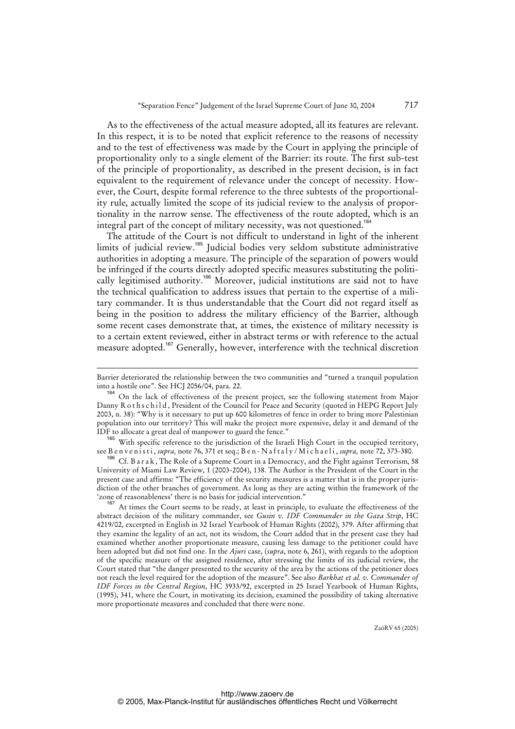As to the effectiveness of the actual measure adopted, all its features are relevant. In this respect, it is to be noted that explicit reference to the reasons of necessity and to the test of effectiveness was made by the Court in applying the principle of proportionality only to a single element of the Barrier: its route. The first sub-test of the principle of proportionality, as described in the present decision, is in fact equivalent to the requirement of relevance under the concept of necessity. However, the Court, despite formal reference to the three subtests of the proportionality rule, actually limited the scope of its judicial review to the analysis of proportionality in the narrow sense. The effectiveness of the route adopted, which is an integral part of the concept of military necessity, was not questioned.[164]

The attitude of the Court is not difficult to understand in light of the inherent limits of judicial review.[165] Judicial bodies very seldom substitute administrative authorities in adopting a measure. The principle of the separation of powers would be infringed if the courts directly adopted specific measures substituting the politically legitimised authority.[166] Moreover, judicial institutions are said not to have the technical qualification to address issues that pertain to the expertise of a military commander. It is thus understandable that the Court did not regard itself as being in the position to address the military efficiency of the Barrier, although some recent cases demonstrate that, at times, the existence of military necessity is to a certain extent reviewed, either in abstract terms or with reference to the actual measure adopted.[167] Generally, however, interference with the technical discretion

---

Barrier deteriorated the relationship between the two communities and "turned a tranquil population into a hostile one". See HCJ 2056/04, para. 22.

[164] On the lack of effectiveness of the present project, see the following statement from Major Danny Rothschild, President of the Council for Peace and Security (quoted in HEPG Report July 2003, n. 38): "Why is it necessary to put up 600 kilometres of fence in order to bring more Palestinian population into our territory? This will make the project more expensive, delay it and demand of the IDF to allocate a great deal of manpower to guard the fence."

[165] With specific reference to the jurisdiction of the Israeli High Court in the occupied territory, see Benvenisti, *supra,* note 76, 371 et seq.; Ben-Naftaly/Michaeli, *supra,* note 72, 373-380.

[166] Cf. Barak, The Role of a Supreme Court in a Democracy, and the Fight against Terrorism, 58 University of Miami Law Review, 1 (2003-2004), 138. The Author is the President of the Court in the present case and affirms: "The efficiency of the security measures is a matter that is in the proper jurisdiction of the other branches of government. As long as they are acting within the framework of the 'zone of reasonableness' there is no basis for judicial intervention."

[167] At times the Court seems to be ready, at least in principle, to evaluate the effectiveness of the abstract decision of the military commander, see *Gusin v. IDF Commander in the Gaza Strip*, HC 4219/02, excerpted in English in 32 Israel Yearbook of Human Rights (2002), 379. After affirming that they examine the legality of an act, not its wisdom, the Court added that in the present case they had examined whether another proportionate measure, causing less damage to the petitioner could have been adopted but did not find one. In the *Ajuri* case, (*supra*, note 6, 261), with regards to the adoption of the specific measure of the assigned residence, after stressing the limits of its judicial review, the Court stated that "the danger presented to the security of the area by the actions of the petitioner does not reach the level required for the adoption of the measure". See also *Barkhat et al. v. Commander of IDF Forces in the Central Region*, HC 3933/92, excerpted in 25 Israel Yearbook of Human Rights, (1995), 341, where the Court, in motivating its decision, examined the possibility of taking alternative more proportionate measures and concluded that there were none.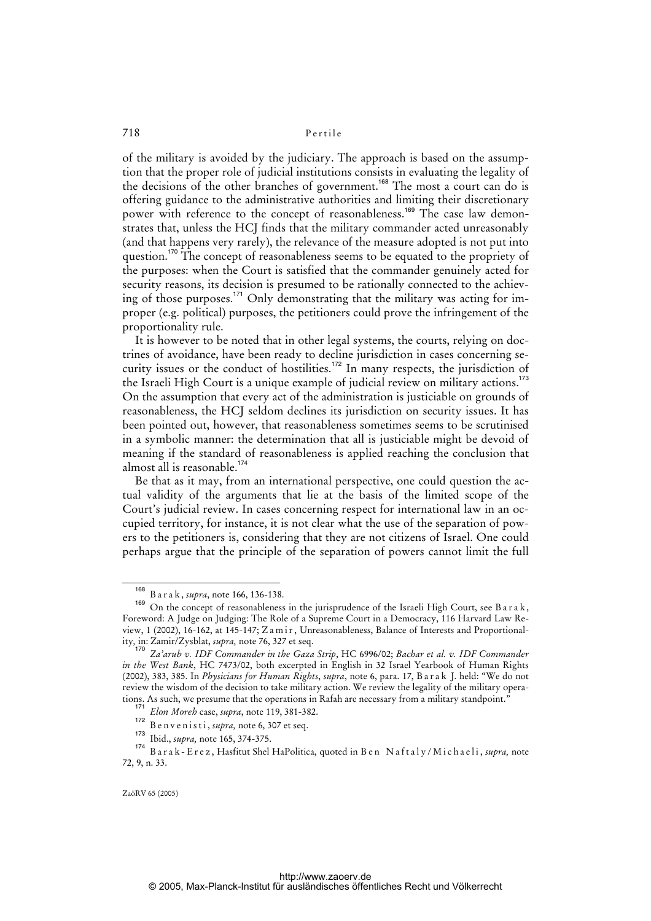of the military is avoided by the judiciary. The approach is based on the assumption that the proper role of judicial institutions consists in evaluating the legality of the decisions of the other branches of government.[168] The most a court can do is offering guidance to the administrative authorities and limiting their discretionary power with reference to the concept of reasonableness.[169] The case law demonstrates that, unless the HCJ finds that the military commander acted unreasonably (and that happens very rarely), the relevance of the measure adopted is not put into question.[170] The concept of reasonableness seems to be equated to the propriety of the purposes: when the Court is satisfied that the commander genuinely acted for security reasons, its decision is presumed to be rationally connected to the achieving of those purposes.[171] Only demonstrating that the military was acting for improper (e.g. political) purposes, the petitioners could prove the infringement of the proportionality rule.

It is however to be noted that in other legal systems, the courts, relying on doctrines of avoidance, have been ready to decline jurisdiction in cases concerning security issues or the conduct of hostilities.[172] In many respects, the jurisdiction of the Israeli High Court is a unique example of judicial review on military actions.[173] On the assumption that every act of the administration is justiciable on grounds of reasonableness, the HCJ seldom declines its jurisdiction on security issues. It has been pointed out, however, that reasonableness sometimes seems to be scrutinised in a symbolic manner: the determination that all is justiciable might be devoid of meaning if the standard of reasonableness is applied reaching the conclusion that almost all is reasonable.[174]

Be that as it may, from an international perspective, one could question the actual validity of the arguments that lie at the basis of the limited scope of the Court's judicial review. In cases concerning respect for international law in an occupied territory, for instance, it is not clear what the use of the separation of powers to the petitioners is, considering that they are not citizens of Israel. One could perhaps argue that the principle of the separation of powers cannot limit the full

---

[168] Barak, *supra*, note 166, 136-138.

[169] On the concept of reasonableness in the jurisprudence of the Israeli High Court, see Barak, Foreword: A Judge on Judging: The Role of a Supreme Court in a Democracy, 116 Harvard Law Review, 1 (2002), 16-162, at 145-147; Zamir, Unreasonableness, Balance of Interests and Proportionality, in: Zamir/Zysblat, *supra,* note 76, 327 et seq.

[170] *Za'arub v. IDF Commander in the Gaza Strip*, HC 6996/02; *Bachar et al. v. IDF Commander in the West Bank*, HC 7473/02, both excerpted in English in 32 Israel Yearbook of Human Rights (2002), 383, 385. In *Physicians for Human Rights*, *supra*, note 6, para. 17, Barak J. held: "We do not review the wisdom of the decision to take military action. We review the legality of the military operations. As such, we presume that the operations in Rafah are necessary from a military standpoint."

[171] *Elon Moreh* case, *supra*, note 119, 381-382.

[172] Benvenisti, *supra,* note 6, 307 et seq.

[173] Ibid., *supra,* note 165, 374-375.

[174] Barak-Erez, Hasfitut Shel HaPolitica, quoted in Ben Naftaly/Michaeli, *supra,* note 72, 9, n. 33.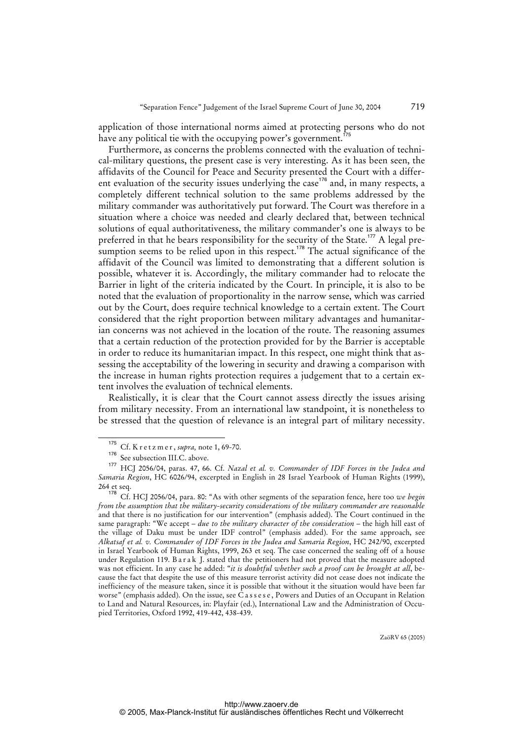application of those international norms aimed at protecting persons who do not have any political tie with the occupying power's government.[175]

Furthermore, as concerns the problems connected with the evaluation of technical-military questions, the present case is very interesting. As it has been seen, the affidavits of the Council for Peace and Security presented the Court with a different evaluation of the security issues underlying the case[176] and, in many respects, a completely different technical solution to the same problems addressed by the military commander was authoritatively put forward. The Court was therefore in a situation where a choice was needed and clearly declared that, between technical solutions of equal authoritativeness, the military commander's one is always to be preferred in that he bears responsibility for the security of the State.[177] A legal presumption seems to be relied upon in this respect.[178] The actual significance of the affidavit of the Council was limited to demonstrating that a different solution is possible, whatever it is. Accordingly, the military commander had to relocate the Barrier in light of the criteria indicated by the Court. In principle, it is also to be noted that the evaluation of proportionality in the narrow sense, which was carried out by the Court, does require technical knowledge to a certain extent. The Court considered that the right proportion between military advantages and humanitarian concerns was not achieved in the location of the route. The reasoning assumes that a certain reduction of the protection provided for by the Barrier is acceptable in order to reduce its humanitarian impact. In this respect, one might think that assessing the acceptability of the lowering in security and drawing a comparison with the increase in human rights protection requires a judgement that to a certain extent involves the evaluation of technical elements.

Realistically, it is clear that the Court cannot assess directly the issues arising from military necessity. From an international law standpoint, it is nonetheless to be stressed that the question of relevance is an integral part of military necessity.

---

[175] Cf. K r e t z m e r , *supra,* note 1, 69-70.

[176] See subsection III.C. above.

[177] HCJ 2056/04, paras. 47, 66. Cf. *Nazal et al. v. Commander of IDF Forces in the Judea and Samaria Region*, HC 6026/94, excerpted in English in 28 Israel Yearbook of Human Rights (1999), 264 et seq.

[178] Cf. HCJ 2056/04, para. 80: "As with other segments of the separation fence, here too *we begin from the assumption that the military-security considerations of the military commander are reasonable* and that there is no justification for our intervention" (emphasis added). The Court continued in the same paragraph: "We accept – *due to the military character of the consideration* – the high hill east of the village of Daku must be under IDF control" (emphasis added). For the same approach, see *Alkatsaf et al. v. Commander of IDF Forces in the Judea and Samaria Region*, HC 242/90, excerpted in Israel Yearbook of Human Rights, 1999, 263 et seq. The case concerned the sealing off of a house under Regulation 119. B a r a k J. stated that the petitioners had not proved that the measure adopted was not efficient. In any case he added: "*it is doubtful whether such a proof can be brought at all*, because the fact that despite the use of this measure terrorist activity did not cease does not indicate the inefficiency of the measure taken, since it is possible that without it the situation would have been far worse" (emphasis added). On the issue, see C a s s e s e , Powers and Duties of an Occupant in Relation to Land and Natural Resources, in: Playfair (ed.), International Law and the Administration of Occupied Territories, Oxford 1992, 419-442, 438-439.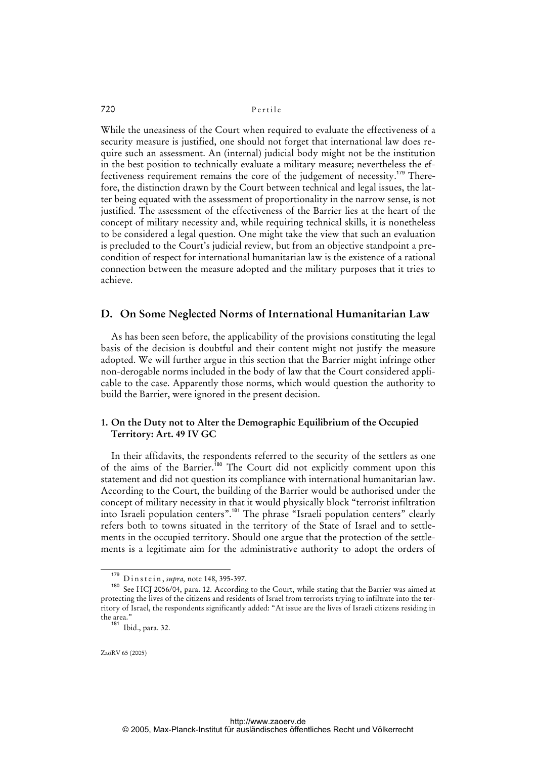While the uneasiness of the Court when required to evaluate the effectiveness of a security measure is justified, one should not forget that international law does require such an assessment. An (internal) judicial body might not be the institution in the best position to technically evaluate a military measure; nevertheless the effectiveness requirement remains the core of the judgement of necessity.[179] Therefore, the distinction drawn by the Court between technical and legal issues, the latter being equated with the assessment of proportionality in the narrow sense, is not justified. The assessment of the effectiveness of the Barrier lies at the heart of the concept of military necessity and, while requiring technical skills, it is nonetheless to be considered a legal question. One might take the view that such an evaluation is precluded to the Court's judicial review, but from an objective standpoint a precondition of respect for international humanitarian law is the existence of a rational connection between the measure adopted and the military purposes that it tries to achieve.

## D. On Some Neglected Norms of International Humanitarian Law

As has been seen before, the applicability of the provisions constituting the legal basis of the decision is doubtful and their content might not justify the measure adopted. We will further argue in this section that the Barrier might infringe other non-derogable norms included in the body of law that the Court considered applicable to the case. Apparently those norms, which would question the authority to build the Barrier, were ignored in the present decision.

### 1. On the Duty not to Alter the Demographic Equilibrium of the Occupied Territory: Art. 49 IV GC

In their affidavits, the respondents referred to the security of the settlers as one of the aims of the Barrier.[180] The Court did not explicitly comment upon this statement and did not question its compliance with international humanitarian law. According to the Court, the building of the Barrier would be authorised under the concept of military necessity in that it would physically block "terrorist infiltration into Israeli population centers".[181] The phrase "Israeli population centers" clearly refers both to towns situated in the territory of the State of Israel and to settlements in the occupied territory. Should one argue that the protection of the settlements is a legitimate aim for the administrative authority to adopt the orders of

---

[179] D i n s t e i n, *supra,* note 148, 395-397.

[180] See HCJ 2056/04, para. 12. According to the Court, while stating that the Barrier was aimed at protecting the lives of the citizens and residents of Israel from terrorists trying to infiltrate into the territory of Israel, the respondents significantly added: "At issue are the lives of Israeli citizens residing in the area."

[181] Ibid., para. 32.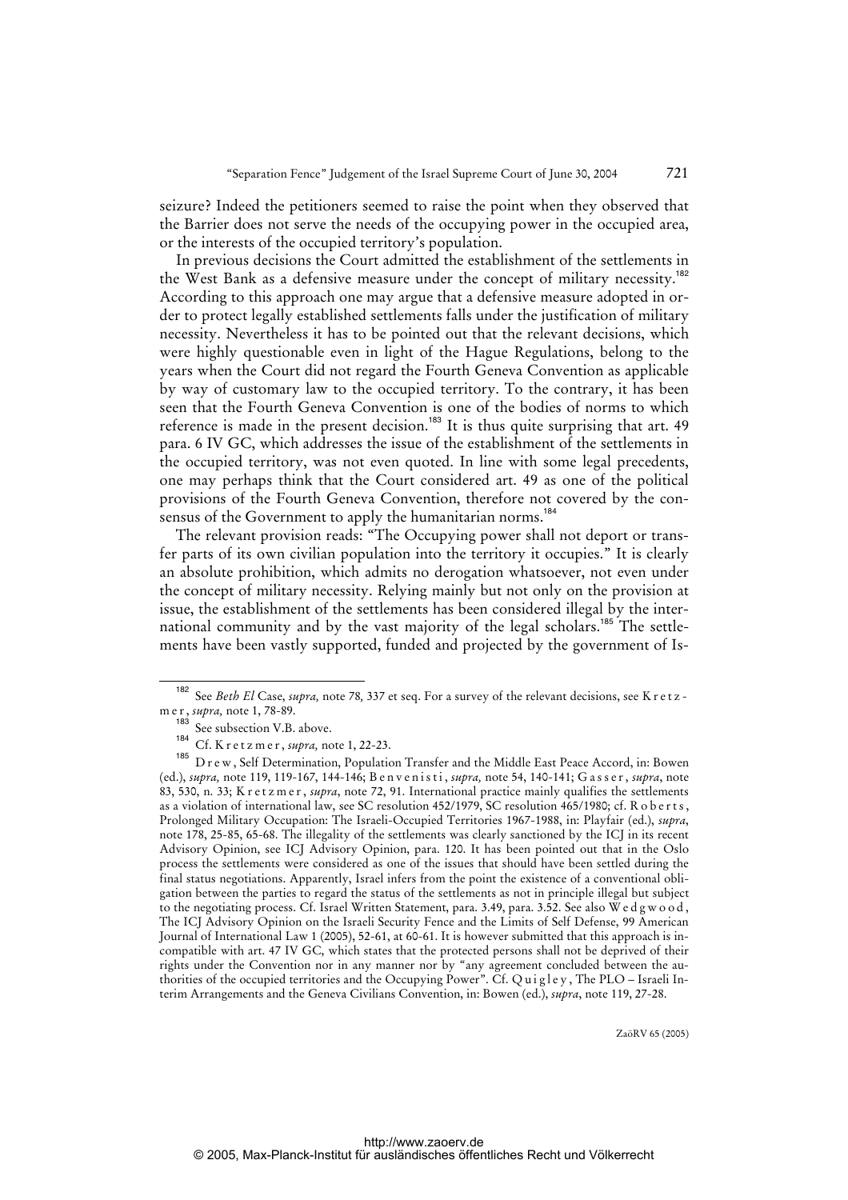seizure? Indeed the petitioners seemed to raise the point when they observed that the Barrier does not serve the needs of the occupying power in the occupied area, or the interests of the occupied territory's population.

In previous decisions the Court admitted the establishment of the settlements in the West Bank as a defensive measure under the concept of military necessity.[182] According to this approach one may argue that a defensive measure adopted in order to protect legally established settlements falls under the justification of military necessity. Nevertheless it has to be pointed out that the relevant decisions, which were highly questionable even in light of the Hague Regulations, belong to the years when the Court did not regard the Fourth Geneva Convention as applicable by way of customary law to the occupied territory. To the contrary, it has been seen that the Fourth Geneva Convention is one of the bodies of norms to which reference is made in the present decision.[183] It is thus quite surprising that art. 49 para. 6 IV GC, which addresses the issue of the establishment of the settlements in the occupied territory, was not even quoted. In line with some legal precedents, one may perhaps think that the Court considered art. 49 as one of the political provisions of the Fourth Geneva Convention, therefore not covered by the consensus of the Government to apply the humanitarian norms.[184]

The relevant provision reads: "The Occupying power shall not deport or transfer parts of its own civilian population into the territory it occupies." It is clearly an absolute prohibition, which admits no derogation whatsoever, not even under the concept of military necessity. Relying mainly but not only on the provision at issue, the establishment of the settlements has been considered illegal by the international community and by the vast majority of the legal scholars.[185] The settlements have been vastly supported, funded and projected by the government of Is-

---

[182] See *Beth El* Case, *supra,* note 78, 337 et seq. For a survey of the relevant decisions, see Kretzmer, *supra,* note 1, 78-89.

[183] See subsection V.B. above.

[184] Cf. Kretzmer, *supra,* note 1, 22-23.

[185] Drew, Self Determination, Population Transfer and the Middle East Peace Accord, in: Bowen (ed.), *supra,* note 119, 119-167, 144-146; Benvenisti, *supra,* note 54, 140-141; Gasser, *supra*, note 83, 530, n. 33; Kretzmer, *supra*, note 72, 91. International practice mainly qualifies the settlements as a violation of international law, see SC resolution 452/1979, SC resolution 465/1980; cf. Roberts, Prolonged Military Occupation: The Israeli-Occupied Territories 1967-1988, in: Playfair (ed.), *supra*, note 178, 25-85, 65-68. The illegality of the settlements was clearly sanctioned by the ICJ in its recent Advisory Opinion, see ICJ Advisory Opinion, para. 120. It has been pointed out that in the Oslo process the settlements were considered as one of the issues that should have been settled during the final status negotiations. Apparently, Israel infers from the point the existence of a conventional obligation between the parties to regard the status of the settlements as not in principle illegal but subject to the negotiating process. Cf. Israel Written Statement, para. 3.49, para. 3.52. See also Wedgwood, The ICJ Advisory Opinion on the Israeli Security Fence and the Limits of Self Defense, 99 American Journal of International Law 1 (2005), 52-61, at 60-61. It is however submitted that this approach is incompatible with art. 47 IV GC, which states that the protected persons shall not be deprived of their rights under the Convention nor in any manner nor by "any agreement concluded between the authorities of the occupied territories and the Occupying Power". Cf. Quigley, The PLO – Israeli Interim Arrangements and the Geneva Civilians Convention, in: Bowen (ed.), *supra*, note 119, 27-28.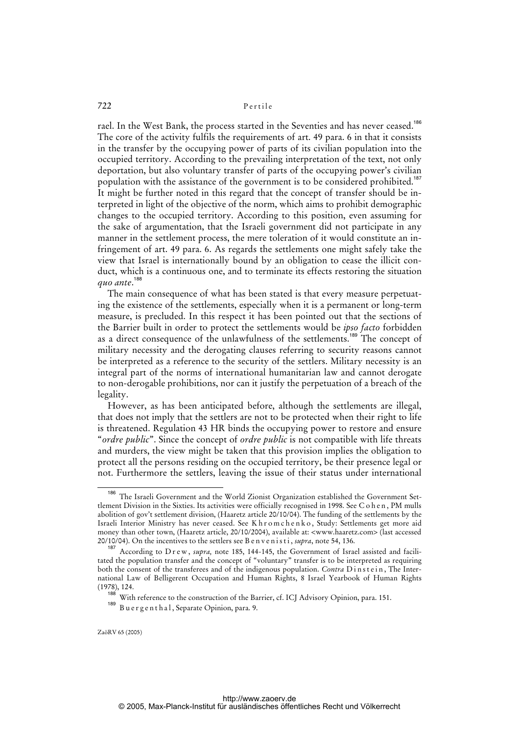rael. In the West Bank, the process started in the Seventies and has never ceased.[186] The core of the activity fulfils the requirements of art. 49 para. 6 in that it consists in the transfer by the occupying power of parts of its civilian population into the occupied territory. According to the prevailing interpretation of the text, not only deportation, but also voluntary transfer of parts of the occupying power's civilian population with the assistance of the government is to be considered prohibited.[187] It might be further noted in this regard that the concept of transfer should be interpreted in light of the objective of the norm, which aims to prohibit demographic changes to the occupied territory. According to this position, even assuming for the sake of argumentation, that the Israeli government did not participate in any manner in the settlement process, the mere toleration of it would constitute an infringement of art. 49 para. 6. As regards the settlements one might safely take the view that Israel is internationally bound by an obligation to cease the illicit conduct, which is a continuous one, and to terminate its effects restoring the situation *quo ante*.[188]

The main consequence of what has been stated is that every measure perpetuating the existence of the settlements, especially when it is a permanent or long-term measure, is precluded. In this respect it has been pointed out that the sections of the Barrier built in order to protect the settlements would be *ipso facto* forbidden as a direct consequence of the unlawfulness of the settlements.[189] The concept of military necessity and the derogating clauses referring to security reasons cannot be interpreted as a reference to the security of the settlers. Military necessity is an integral part of the norms of international humanitarian law and cannot derogate to non-derogable prohibitions, nor can it justify the perpetuation of a breach of the legality.

However, as has been anticipated before, although the settlements are illegal, that does not imply that the settlers are not to be protected when their right to life is threatened. Regulation 43 HR binds the occupying power to restore and ensure "*ordre public*". Since the concept of *ordre public* is not compatible with life threats and murders, the view might be taken that this provision implies the obligation to protect all the persons residing on the occupied territory, be their presence legal or not. Furthermore the settlers, leaving the issue of their status under international

---

[186] The Israeli Government and the World Zionist Organization established the Government Settlement Division in the Sixties. Its activities were officially recognised in 1998. See Cohen, PM mulls abolition of gov't settlement division, (Haaretz article 20/10/04). The funding of the settlements by the Israeli Interior Ministry has never ceased. See Khromchenko, Study: Settlements get more aid money than other town, (Haaretz article, 20/10/2004), available at: <www.haaretz.com> (last accessed 20/10/04). On the incentives to the settlers see Benvenisti, *supra*, note 54, 136.

[187] According to Drew, *supra*, note 185, 144-145, the Government of Israel assisted and facilitated the population transfer and the concept of "voluntary" transfer is to be interpreted as requiring both the consent of the transferees and of the indigenous population. *Contra* Dinstein, The International Law of Belligerent Occupation and Human Rights, 8 Israel Yearbook of Human Rights (1978), 124.

[188] With reference to the construction of the Barrier, cf. ICJ Advisory Opinion, para. 151.

[189] Buergenthal, Separate Opinion, para. 9.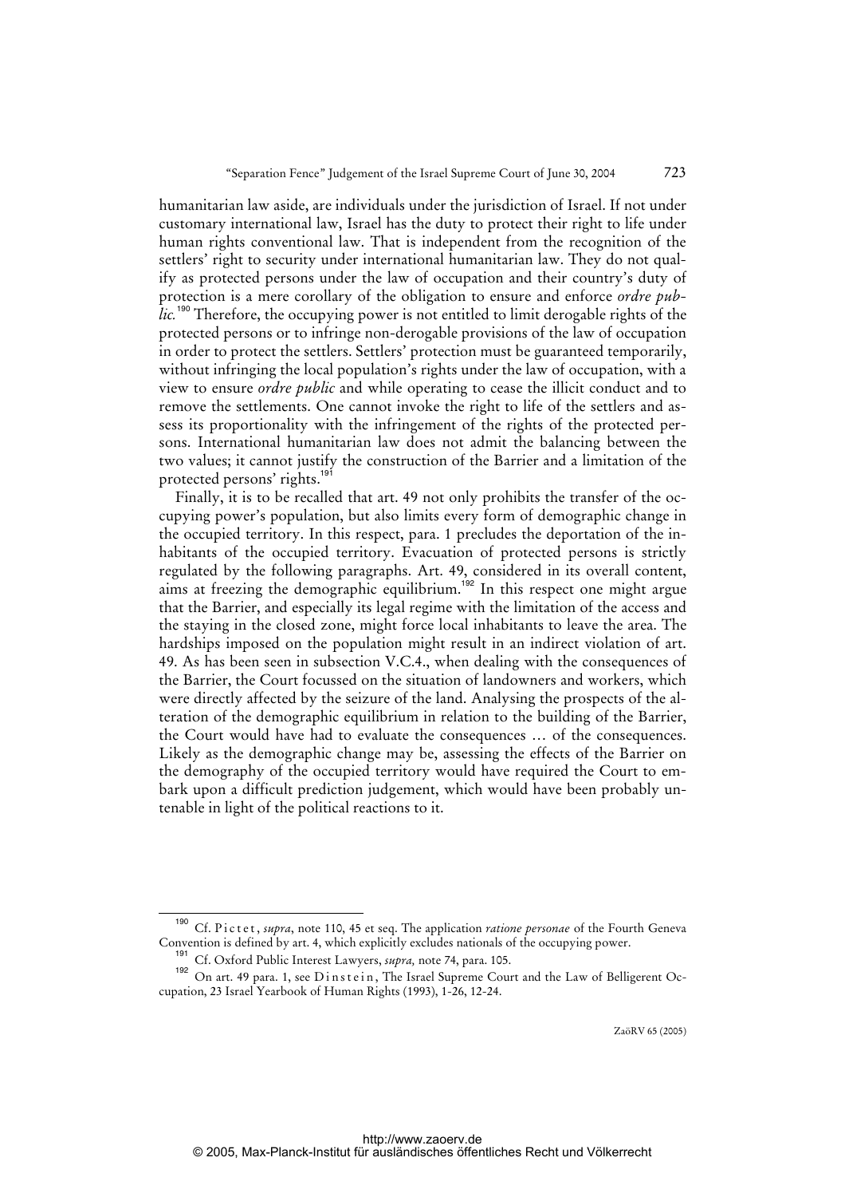humanitarian law aside, are individuals under the jurisdiction of Israel. If not under customary international law, Israel has the duty to protect their right to life under human rights conventional law. That is independent from the recognition of the settlers' right to security under international humanitarian law. They do not qualify as protected persons under the law of occupation and their country's duty of protection is a mere corollary of the obligation to ensure and enforce *ordre public.*[190] Therefore, the occupying power is not entitled to limit derogable rights of the protected persons or to infringe non-derogable provisions of the law of occupation in order to protect the settlers. Settlers' protection must be guaranteed temporarily, without infringing the local population's rights under the law of occupation, with a view to ensure *ordre public* and while operating to cease the illicit conduct and to remove the settlements. One cannot invoke the right to life of the settlers and assess its proportionality with the infringement of the rights of the protected persons. International humanitarian law does not admit the balancing between the two values; it cannot justify the construction of the Barrier and a limitation of the protected persons' rights.[191]

Finally, it is to be recalled that art. 49 not only prohibits the transfer of the occupying power's population, but also limits every form of demographic change in the occupied territory. In this respect, para. 1 precludes the deportation of the inhabitants of the occupied territory. Evacuation of protected persons is strictly regulated by the following paragraphs. Art. 49, considered in its overall content, aims at freezing the demographic equilibrium.[192] In this respect one might argue that the Barrier, and especially its legal regime with the limitation of the access and the staying in the closed zone, might force local inhabitants to leave the area. The hardships imposed on the population might result in an indirect violation of art. 49. As has been seen in subsection V.C.4., when dealing with the consequences of the Barrier, the Court focussed on the situation of landowners and workers, which were directly affected by the seizure of the land. Analysing the prospects of the alteration of the demographic equilibrium in relation to the building of the Barrier, the Court would have had to evaluate the consequences … of the consequences. Likely as the demographic change may be, assessing the effects of the Barrier on the demography of the occupied territory would have required the Court to embark upon a difficult prediction judgement, which would have been probably untenable in light of the political reactions to it.

---

[190] Cf. Pictet, *supra*, note 110, 45 et seq. The application *ratione personae* of the Fourth Geneva Convention is defined by art. 4, which explicitly excludes nationals of the occupying power.

[191] Cf. Oxford Public Interest Lawyers, *supra,* note 74, para. 105.

[192] On art. 49 para. 1, see Dinstein, The Israel Supreme Court and the Law of Belligerent Occupation, 23 Israel Yearbook of Human Rights (1993), 1-26, 12-24.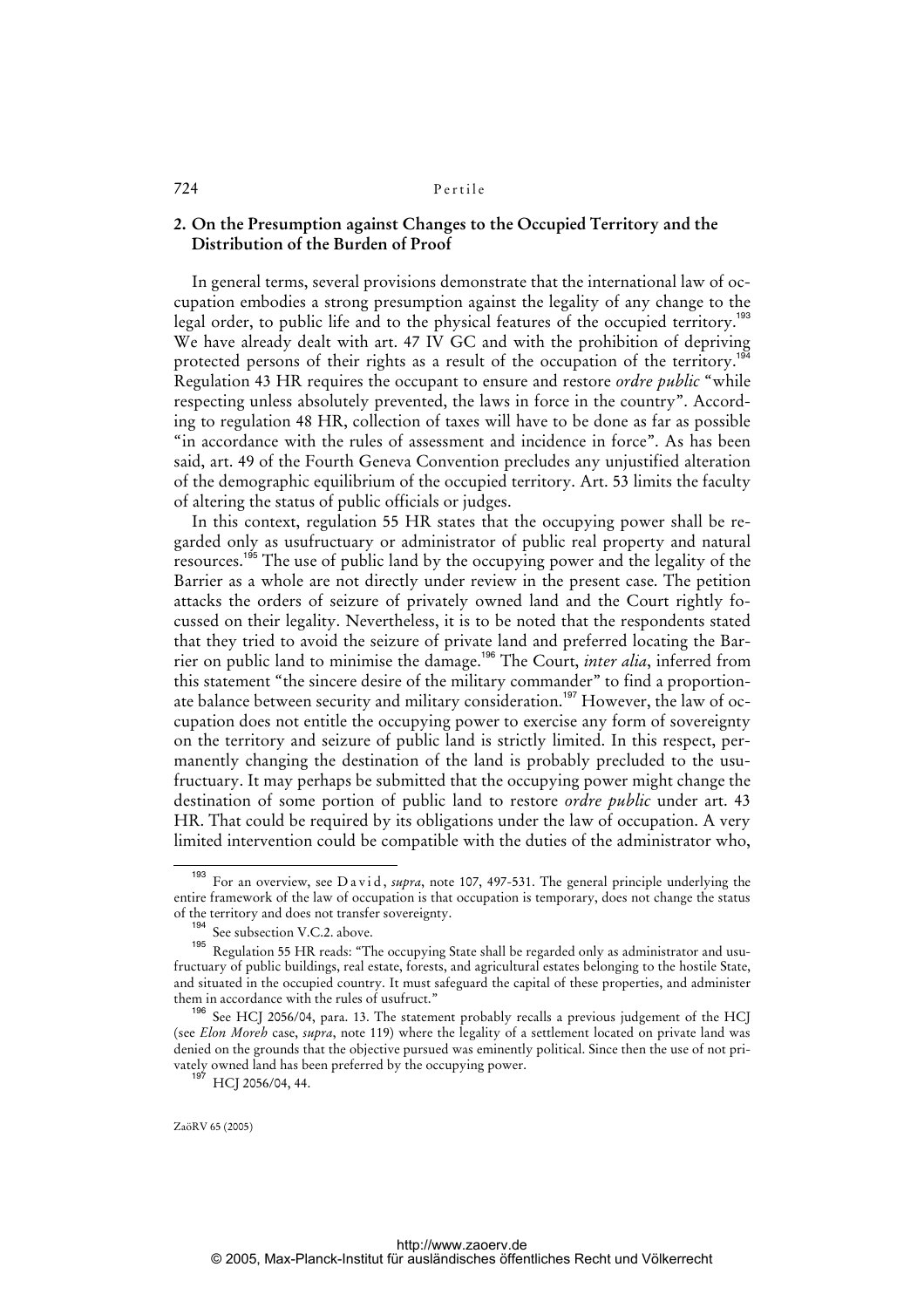## 2. On the Presumption against Changes to the Occupied Territory and the Distribution of the Burden of Proof

In general terms, several provisions demonstrate that the international law of occupation embodies a strong presumption against the legality of any change to the legal order, to public life and to the physical features of the occupied territory.[193] We have already dealt with art. 47 IV GC and with the prohibition of depriving protected persons of their rights as a result of the occupation of the territory.[194] Regulation 43 HR requires the occupant to ensure and restore *ordre public* "while respecting unless absolutely prevented, the laws in force in the country". According to regulation 48 HR, collection of taxes will have to be done as far as possible "in accordance with the rules of assessment and incidence in force". As has been said, art. 49 of the Fourth Geneva Convention precludes any unjustified alteration of the demographic equilibrium of the occupied territory. Art. 53 limits the faculty of altering the status of public officials or judges.

In this context, regulation 55 HR states that the occupying power shall be regarded only as usufructuary or administrator of public real property and natural resources.[195] The use of public land by the occupying power and the legality of the Barrier as a whole are not directly under review in the present case. The petition attacks the orders of seizure of privately owned land and the Court rightly focussed on their legality. Nevertheless, it is to be noted that the respondents stated that they tried to avoid the seizure of private land and preferred locating the Barrier on public land to minimise the damage.[196] The Court, *inter alia*, inferred from this statement "the sincere desire of the military commander" to find a proportionate balance between security and military consideration.[197] However, the law of occupation does not entitle the occupying power to exercise any form of sovereignty on the territory and seizure of public land is strictly limited. In this respect, permanently changing the destination of the land is probably precluded to the usufructuary. It may perhaps be submitted that the occupying power might change the destination of some portion of public land to restore *ordre public* under art. 43 HR. That could be required by its obligations under the law of occupation. A very limited intervention could be compatible with the duties of the administrator who,

---

[193] For an overview, see David, *supra*, note 107, 497-531. The general principle underlying the entire framework of the law of occupation is that occupation is temporary, does not change the status of the territory and does not transfer sovereignty.

[194] See subsection V.C.2. above.

[195] Regulation 55 HR reads: "The occupying State shall be regarded only as administrator and usufructuary of public buildings, real estate, forests, and agricultural estates belonging to the hostile State, and situated in the occupied country. It must safeguard the capital of these properties, and administer them in accordance with the rules of usufruct."

[196] See HCJ 2056/04, para. 13. The statement probably recalls a previous judgement of the HCJ (see *Elon Moreh* case, *supra*, note 119) where the legality of a settlement located on private land was denied on the grounds that the objective pursued was eminently political. Since then the use of not privately owned land has been preferred by the occupying power.

[197] HCJ 2056/04, 44.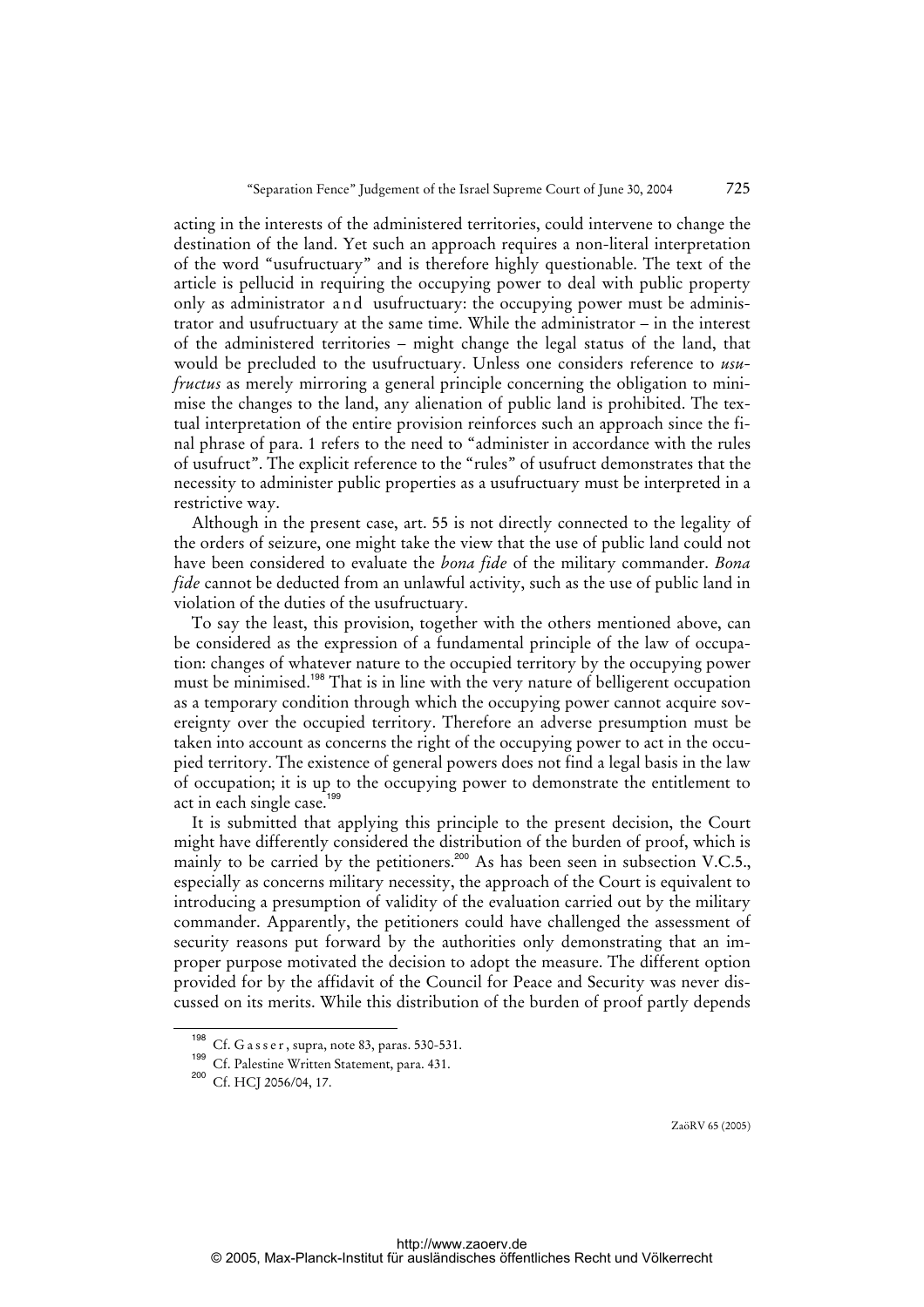acting in the interests of the administered territories, could intervene to change the destination of the land. Yet such an approach requires a non-literal interpretation of the word "usufructuary" and is therefore highly questionable. The text of the article is pellucid in requiring the occupying power to deal with public property only as administrator and usufructuary: the occupying power must be administrator and usufructuary at the same time. While the administrator – in the interest of the administered territories – might change the legal status of the land, that would be precluded to the usufructuary. Unless one considers reference to *usufructus* as merely mirroring a general principle concerning the obligation to minimise the changes to the land, any alienation of public land is prohibited. The textual interpretation of the entire provision reinforces such an approach since the final phrase of para. 1 refers to the need to "administer in accordance with the rules of usufruct". The explicit reference to the "rules" of usufruct demonstrates that the necessity to administer public properties as a usufructuary must be interpreted in a restrictive way.

Although in the present case, art. 55 is not directly connected to the legality of the orders of seizure, one might take the view that the use of public land could not have been considered to evaluate the *bona fide* of the military commander. *Bona fide* cannot be deducted from an unlawful activity, such as the use of public land in violation of the duties of the usufructuary.

To say the least, this provision, together with the others mentioned above, can be considered as the expression of a fundamental principle of the law of occupation: changes of whatever nature to the occupied territory by the occupying power must be minimised.[198] That is in line with the very nature of belligerent occupation as a temporary condition through which the occupying power cannot acquire sovereignty over the occupied territory. Therefore an adverse presumption must be taken into account as concerns the right of the occupying power to act in the occupied territory. The existence of general powers does not find a legal basis in the law of occupation; it is up to the occupying power to demonstrate the entitlement to act in each single case.[199]

It is submitted that applying this principle to the present decision, the Court might have differently considered the distribution of the burden of proof, which is mainly to be carried by the petitioners.[200] As has been seen in subsection V.C.5., especially as concerns military necessity, the approach of the Court is equivalent to introducing a presumption of validity of the evaluation carried out by the military commander. Apparently, the petitioners could have challenged the assessment of security reasons put forward by the authorities only demonstrating that an improper purpose motivated the decision to adopt the measure. The different option provided for by the affidavit of the Council for Peace and Security was never discussed on its merits. While this distribution of the burden of proof partly depends

---

[198] Cf. Gasser, supra, note 83, paras. 530-531.

[199] Cf. Palestine Written Statement, para. 431.

[200] Cf. HCJ 2056/04, 17.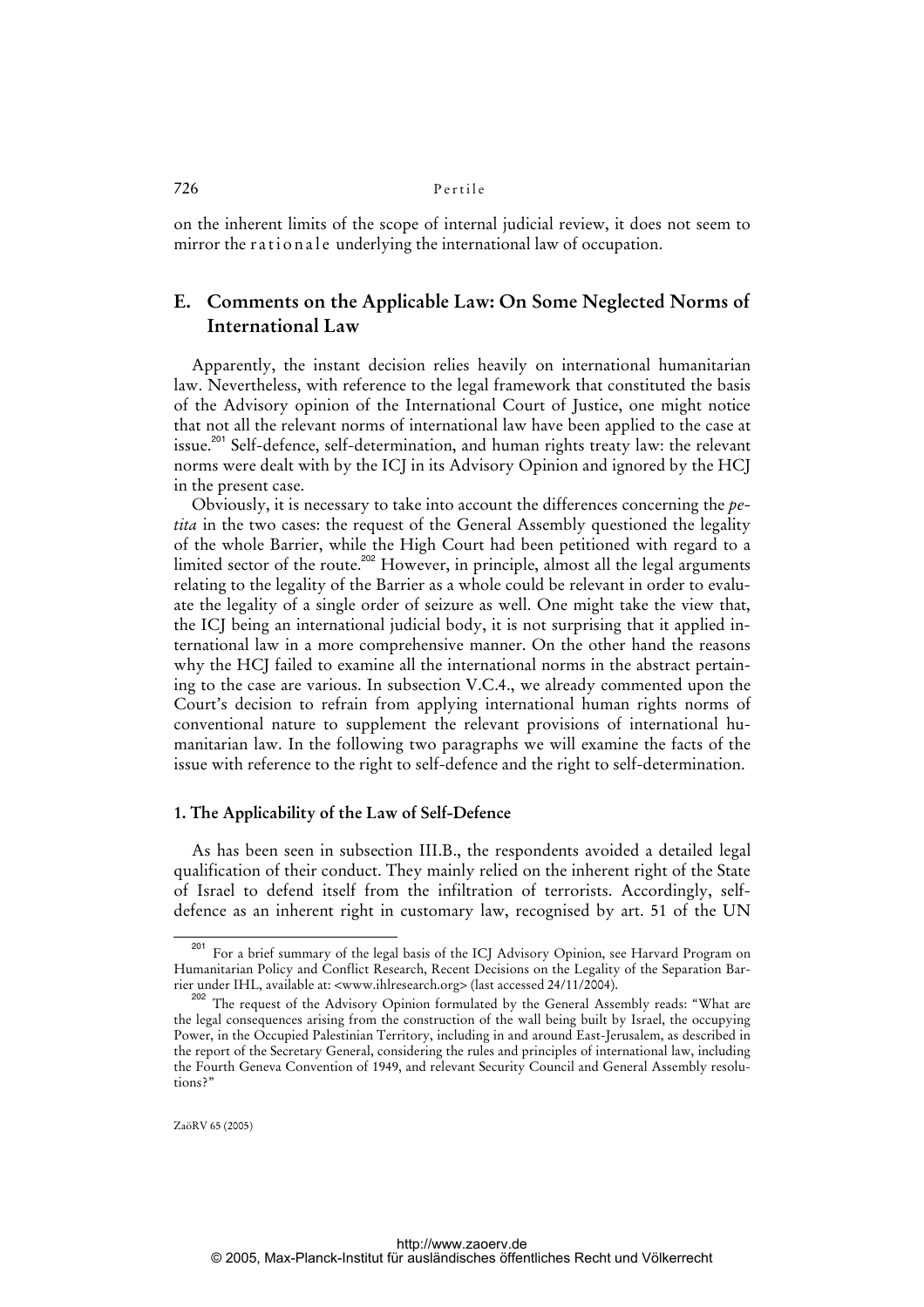on the inherent limits of the scope of internal judicial review, it does not seem to mirror the rationale underlying the international law of occupation.

## E. Comments on the Applicable Law: On Some Neglected Norms of International Law

Apparently, the instant decision relies heavily on international humanitarian law. Nevertheless, with reference to the legal framework that constituted the basis of the Advisory opinion of the International Court of Justice, one might notice that not all the relevant norms of international law have been applied to the case at issue.[201] Self-defence, self-determination, and human rights treaty law: the relevant norms were dealt with by the ICJ in its Advisory Opinion and ignored by the HCJ in the present case.

Obviously, it is necessary to take into account the differences concerning the *petita* in the two cases: the request of the General Assembly questioned the legality of the whole Barrier, while the High Court had been petitioned with regard to a limited sector of the route.[202] However, in principle, almost all the legal arguments relating to the legality of the Barrier as a whole could be relevant in order to evaluate the legality of a single order of seizure as well. One might take the view that, the ICJ being an international judicial body, it is not surprising that it applied international law in a more comprehensive manner. On the other hand the reasons why the HCJ failed to examine all the international norms in the abstract pertaining to the case are various. In subsection V.C.4., we already commented upon the Court's decision to refrain from applying international human rights norms of conventional nature to supplement the relevant provisions of international humanitarian law. In the following two paragraphs we will examine the facts of the issue with reference to the right to self-defence and the right to self-determination.

### 1. The Applicability of the Law of Self-Defence

As has been seen in subsection III.B., the respondents avoided a detailed legal qualification of their conduct. They mainly relied on the inherent right of the State of Israel to defend itself from the infiltration of terrorists. Accordingly, self-defence as an inherent right in customary law, recognised by art. 51 of the UN

---

[201] For a brief summary of the legal basis of the ICJ Advisory Opinion, see Harvard Program on Humanitarian Policy and Conflict Research, Recent Decisions on the Legality of the Separation Barrier under IHL, available at: <www.ihlresearch.org> (last accessed 24/11/2004).

[202] The request of the Advisory Opinion formulated by the General Assembly reads: "What are the legal consequences arising from the construction of the wall being built by Israel, the occupying Power, in the Occupied Palestinian Territory, including in and around East-Jerusalem, as described in the report of the Secretary General, considering the rules and principles of international law, including the Fourth Geneva Convention of 1949, and relevant Security Council and General Assembly resolutions?"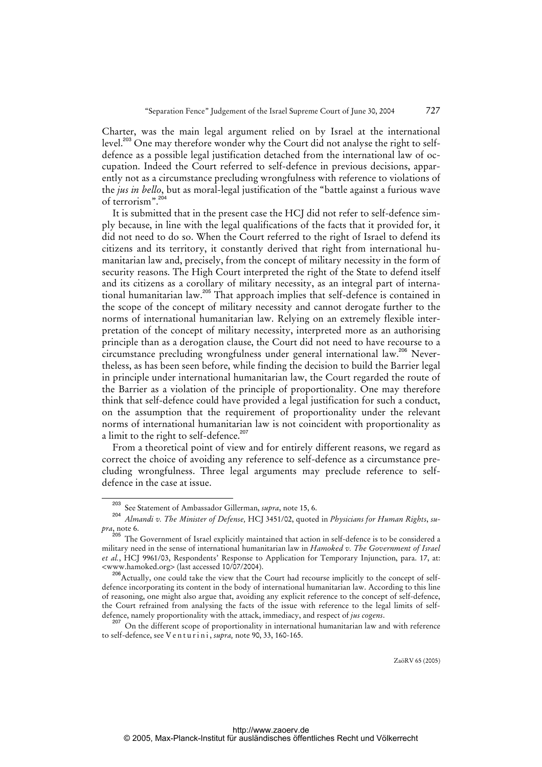Charter, was the main legal argument relied on by Israel at the international level.[203] One may therefore wonder why the Court did not analyse the right to self-defence as a possible legal justification detached from the international law of occupation. Indeed the Court referred to self-defence in previous decisions, apparently not as a circumstance precluding wrongfulness with reference to violations of the *jus in bello*, but as moral-legal justification of the "battle against a furious wave of terrorism".[204]

It is submitted that in the present case the HCJ did not refer to self-defence simply because, in line with the legal qualifications of the facts that it provided for, it did not need to do so. When the Court referred to the right of Israel to defend its citizens and its territory, it constantly derived that right from international humanitarian law and, precisely, from the concept of military necessity in the form of security reasons. The High Court interpreted the right of the State to defend itself and its citizens as a corollary of military necessity, as an integral part of international humanitarian law.[205] That approach implies that self-defence is contained in the scope of the concept of military necessity and cannot derogate further to the norms of international humanitarian law. Relying on an extremely flexible interpretation of the concept of military necessity, interpreted more as an authorising principle than as a derogation clause, the Court did not need to have recourse to a circumstance precluding wrongfulness under general international law.[206] Nevertheless, as has been seen before, while finding the decision to build the Barrier legal in principle under international humanitarian law, the Court regarded the route of the Barrier as a violation of the principle of proportionality. One may therefore think that self-defence could have provided a legal justification for such a conduct, on the assumption that the requirement of proportionality under the relevant norms of international humanitarian law is not coincident with proportionality as a limit to the right to self-defence.[207]

From a theoretical point of view and for entirely different reasons, we regard as correct the choice of avoiding any reference to self-defence as a circumstance precluding wrongfulness. Three legal arguments may preclude reference to self-defence in the case at issue.

---

[203] See Statement of Ambassador Gillerman, *supra*, note 15, 6.

[204] *Almandi v. The Minister of Defense,* HCJ 3451/02, quoted in *Physicians for Human Rights*, *supra*, note 6.

[205] The Government of Israel explicitly maintained that action in self-defence is to be considered a military need in the sense of international humanitarian law in *Hamoked v. The Government of Israel et al.*, HCJ 9961/03, Respondents' Response to Application for Temporary Injunction, para. 17, at: <www.hamoked.org> (last accessed 10/07/2004).

[206] Actually, one could take the view that the Court had recourse implicitly to the concept of self-defence incorporating its content in the body of international humanitarian law. According to this line of reasoning, one might also argue that, avoiding any explicit reference to the concept of self-defence, the Court refrained from analysing the facts of the issue with reference to the legal limits of self-defence, namely proportionality with the attack, immediacy, and respect of *jus cogens*.

[207] On the different scope of proportionality in international humanitarian law and with reference to self-defence, see Venturini, *supra,* note 90, 33, 160-165.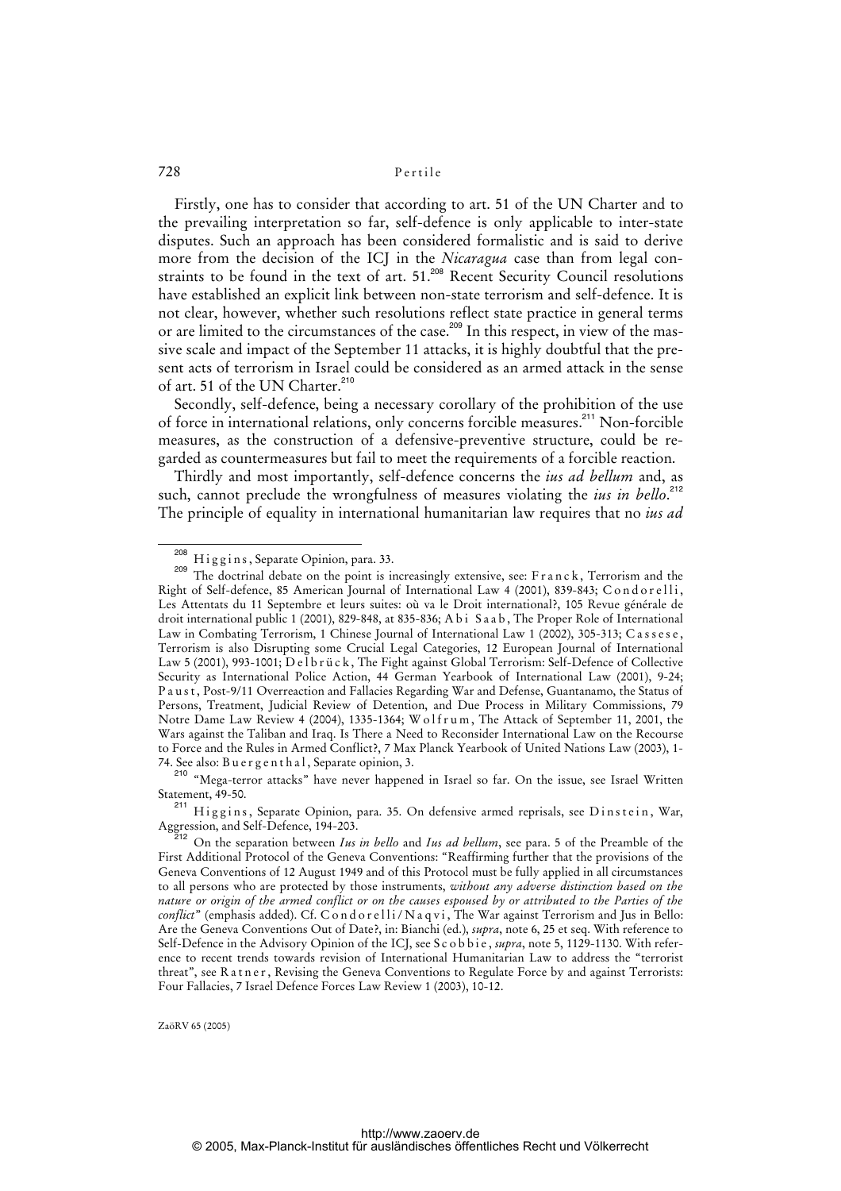Firstly, one has to consider that according to art. 51 of the UN Charter and to the prevailing interpretation so far, self-defence is only applicable to inter-state disputes. Such an approach has been considered formalistic and is said to derive more from the decision of the ICJ in the *Nicaragua* case than from legal constraints to be found in the text of art. 51.[208] Recent Security Council resolutions have established an explicit link between non-state terrorism and self-defence. It is not clear, however, whether such resolutions reflect state practice in general terms or are limited to the circumstances of the case.[209] In this respect, in view of the massive scale and impact of the September 11 attacks, it is highly doubtful that the present acts of terrorism in Israel could be considered as an armed attack in the sense of art. 51 of the UN Charter.[210]

Secondly, self-defence, being a necessary corollary of the prohibition of the use of force in international relations, only concerns forcible measures.[211] Non-forcible measures, as the construction of a defensive-preventive structure, could be regarded as countermeasures but fail to meet the requirements of a forcible reaction.

Thirdly and most importantly, self-defence concerns the *ius ad bellum* and, as such, cannot preclude the wrongfulness of measures violating the *ius in bello*.[212] The principle of equality in international humanitarian law requires that no *ius ad*

---

[208] Higgins, Separate Opinion, para. 33.

[209] The doctrinal debate on the point is increasingly extensive, see: Franck, Terrorism and the Right of Self-defence, 85 American Journal of International Law 4 (2001), 839-843; Condorelli, Les Attentats du 11 Septembre et leurs suites: où va le Droit international?, 105 Revue générale de droit international public 1 (2001), 829-848, at 835-836; Abi Saab, The Proper Role of International Law in Combating Terrorism, 1 Chinese Journal of International Law 1 (2002), 305-313; Cassese, Terrorism is also Disrupting some Crucial Legal Categories, 12 European Journal of International Law 5 (2001), 993-1001; Delbrück, The Fight against Global Terrorism: Self-Defence of Collective Security as International Police Action, 44 German Yearbook of International Law (2001), 9-24; Paust, Post-9/11 Overreaction and Fallacies Regarding War and Defense, Guantanamo, the Status of Persons, Treatment, Judicial Review of Detention, and Due Process in Military Commissions, 79 Notre Dame Law Review 4 (2004), 1335-1364; Wolfrum, The Attack of September 11, 2001, the Wars against the Taliban and Iraq. Is There a Need to Reconsider International Law on the Recourse to Force and the Rules in Armed Conflict?, 7 Max Planck Yearbook of United Nations Law (2003), 1-74. See also: Buergenthal, Separate opinion, 3.

[210] "Mega-terror attacks" have never happened in Israel so far. On the issue, see Israel Written Statement, 49-50.

[211] Higgins, Separate Opinion, para. 35. On defensive armed reprisals, see Dinstein, War, Aggression, and Self-Defence, 194-203.

[212] On the separation between *Ius in bello* and *Ius ad bellum*, see para. 5 of the Preamble of the First Additional Protocol of the Geneva Conventions: "Reaffirming further that the provisions of the Geneva Conventions of 12 August 1949 and of this Protocol must be fully applied in all circumstances to all persons who are protected by those instruments, *without any adverse distinction based on the nature or origin of the armed conflict or on the causes espoused by or attributed to the Parties of the conflict*" (emphasis added). Cf. Condorelli/Naqvi, The War against Terrorism and Jus in Bello: Are the Geneva Conventions Out of Date?, in: Bianchi (ed.), *supra*, note 6, 25 et seq. With reference to Self-Defence in the Advisory Opinion of the ICJ, see Scobbie, *supra*, note 5, 1129-1130. With reference to recent trends towards revision of International Humanitarian Law to address the "terrorist threat", see Ratner, Revising the Geneva Conventions to Regulate Force by and against Terrorists: Four Fallacies, 7 Israel Defence Forces Law Review 1 (2003), 10-12.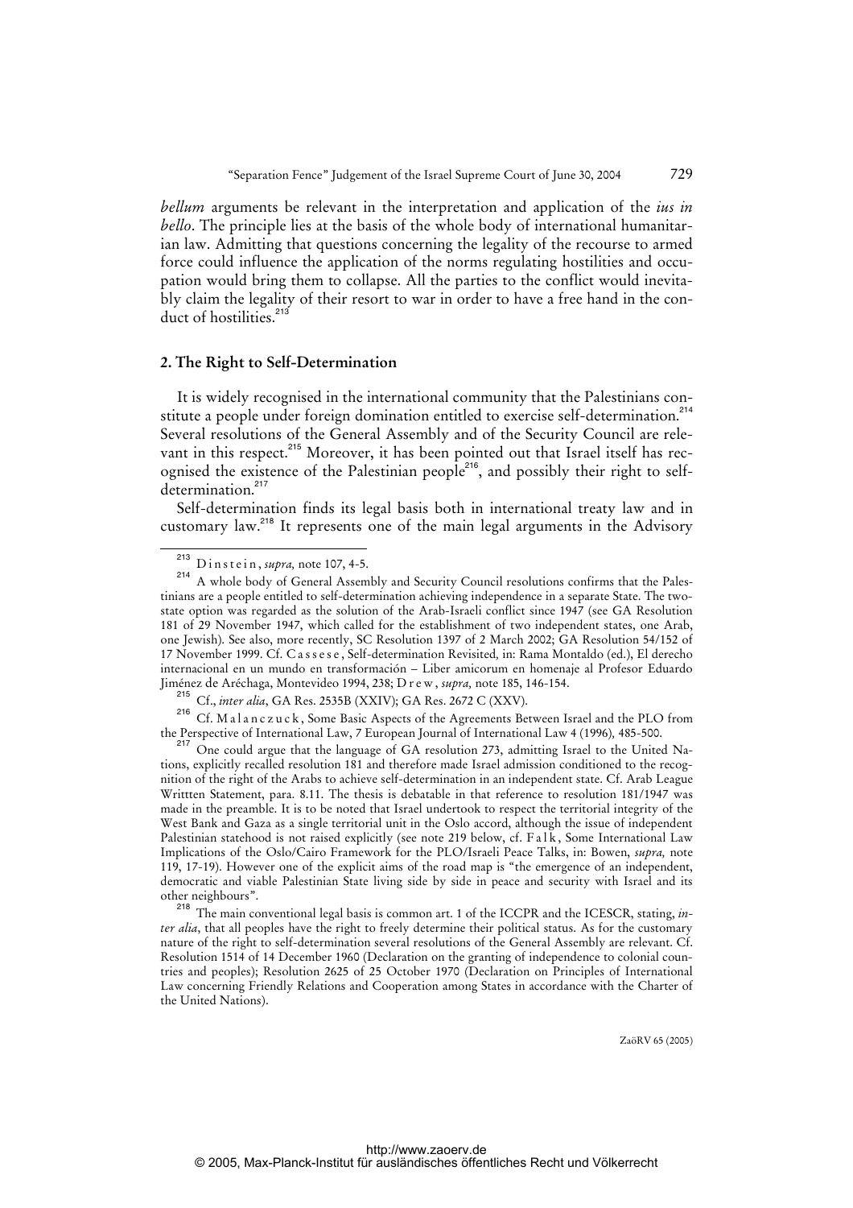*bellum* arguments be relevant in the interpretation and application of the *ius in bello*. The principle lies at the basis of the whole body of international humanitarian law. Admitting that questions concerning the legality of the recourse to armed force could influence the application of the norms regulating hostilities and occupation would bring them to collapse. All the parties to the conflict would inevitably claim the legality of their resort to war in order to have a free hand in the conduct of hostilities.[213]

## 2. The Right to Self-Determination

It is widely recognised in the international community that the Palestinians constitute a people under foreign domination entitled to exercise self-determination.[214] Several resolutions of the General Assembly and of the Security Council are relevant in this respect.[215] Moreover, it has been pointed out that Israel itself has recognised the existence of the Palestinian people[216], and possibly their right to self-determination.[217]

Self-determination finds its legal basis both in international treaty law and in customary law.[218] It represents one of the main legal arguments in the Advisory

---

[213] D i n s t e i n, *supra,* note 107, 4-5.

[214] A whole body of General Assembly and Security Council resolutions confirms that the Palestinians are a people entitled to self-determination achieving independence in a separate State. The two-state option was regarded as the solution of the Arab-Israeli conflict since 1947 (see GA Resolution 181 of 29 November 1947, which called for the establishment of two independent states, one Arab, one Jewish). See also, more recently, SC Resolution 1397 of 2 March 2002; GA Resolution 54/152 of 17 November 1999. Cf. C a s s e s e, Self-determination Revisited*,* in: Rama Montaldo (ed.), El derecho internacional en un mundo en transformación – Liber amicorum en homenaje al Profesor Eduardo Jiménez de Aréchaga, Montevideo 1994, 238; D r e w, *supra,* note 185, 146-154.

[215] Cf., *inter alia*, GA Res. 2535B (XXIV); GA Res. 2672 C (XXV).

[216] Cf. M a l a n c z u c k, Some Basic Aspects of the Agreements Between Israel and the PLO from the Perspective of International Law, 7 European Journal of International Law 4 (1996)*,* 485-500.

[217] One could argue that the language of GA resolution 273, admitting Israel to the United Nations, explicitly recalled resolution 181 and therefore made Israel admission conditioned to the recognition of the right of the Arabs to achieve self-determination in an independent state. Cf. Arab League Writtten Statement, para. 8.11. The thesis is debatable in that reference to resolution 181/1947 was made in the preamble. It is to be noted that Israel undertook to respect the territorial integrity of the West Bank and Gaza as a single territorial unit in the Oslo accord, although the issue of independent Palestinian statehood is not raised explicitly (see note 219 below, cf. F a l k, Some International Law Implications of the Oslo/Cairo Framework for the PLO/Israeli Peace Talks, in: Bowen, *supra,* note 119, 17-19). However one of the explicit aims of the road map is "the emergence of an independent, democratic and viable Palestinian State living side by side in peace and security with Israel and its other neighbours".

[218] The main conventional legal basis is common art. 1 of the ICCPR and the ICESCR, stating, *inter alia*, that all peoples have the right to freely determine their political status. As for the customary nature of the right to self-determination several resolutions of the General Assembly are relevant. Cf. Resolution 1514 of 14 December 1960 (Declaration on the granting of independence to colonial countries and peoples); Resolution 2625 of 25 October 1970 (Declaration on Principles of International Law concerning Friendly Relations and Cooperation among States in accordance with the Charter of the United Nations).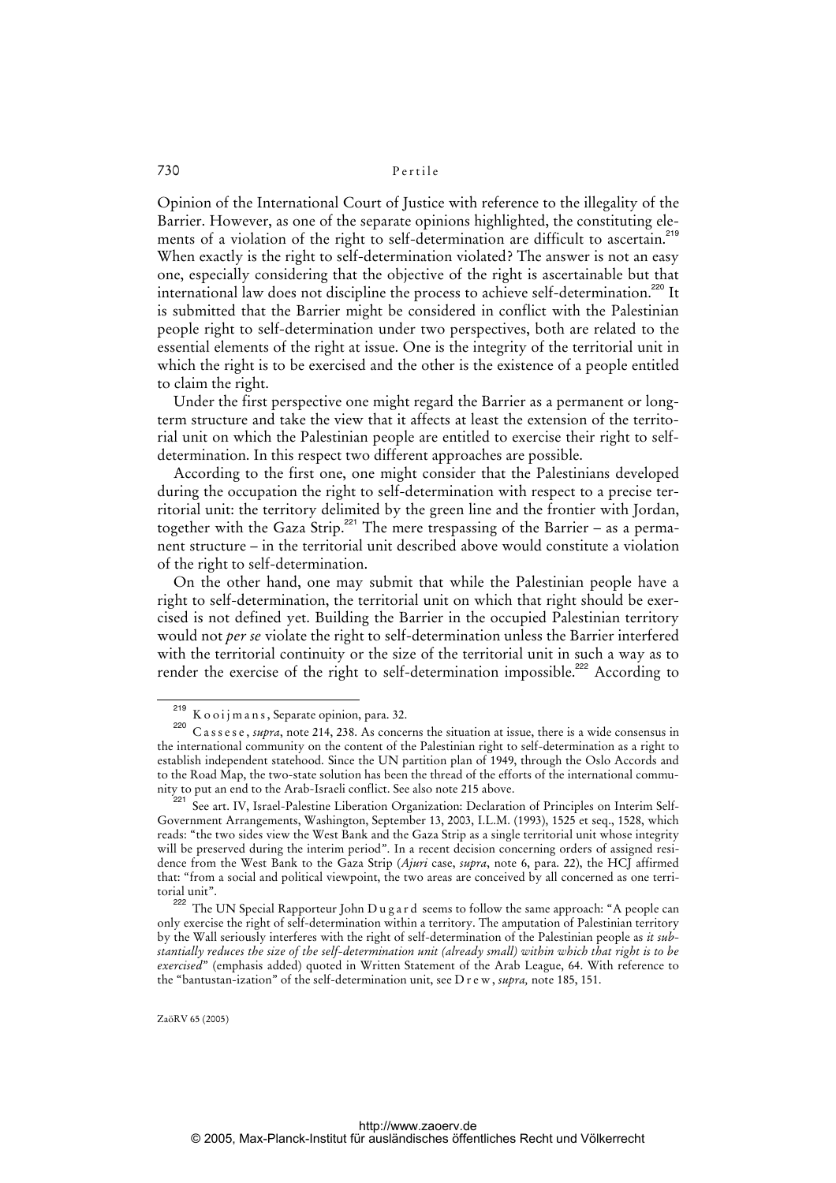Opinion of the International Court of Justice with reference to the illegality of the Barrier. However, as one of the separate opinions highlighted, the constituting elements of a violation of the right to self-determination are difficult to ascertain.[219] When exactly is the right to self-determination violated? The answer is not an easy one, especially considering that the objective of the right is ascertainable but that international law does not discipline the process to achieve self-determination.[220] It is submitted that the Barrier might be considered in conflict with the Palestinian people right to self-determination under two perspectives, both are related to the essential elements of the right at issue. One is the integrity of the territorial unit in which the right is to be exercised and the other is the existence of a people entitled to claim the right.

Under the first perspective one might regard the Barrier as a permanent or long-term structure and take the view that it affects at least the extension of the territorial unit on which the Palestinian people are entitled to exercise their right to self-determination. In this respect two different approaches are possible.

According to the first one, one might consider that the Palestinians developed during the occupation the right to self-determination with respect to a precise territorial unit: the territory delimited by the green line and the frontier with Jordan, together with the Gaza Strip.[221] The mere trespassing of the Barrier – as a permanent structure – in the territorial unit described above would constitute a violation of the right to self-determination.

On the other hand, one may submit that while the Palestinian people have a right to self-determination, the territorial unit on which that right should be exercised is not defined yet. Building the Barrier in the occupied Palestinian territory would not *per se* violate the right to self-determination unless the Barrier interfered with the territorial continuity or the size of the territorial unit in such a way as to render the exercise of the right to self-determination impossible.[222] According to

---

[219] Kooijmans, Separate opinion, para. 32.

[220] Cassese, *supra*, note 214, 238. As concerns the situation at issue, there is a wide consensus in the international community on the content of the Palestinian right to self-determination as a right to establish independent statehood. Since the UN partition plan of 1949, through the Oslo Accords and to the Road Map, the two-state solution has been the thread of the efforts of the international community to put an end to the Arab-Israeli conflict. See also note 215 above.

[221] See art. IV, Israel-Palestine Liberation Organization: Declaration of Principles on Interim Self-Government Arrangements, Washington, September 13, 2003, I.L.M. (1993), 1525 et seq., 1528, which reads: "the two sides view the West Bank and the Gaza Strip as a single territorial unit whose integrity will be preserved during the interim period". In a recent decision concerning orders of assigned residence from the West Bank to the Gaza Strip (*Ajuri* case, *supra*, note 6, para. 22), the HCJ affirmed that: "from a social and political viewpoint, the two areas are conceived by all concerned as one territorial unit".

[222] The UN Special Rapporteur John Dugard seems to follow the same approach: "A people can only exercise the right of self-determination within a territory. The amputation of Palestinian territory by the Wall seriously interferes with the right of self-determination of the Palestinian people as *it substantially reduces the size of the self-determination unit (already small) within which that right is to be exercised*" (emphasis added) quoted in Written Statement of the Arab League, 64. With reference to the "bantustan-ization" of the self-determination unit, see Drew, *supra,* note 185, 151.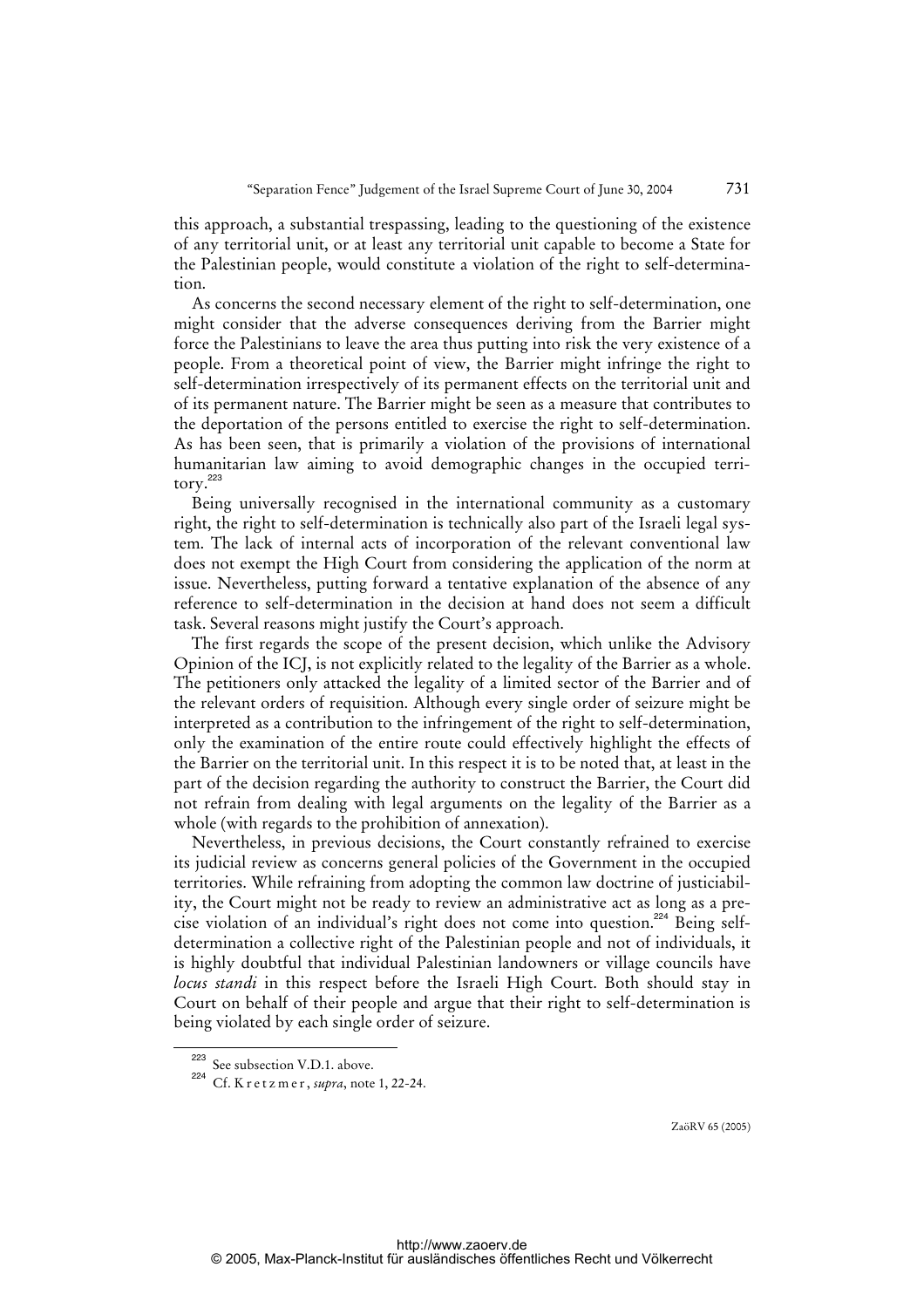this approach, a substantial trespassing, leading to the questioning of the existence of any territorial unit, or at least any territorial unit capable to become a State for the Palestinian people, would constitute a violation of the right to self-determination.

As concerns the second necessary element of the right to self-determination, one might consider that the adverse consequences deriving from the Barrier might force the Palestinians to leave the area thus putting into risk the very existence of a people. From a theoretical point of view, the Barrier might infringe the right to self-determination irrespectively of its permanent effects on the territorial unit and of its permanent nature. The Barrier might be seen as a measure that contributes to the deportation of the persons entitled to exercise the right to self-determination. As has been seen, that is primarily a violation of the provisions of international humanitarian law aiming to avoid demographic changes in the occupied territory.[223]

Being universally recognised in the international community as a customary right, the right to self-determination is technically also part of the Israeli legal system. The lack of internal acts of incorporation of the relevant conventional law does not exempt the High Court from considering the application of the norm at issue. Nevertheless, putting forward a tentative explanation of the absence of any reference to self-determination in the decision at hand does not seem a difficult task. Several reasons might justify the Court's approach.

The first regards the scope of the present decision, which unlike the Advisory Opinion of the ICJ, is not explicitly related to the legality of the Barrier as a whole. The petitioners only attacked the legality of a limited sector of the Barrier and of the relevant orders of requisition. Although every single order of seizure might be interpreted as a contribution to the infringement of the right to self-determination, only the examination of the entire route could effectively highlight the effects of the Barrier on the territorial unit. In this respect it is to be noted that, at least in the part of the decision regarding the authority to construct the Barrier, the Court did not refrain from dealing with legal arguments on the legality of the Barrier as a whole (with regards to the prohibition of annexation).

Nevertheless, in previous decisions, the Court constantly refrained to exercise its judicial review as concerns general policies of the Government in the occupied territories. While refraining from adopting the common law doctrine of justiciability, the Court might not be ready to review an administrative act as long as a precise violation of an individual's right does not come into question.[224] Being self-determination a collective right of the Palestinian people and not of individuals, it is highly doubtful that individual Palestinian landowners or village councils have *locus standi* in this respect before the Israeli High Court. Both should stay in Court on behalf of their people and argue that their right to self-determination is being violated by each single order of seizure.

---

[223] See subsection V.D.1. above.

[224] Cf. Kretzmer, *supra*, note 1, 22-24.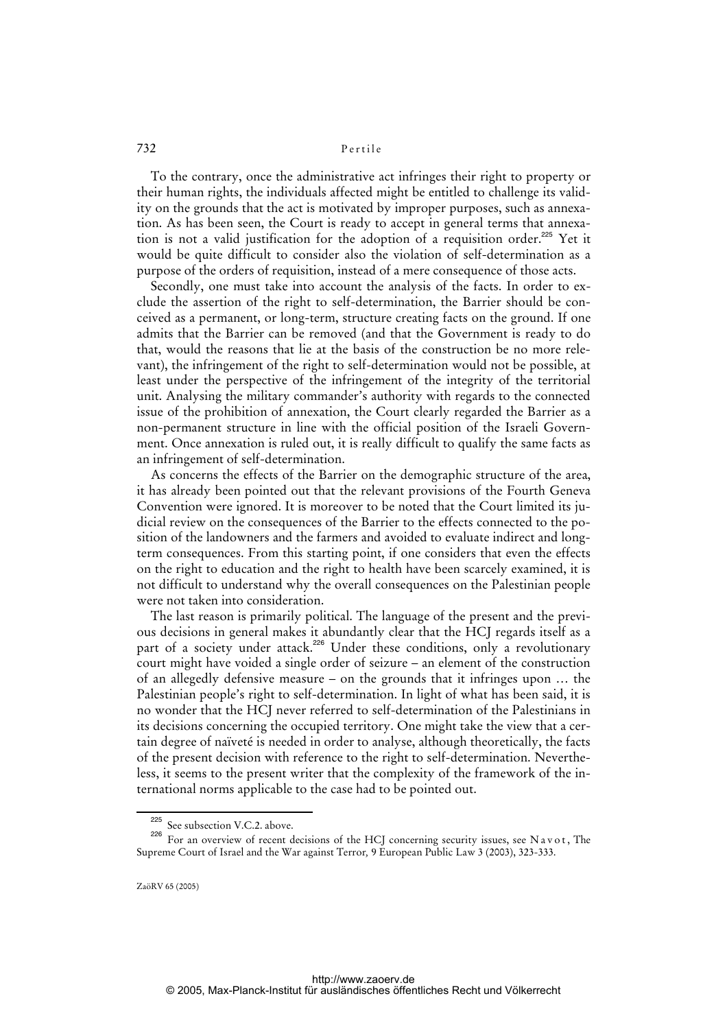To the contrary, once the administrative act infringes their right to property or their human rights, the individuals affected might be entitled to challenge its validity on the grounds that the act is motivated by improper purposes, such as annexation. As has been seen, the Court is ready to accept in general terms that annexation is not a valid justification for the adoption of a requisition order.[225] Yet it would be quite difficult to consider also the violation of self-determination as a purpose of the orders of requisition, instead of a mere consequence of those acts.

Secondly, one must take into account the analysis of the facts. In order to exclude the assertion of the right to self-determination, the Barrier should be conceived as a permanent, or long-term, structure creating facts on the ground. If one admits that the Barrier can be removed (and that the Government is ready to do that, would the reasons that lie at the basis of the construction be no more relevant), the infringement of the right to self-determination would not be possible, at least under the perspective of the infringement of the integrity of the territorial unit. Analysing the military commander's authority with regards to the connected issue of the prohibition of annexation, the Court clearly regarded the Barrier as a non-permanent structure in line with the official position of the Israeli Government. Once annexation is ruled out, it is really difficult to qualify the same facts as an infringement of self-determination.

As concerns the effects of the Barrier on the demographic structure of the area, it has already been pointed out that the relevant provisions of the Fourth Geneva Convention were ignored. It is moreover to be noted that the Court limited its judicial review on the consequences of the Barrier to the effects connected to the position of the landowners and the farmers and avoided to evaluate indirect and long-term consequences. From this starting point, if one considers that even the effects on the right to education and the right to health have been scarcely examined, it is not difficult to understand why the overall consequences on the Palestinian people were not taken into consideration.

The last reason is primarily political. The language of the present and the previous decisions in general makes it abundantly clear that the HCJ regards itself as a part of a society under attack.[226] Under these conditions, only a revolutionary court might have voided a single order of seizure – an element of the construction of an allegedly defensive measure – on the grounds that it infringes upon … the Palestinian people's right to self-determination. In light of what has been said, it is no wonder that the HCJ never referred to self-determination of the Palestinians in its decisions concerning the occupied territory. One might take the view that a certain degree of naïveté is needed in order to analyse, although theoretically, the facts of the present decision with reference to the right to self-determination. Nevertheless, it seems to the present writer that the complexity of the framework of the international norms applicable to the case had to be pointed out.

---

[225] See subsection V.C.2. above.

[226] For an overview of recent decisions of the HCJ concerning security issues, see Navot, The Supreme Court of Israel and the War against Terror, 9 European Public Law 3 (2003), 323-333.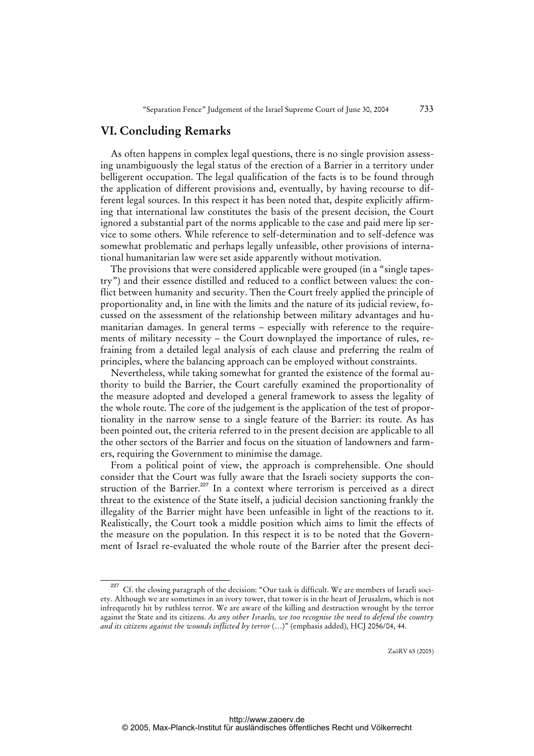## VI. Concluding Remarks

As often happens in complex legal questions, there is no single provision assessing unambiguously the legal status of the erection of a Barrier in a territory under belligerent occupation. The legal qualification of the facts is to be found through the application of different provisions and, eventually, by having recourse to different legal sources. In this respect it has been noted that, despite explicitly affirming that international law constitutes the basis of the present decision, the Court ignored a substantial part of the norms applicable to the case and paid mere lip service to some others. While reference to self-determination and to self-defence was somewhat problematic and perhaps legally unfeasible, other provisions of international humanitarian law were set aside apparently without motivation.

The provisions that were considered applicable were grouped (in a "single tapestry") and their essence distilled and reduced to a conflict between values: the conflict between humanity and security. Then the Court freely applied the principle of proportionality and, in line with the limits and the nature of its judicial review, focussed on the assessment of the relationship between military advantages and humanitarian damages. In general terms – especially with reference to the requirements of military necessity – the Court downplayed the importance of rules, refraining from a detailed legal analysis of each clause and preferring the realm of principles, where the balancing approach can be employed without constraints.

Nevertheless, while taking somewhat for granted the existence of the formal authority to build the Barrier, the Court carefully examined the proportionality of the measure adopted and developed a general framework to assess the legality of the whole route. The core of the judgement is the application of the test of proportionality in the narrow sense to a single feature of the Barrier: its route. As has been pointed out, the criteria referred to in the present decision are applicable to all the other sectors of the Barrier and focus on the situation of landowners and farmers, requiring the Government to minimise the damage.

From a political point of view, the approach is comprehensible. One should consider that the Court was fully aware that the Israeli society supports the construction of the Barrier.[227] In a context where terrorism is perceived as a direct threat to the existence of the State itself, a judicial decision sanctioning frankly the illegality of the Barrier might have been unfeasible in light of the reactions to it. Realistically, the Court took a middle position which aims to limit the effects of the measure on the population. In this respect it is to be noted that the Government of Israel re-evaluated the whole route of the Barrier after the present deci-

---

[227] Cf. the closing paragraph of the decision: "Our task is difficult. We are members of Israeli society. Although we are sometimes in an ivory tower, that tower is in the heart of Jerusalem, which is not infrequently hit by ruthless terror. We are aware of the killing and destruction wrought by the terror against the State and its citizens. *As any other Israelis, we too recognise the need to defend the country and its citizens against the wounds inflicted by terror* (...)" (emphasis added), HCJ 2056/04, 44.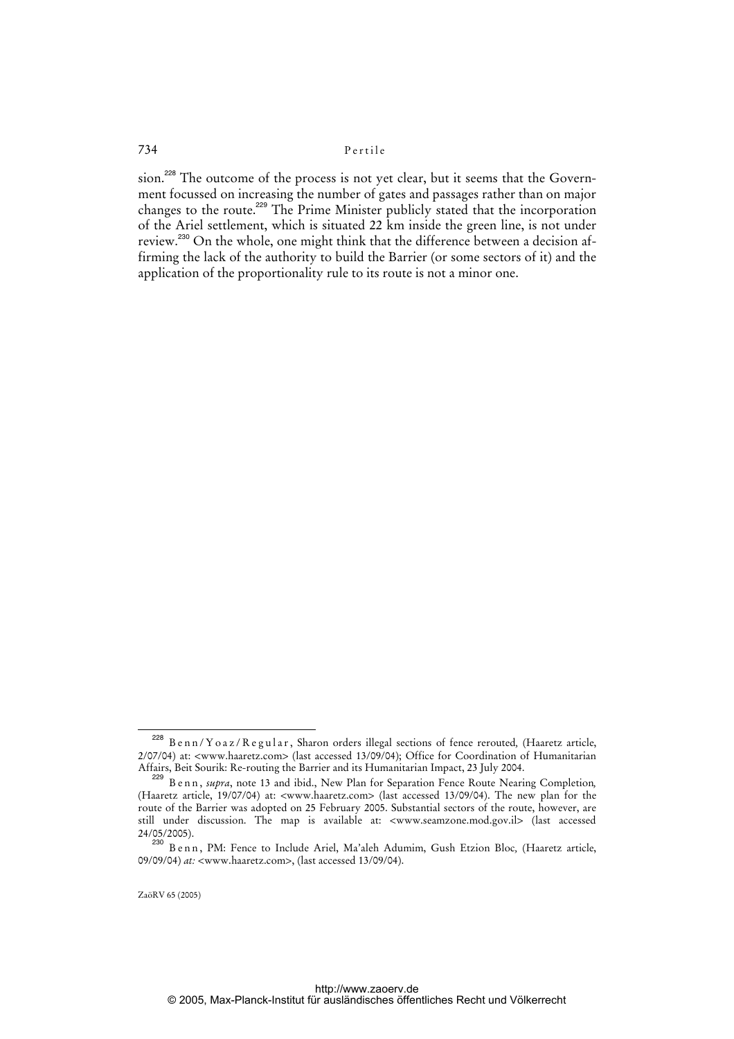sion.[228] The outcome of the process is not yet clear, but it seems that the Government focussed on increasing the number of gates and passages rather than on major changes to the route.[229] The Prime Minister publicly stated that the incorporation of the Ariel settlement, which is situated 22 km inside the green line, is not under review.[230] On the whole, one might think that the difference between a decision affirming the lack of the authority to build the Barrier (or some sectors of it) and the application of the proportionality rule to its route is not a minor one.

---

[228] Benn/Yoaz/Regular, Sharon orders illegal sections of fence rerouted, (Haaretz article, 2/07/04) at: <www.haaretz.com> (last accessed 13/09/04); Office for Coordination of Humanitarian Affairs, Beit Sourik: Re-routing the Barrier and its Humanitarian Impact, 23 July 2004.

[229] Benn, *supra*, note 13 and ibid., New Plan for Separation Fence Route Nearing Completion, (Haaretz article, 19/07/04) at: <www.haaretz.com> (last accessed 13/09/04). The new plan for the route of the Barrier was adopted on 25 February 2005. Substantial sectors of the route, however, are still under discussion. The map is available at: <www.seamzone.mod.gov.il> (last accessed 24/05/2005).

[230] Benn, PM: Fence to Include Ariel, Ma'aleh Adumim, Gush Etzion Bloc, (Haaretz article, 09/09/04) *at:* <www.haaretz.com>, (last accessed 13/09/04).